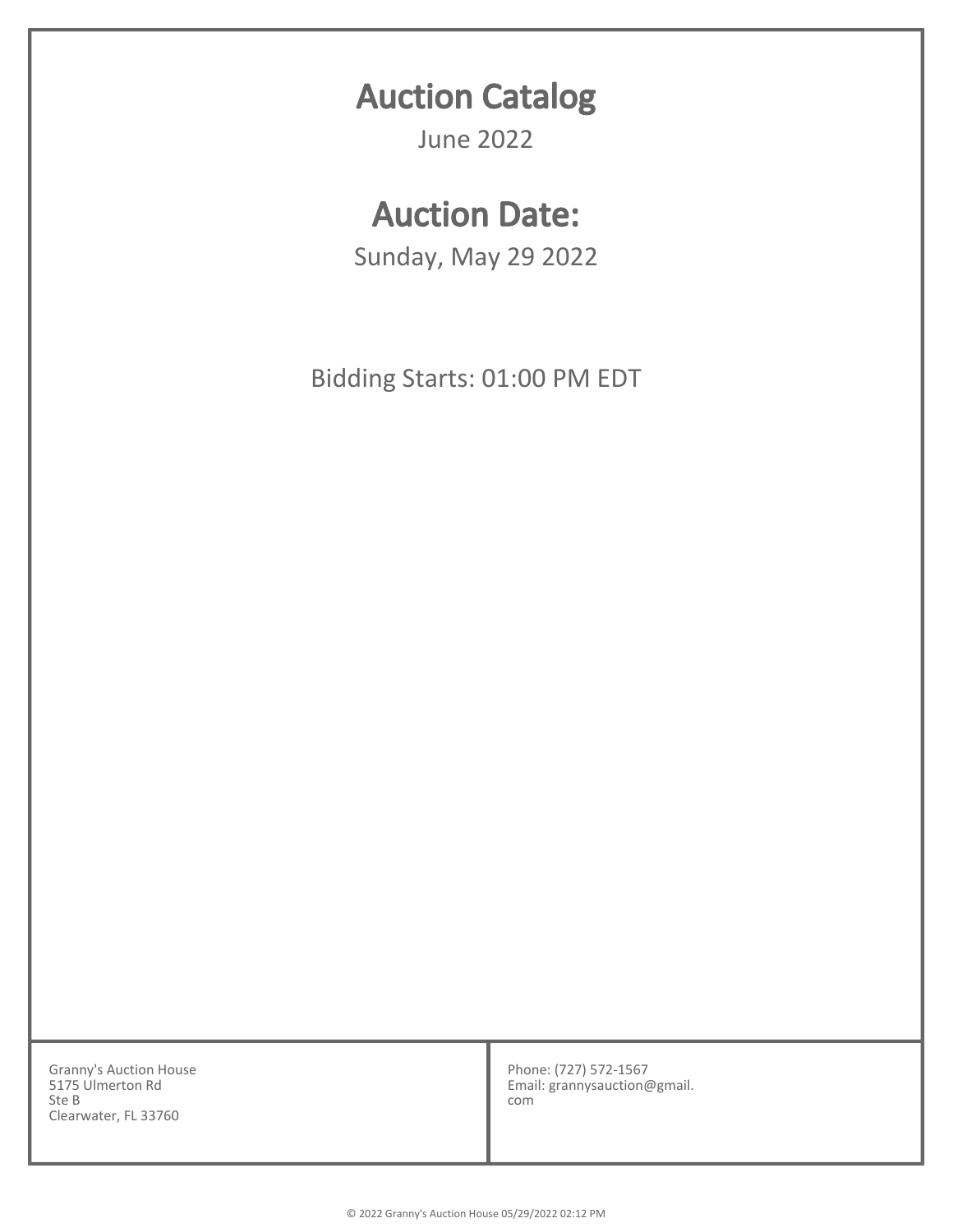# Auction Catalog

June 2022

# Auction Date:

Sunday, May 29 2022

Bidding Starts: 01:00 PM EDT

Granny's Auction House
5175 Ulmerton Rd
Ste B
Clearwater, FL 33760

Phone: (727) 572-1567
Email: grannysauction@gmail.com

© 2022 Granny's Auction House 05/29/2022 02:12 PM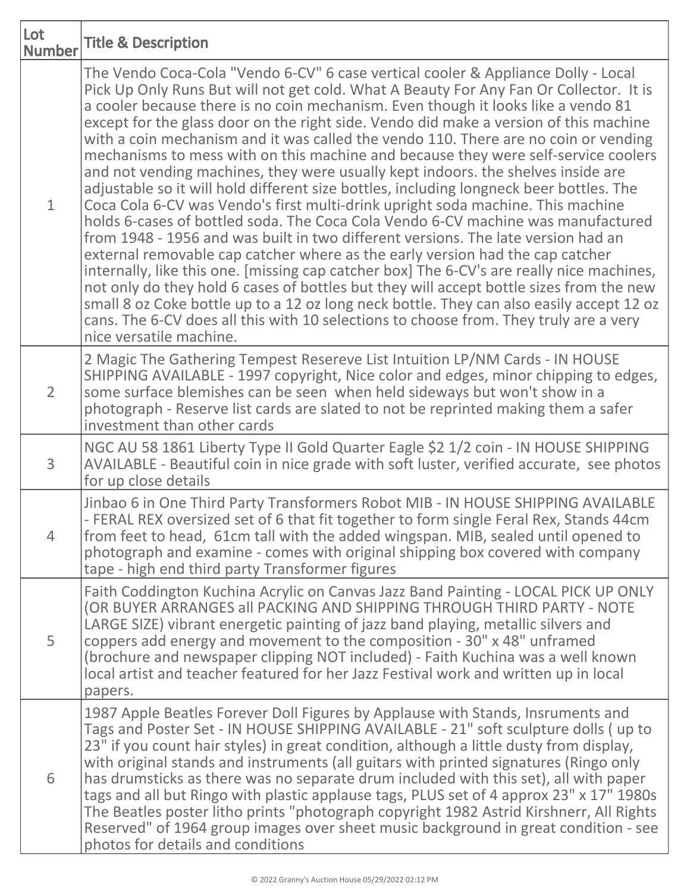| Lot Number | Title & Description |
| --- | --- |
| 1 | The Vendo Coca-Cola "Vendo 6-CV" 6 case vertical cooler & Appliance Dolly - Local Pick Up Only Runs But will not get cold. What A Beauty For Any Fan Or Collector. It is a cooler because there is no coin mechanism. Even though it looks like a vendo 81 except for the glass door on the right side. Vendo did make a version of this machine with a coin mechanism and it was called the vendo 110. There are no coin or vending mechanisms to mess with on this machine and because they were self-service coolers and not vending machines, they were usually kept indoors. the shelves inside are adjustable so it will hold different size bottles, including longneck beer bottles. The Coca Cola 6-CV was Vendo's first multi-drink upright soda machine. This machine holds 6-cases of bottled soda. The Coca Cola Vendo 6-CV machine was manufactured from 1948 - 1956 and was built in two different versions. The late version had an external removable cap catcher where as the early version had the cap catcher internally, like this one. [missing cap catcher box] The 6-CV's are really nice machines, not only do they hold 6 cases of bottles but they will accept bottle sizes from the new small 8 oz Coke bottle up to a 12 oz long neck bottle. They can also easily accept 12 oz cans. The 6-CV does all this with 10 selections to choose from. They truly are a very nice versatile machine. |
| 2 | 2 Magic The Gathering Tempest Resereve List Intuition LP/NM Cards - IN HOUSE SHIPPING AVAILABLE - 1997 copyright, Nice color and edges, minor chipping to edges, some surface blemishes can be seen when held sideways but won't show in a photograph - Reserve list cards are slated to not be reprinted making them a safer investment than other cards |
| 3 | NGC AU 58 1861 Liberty Type II Gold Quarter Eagle $2 1/2 coin - IN HOUSE SHIPPING AVAILABLE - Beautiful coin in nice grade with soft luster, verified accurate, see photos for up close details |
| 4 | Jinbao 6 in One Third Party Transformers Robot MIB - IN HOUSE SHIPPING AVAILABLE - FERAL REX oversized set of 6 that fit together to form single Feral Rex, Stands 44cm from feet to head, 61cm tall with the added wingspan. MIB, sealed until opened to photograph and examine - comes with original shipping box covered with company tape - high end third party Transformer figures |
| 5 | Faith Coddington Kuchina Acrylic on Canvas Jazz Band Painting - LOCAL PICK UP ONLY (OR BUYER ARRANGES all PACKING AND SHIPPING THROUGH THIRD PARTY - NOTE LARGE SIZE) vibrant energetic painting of jazz band playing, metallic silvers and coppers add energy and movement to the composition - 30" x 48" unframed (brochure and newspaper clipping NOT included) - Faith Kuchina was a well known local artist and teacher featured for her Jazz Festival work and written up in local papers. |
| 6 | 1987 Apple Beatles Forever Doll Figures by Applause with Stands, Insruments and Tags and Poster Set - IN HOUSE SHIPPING AVAILABLE - 21" soft sculpture dolls ( up to 23" if you count hair styles) in great condition, although a little dusty from display, with original stands and instruments (all guitars with printed signatures (Ringo only has drumsticks as there was no separate drum included with this set), all with paper tags and all but Ringo with plastic applause tags, PLUS set of 4 approx 23" x 17" 1980s The Beatles poster litho prints "photograph copyright 1982 Astrid Kirshnerr, All Rights Reserved" of 1964 group images over sheet music background in great condition - see photos for details and conditions |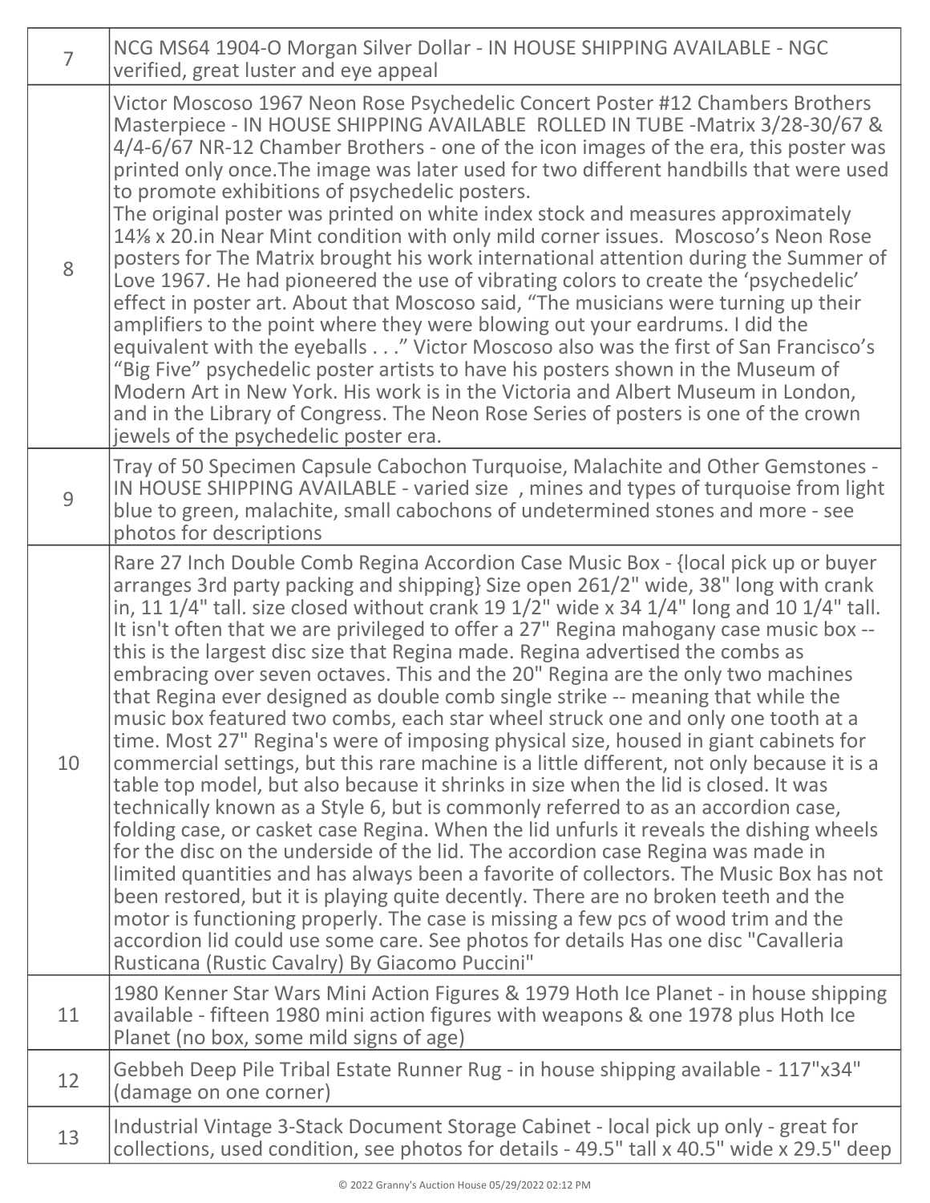| | |
|---|---|
| 7 | NCG MS64 1904-O Morgan Silver Dollar - IN HOUSE SHIPPING AVAILABLE - NGC verified, great luster and eye appeal |
| 8 | Victor Moscoso 1967 Neon Rose Psychedelic Concert Poster #12 Chambers Brothers Masterpiece - IN HOUSE SHIPPING AVAILABLE ROLLED IN TUBE -Matrix 3/28-30/67 & 4/4-6/67 NR-12 Chamber Brothers - one of the icon images of the era, this poster was printed only once.The image was later used for two different handbills that were used to promote exhibitions of psychedelic posters.<br>The original poster was printed on white index stock and measures approximately 14⅛ x 20.in Near Mint condition with only mild corner issues. Moscoso's Neon Rose posters for The Matrix brought his work international attention during the Summer of Love 1967. He had pioneered the use of vibrating colors to create the 'psychedelic' effect in poster art. About that Moscoso said, "The musicians were turning up their amplifiers to the point where they were blowing out your eardrums. I did the equivalent with the eyeballs . . ." Victor Moscoso also was the first of San Francisco's "Big Five" psychedelic poster artists to have his posters shown in the Museum of Modern Art in New York. His work is in the Victoria and Albert Museum in London, and in the Library of Congress. The Neon Rose Series of posters is one of the crown jewels of the psychedelic poster era. |
| 9 | Tray of 50 Specimen Capsule Cabochon Turquoise, Malachite and Other Gemstones - IN HOUSE SHIPPING AVAILABLE - varied size , mines and types of turquoise from light blue to green, malachite, small cabochons of undetermined stones and more - see photos for descriptions |
| 10 | Rare 27 Inch Double Comb Regina Accordion Case Music Box - {local pick up or buyer arranges 3rd party packing and shipping} Size open 261/2" wide, 38" long with crank in, 11 1/4" tall. size closed without crank 19 1/2" wide x 34 1/4" long and 10 1/4" tall. It isn't often that we are privileged to offer a 27" Regina mahogany case music box -- this is the largest disc size that Regina made. Regina advertised the combs as embracing over seven octaves. This and the 20" Regina are the only two machines that Regina ever designed as double comb single strike -- meaning that while the music box featured two combs, each star wheel struck one and only one tooth at a time. Most 27" Regina's were of imposing physical size, housed in giant cabinets for commercial settings, but this rare machine is a little different, not only because it is a table top model, but also because it shrinks in size when the lid is closed. It was technically known as a Style 6, but is commonly referred to as an accordion case, folding case, or casket case Regina. When the lid unfurls it reveals the dishing wheels for the disc on the underside of the lid. The accordion case Regina was made in limited quantities and has always been a favorite of collectors. The Music Box has not been restored, but it is playing quite decently. There are no broken teeth and the motor is functioning properly. The case is missing a few pcs of wood trim and the accordion lid could use some care. See photos for details Has one disc "Cavalleria Rusticana (Rustic Cavalry) By Giacomo Puccini" |
| 11 | 1980 Kenner Star Wars Mini Action Figures & 1979 Hoth Ice Planet - in house shipping available - fifteen 1980 mini action figures with weapons & one 1978 plus Hoth Ice Planet (no box, some mild signs of age) |
| 12 | Gebbeh Deep Pile Tribal Estate Runner Rug - in house shipping available - 117"x34" (damage on one corner) |
| 13 | Industrial Vintage 3-Stack Document Storage Cabinet - local pick up only - great for collections, used condition, see photos for details - 49.5" tall x 40.5" wide x 29.5" deep |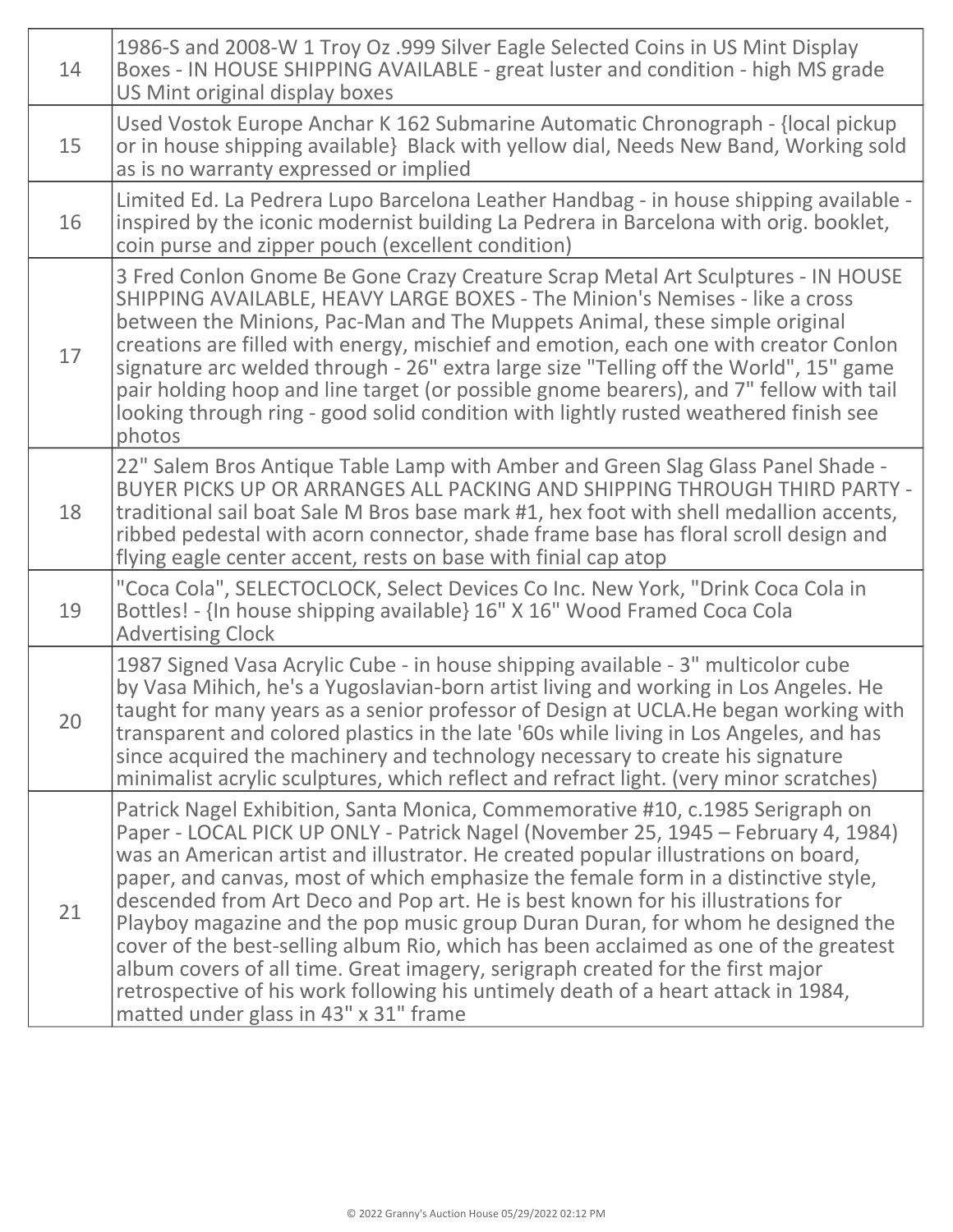| | |
|---|---|
| 14 | 1986-S and 2008-W 1 Troy Oz .999 Silver Eagle Selected Coins in US Mint Display Boxes - IN HOUSE SHIPPING AVAILABLE - great luster and condition - high MS grade US Mint original display boxes |
| 15 | Used Vostok Europe Anchar K 162 Submarine Automatic Chronograph - {local pickup or in house shipping available} Black with yellow dial, Needs New Band, Working sold as is no warranty expressed or implied |
| 16 | Limited Ed. La Pedrera Lupo Barcelona Leather Handbag - in house shipping available - inspired by the iconic modernist building La Pedrera in Barcelona with orig. booklet, coin purse and zipper pouch (excellent condition) |
| 17 | 3 Fred Conlon Gnome Be Gone Crazy Creature Scrap Metal Art Sculptures - IN HOUSE SHIPPING AVAILABLE, HEAVY LARGE BOXES - The Minion's Nemises - like a cross between the Minions, Pac-Man and The Muppets Animal, these simple original creations are filled with energy, mischief and emotion, each one with creator Conlon signature arc welded through - 26" extra large size "Telling off the World", 15" game pair holding hoop and line target (or possible gnome bearers), and 7" fellow with tail looking through ring - good solid condition with lightly rusted weathered finish see photos |
| 18 | 22" Salem Bros Antique Table Lamp with Amber and Green Slag Glass Panel Shade - BUYER PICKS UP OR ARRANGES ALL PACKING AND SHIPPING THROUGH THIRD PARTY - traditional sail boat Sale M Bros base mark #1, hex foot with shell medallion accents, ribbed pedestal with acorn connector, shade frame base has floral scroll design and flying eagle center accent, rests on base with finial cap atop |
| 19 | "Coca Cola", SELECTOCLOCK, Select Devices Co Inc. New York, "Drink Coca Cola in Bottles! - {In house shipping available} 16" X 16" Wood Framed Coca Cola Advertising Clock |
| 20 | 1987 Signed Vasa Acrylic Cube - in house shipping available - 3" multicolor cube by Vasa Mihich, he's a Yugoslavian-born artist living and working in Los Angeles. He taught for many years as a senior professor of Design at UCLA.He began working with transparent and colored plastics in the late '60s while living in Los Angeles, and has since acquired the machinery and technology necessary to create his signature minimalist acrylic sculptures, which reflect and refract light. (very minor scratches) |
| 21 | Patrick Nagel Exhibition, Santa Monica, Commemorative #10, c.1985 Serigraph on Paper - LOCAL PICK UP ONLY - Patrick Nagel (November 25, 1945 – February 4, 1984) was an American artist and illustrator. He created popular illustrations on board, paper, and canvas, most of which emphasize the female form in a distinctive style, descended from Art Deco and Pop art. He is best known for his illustrations for Playboy magazine and the pop music group Duran Duran, for whom he designed the cover of the best-selling album Rio, which has been acclaimed as one of the greatest album covers of all time. Great imagery, serigraph created for the first major retrospective of his work following his untimely death of a heart attack in 1984, matted under glass in 43" x 31" frame |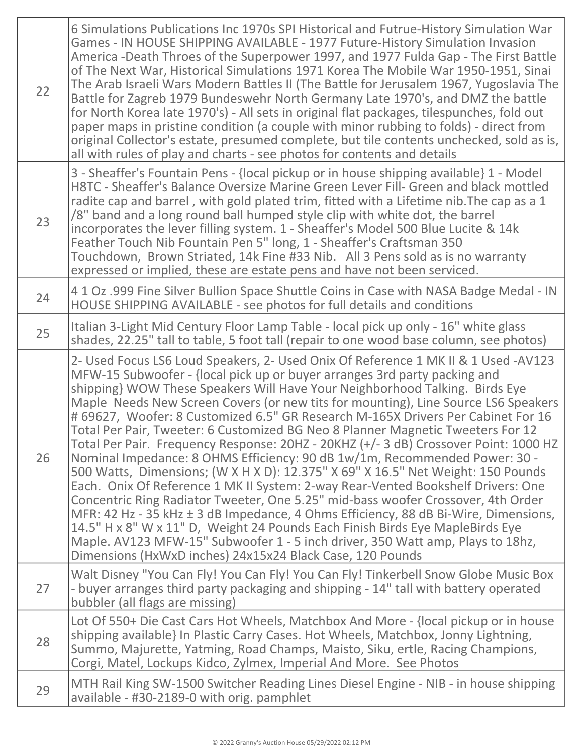| | |
|---|---|
| 22 | 6 Simulations Publications Inc 1970s SPI Historical and Futrue-History Simulation War Games - IN HOUSE SHIPPING AVAILABLE - 1977 Future-History Simulation Invasion America -Death Throes of the Superpower 1997, and 1977 Fulda Gap - The First Battle of The Next War, Historical Simulations 1971 Korea The Mobile War 1950-1951, Sinai The Arab Israeli Wars Modern Battles II (The Battle for Jerusalem 1967, Yugoslavia The Battle for Zagreb 1979 Bundeswehr North Germany Late 1970's, and DMZ the battle for North Korea late 1970's) - All sets in original flat packages, tilespunches, fold out paper maps in pristine condition (a couple with minor rubbing to folds) - direct from original Collector's estate, presumed complete, but tile contents unchecked, sold as is, all with rules of play and charts - see photos for contents and details |
| 23 | 3 - Sheaffer's Fountain Pens - {local pickup or in house shipping available} 1 - Model H8TC - Sheaffer's Balance Oversize Marine Green Lever Fill- Green and black mottled radite cap and barrel , with gold plated trim, fitted with a Lifetime nib.The cap as a 1 /8" band and a long round ball humped style clip with white dot, the barrel incorporates the lever filling system. 1 - Sheaffer's Model 500 Blue Lucite & 14k Feather Touch Nib Fountain Pen 5" long, 1 - Sheaffer's Craftsman 350 Touchdown, Brown Striated, 14k Fine #33 Nib. All 3 Pens sold as is no warranty expressed or implied, these are estate pens and have not been serviced. |
| 24 | 4 1 Oz .999 Fine Silver Bullion Space Shuttle Coins in Case with NASA Badge Medal - IN HOUSE SHIPPING AVAILABLE - see photos for full details and conditions |
| 25 | Italian 3-Light Mid Century Floor Lamp Table - local pick up only - 16" white glass shades, 22.25" tall to table, 5 foot tall (repair to one wood base column, see photos) |
| 26 | 2- Used Focus LS6 Loud Speakers, 2- Used Onix Of Reference 1 MK II & 1 Used -AV123 MFW-15 Subwoofer - {local pick up or buyer arranges 3rd party packing and shipping} WOW These Speakers Will Have Your Neighborhood Talking. Birds Eye Maple Needs New Screen Covers (or new tits for mounting), Line Source LS6 Speakers # 69627, Woofer: 8 Customized 6.5" GR Research M-165X Drivers Per Cabinet For 16 Total Per Pair, Tweeter: 6 Customized BG Neo 8 Planner Magnetic Tweeters For 12 Total Per Pair. Frequency Response: 20HZ - 20KHZ (+/- 3 dB) Crossover Point: 1000 HZ Nominal Impedance: 8 OHMS Efficiency: 90 dB 1w/1m, Recommended Power: 30 - 500 Watts, Dimensions; (W X H X D): 12.375" X 69" X 16.5" Net Weight: 150 Pounds Each. Onix Of Reference 1 MK II System: 2-way Rear-Vented Bookshelf Drivers: One Concentric Ring Radiator Tweeter, One 5.25" mid-bass woofer Crossover, 4th Order MFR: 42 Hz - 35 kHz ± 3 dB Impedance, 4 Ohms Efficiency, 88 dB Bi-Wire, Dimensions, 14.5" H x 8" W x 11" D, Weight 24 Pounds Each Finish Birds Eye MapleBirds Eye Maple. AV123 MFW-15" Subwoofer 1 - 5 inch driver, 350 Watt amp, Plays to 18hz, Dimensions (HxWxD inches) 24x15x24 Black Case, 120 Pounds |
| 27 | Walt Disney "You Can Fly! You Can Fly! You Can Fly! Tinkerbell Snow Globe Music Box - buyer arranges third party packaging and shipping - 14" tall with battery operated bubbler (all flags are missing) |
| 28 | Lot Of 550+ Die Cast Cars Hot Wheels, Matchbox And More - {local pickup or in house shipping available} In Plastic Carry Cases. Hot Wheels, Matchbox, Jonny Lightning, Summo, Majurette, Yatming, Road Champs, Maisto, Siku, ertle, Racing Champions, Corgi, Matel, Lockups Kidco, Zylmex, Imperial And More. See Photos |
| 29 | MTH Rail King SW-1500 Switcher Reading Lines Diesel Engine - NIB - in house shipping available - #30-2189-0 with orig. pamphlet |

© 2022 Granny's Auction House 05/29/2022 02:12 PM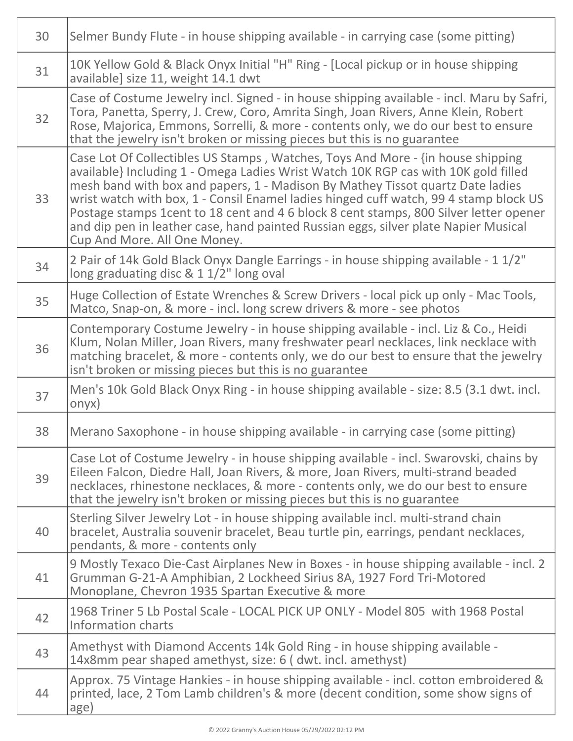| | |
|---|---|
| 30 | Selmer Bundy Flute - in house shipping available - in carrying case (some pitting) |
| 31 | 10K Yellow Gold & Black Onyx Initial "H" Ring - [Local pickup or in house shipping available] size 11, weight 14.1 dwt |
| 32 | Case of Costume Jewelry incl. Signed - in house shipping available - incl. Maru by Safri, Tora, Panetta, Sperry, J. Crew, Coro, Amrita Singh, Joan Rivers, Anne Klein, Robert Rose, Majorica, Emmons, Sorrelli, & more - contents only, we do our best to ensure that the jewelry isn't broken or missing pieces but this is no guarantee |
| 33 | Case Lot Of Collectibles US Stamps , Watches, Toys And More - {in house shipping available} Including 1 - Omega Ladies Wrist Watch 10K RGP cas with 10K gold filled mesh band with box and papers, 1 - Madison By Mathey Tissot quartz Date ladies wrist watch with box, 1 - Consil Enamel ladies hinged cuff watch, 99 4 stamp block US Postage stamps 1cent to 18 cent and 4 6 block 8 cent stamps, 800 Silver letter opener and dip pen in leather case, hand painted Russian eggs, silver plate Napier Musical Cup And More. All One Money. |
| 34 | 2 Pair of 14k Gold Black Onyx Dangle Earrings - in house shipping available - 1 1/2" long graduating disc & 1 1/2" long oval |
| 35 | Huge Collection of Estate Wrenches & Screw Drivers - local pick up only - Mac Tools, Matco, Snap-on, & more - incl. long screw drivers & more - see photos |
| 36 | Contemporary Costume Jewelry - in house shipping available - incl. Liz & Co., Heidi Klum, Nolan Miller, Joan Rivers, many freshwater pearl necklaces, link necklace with matching bracelet, & more - contents only, we do our best to ensure that the jewelry isn't broken or missing pieces but this is no guarantee |
| 37 | Men's 10k Gold Black Onyx Ring - in house shipping available - size: 8.5 (3.1 dwt. incl. onyx) |
| 38 | Merano Saxophone - in house shipping available - in carrying case (some pitting) |
| 39 | Case Lot of Costume Jewelry - in house shipping available - incl. Swarovski, chains by Eileen Falcon, Diedre Hall, Joan Rivers, & more, Joan Rivers, multi-strand beaded necklaces, rhinestone necklaces, & more - contents only, we do our best to ensure that the jewelry isn't broken or missing pieces but this is no guarantee |
| 40 | Sterling Silver Jewelry Lot - in house shipping available incl. multi-strand chain bracelet, Australia souvenir bracelet, Beau turtle pin, earrings, pendant necklaces, pendants, & more - contents only |
| 41 | 9 Mostly Texaco Die-Cast Airplanes New in Boxes - in house shipping available - incl. 2 Grumman G-21-A Amphibian, 2 Lockheed Sirius 8A, 1927 Ford Tri-Motored Monoplane, Chevron 1935 Spartan Executive & more |
| 42 | 1968 Triner 5 Lb Postal Scale - LOCAL PICK UP ONLY - Model 805 with 1968 Postal Information charts |
| 43 | Amethyst with Diamond Accents 14k Gold Ring - in house shipping available - 14x8mm pear shaped amethyst, size: 6 ( dwt. incl. amethyst) |
| 44 | Approx. 75 Vintage Hankies - in house shipping available - incl. cotton embroidered & printed, lace, 2 Tom Lamb children's & more (decent condition, some show signs of age) |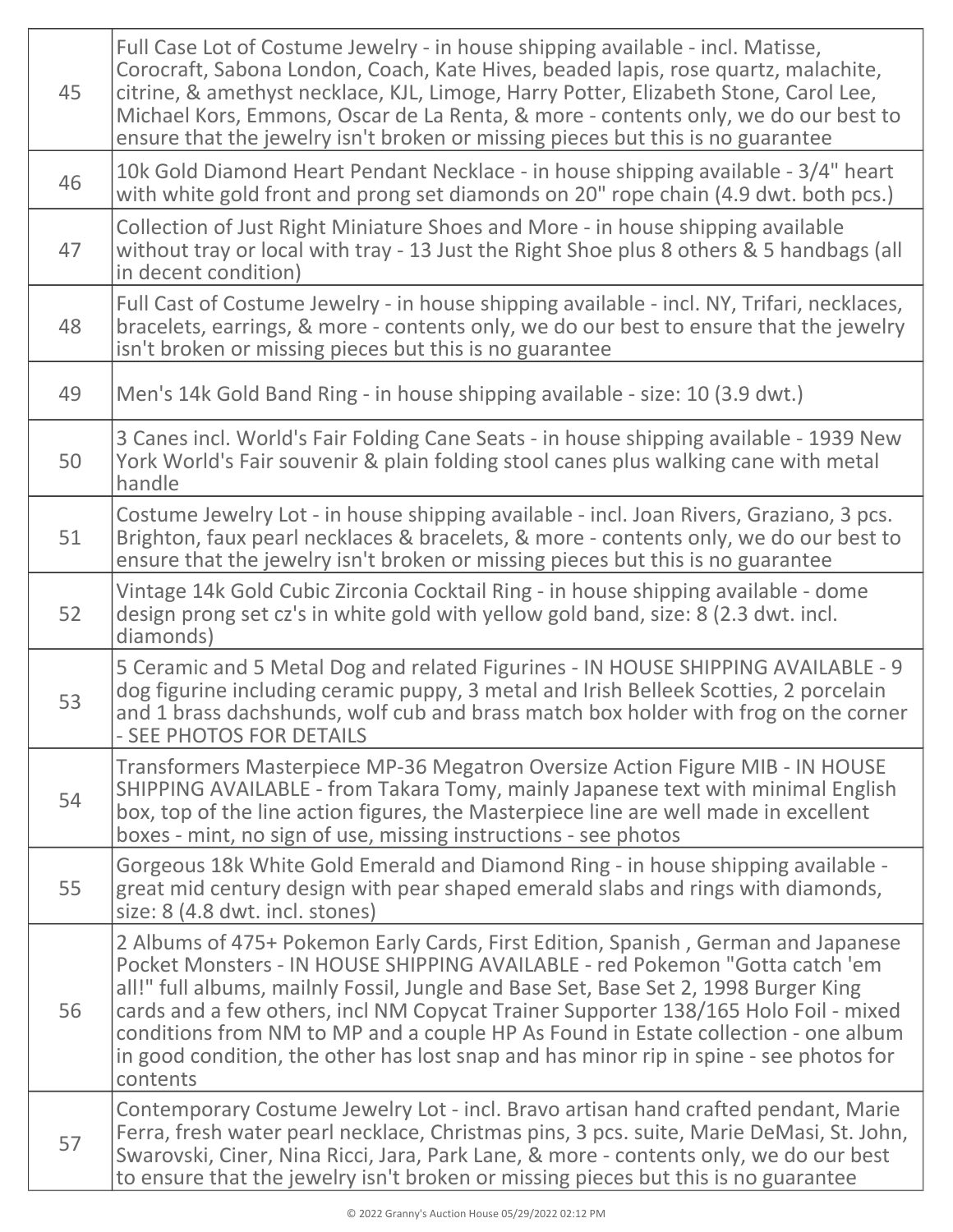| | |
|---|---|
| 45 | Full Case Lot of Costume Jewelry - in house shipping available - incl. Matisse, Corocraft, Sabona London, Coach, Kate Hives, beaded lapis, rose quartz, malachite, citrine, & amethyst necklace, KJL, Limoge, Harry Potter, Elizabeth Stone, Carol Lee, Michael Kors, Emmons, Oscar de La Renta, & more - contents only, we do our best to ensure that the jewelry isn't broken or missing pieces but this is no guarantee |
| 46 | 10k Gold Diamond Heart Pendant Necklace - in house shipping available - 3/4" heart with white gold front and prong set diamonds on 20" rope chain (4.9 dwt. both pcs.) |
| 47 | Collection of Just Right Miniature Shoes and More - in house shipping available without tray or local with tray - 13 Just the Right Shoe plus 8 others & 5 handbags (all in decent condition) |
| 48 | Full Cast of Costume Jewelry - in house shipping available - incl. NY, Trifari, necklaces, bracelets, earrings, & more - contents only, we do our best to ensure that the jewelry isn't broken or missing pieces but this is no guarantee |
| 49 | Men's 14k Gold Band Ring - in house shipping available - size: 10 (3.9 dwt.) |
| 50 | 3 Canes incl. World's Fair Folding Cane Seats - in house shipping available - 1939 New York World's Fair souvenir & plain folding stool canes plus walking cane with metal handle |
| 51 | Costume Jewelry Lot - in house shipping available - incl. Joan Rivers, Graziano, 3 pcs. Brighton, faux pearl necklaces & bracelets, & more - contents only, we do our best to ensure that the jewelry isn't broken or missing pieces but this is no guarantee |
| 52 | Vintage 14k Gold Cubic Zirconia Cocktail Ring - in house shipping available - dome design prong set cz's in white gold with yellow gold band, size: 8 (2.3 dwt. incl. diamonds) |
| 53 | 5 Ceramic and 5 Metal Dog and related Figurines - IN HOUSE SHIPPING AVAILABLE - 9 dog figurine including ceramic puppy, 3 metal and Irish Belleek Scotties, 2 porcelain and 1 brass dachshunds, wolf cub and brass match box holder with frog on the corner - SEE PHOTOS FOR DETAILS |
| 54 | Transformers Masterpiece MP-36 Megatron Oversize Action Figure MIB - IN HOUSE SHIPPING AVAILABLE - from Takara Tomy, mainly Japanese text with minimal English box, top of the line action figures, the Masterpiece line are well made in excellent boxes - mint, no sign of use, missing instructions - see photos |
| 55 | Gorgeous 18k White Gold Emerald and Diamond Ring - in house shipping available - great mid century design with pear shaped emerald slabs and rings with diamonds, size: 8 (4.8 dwt. incl. stones) |
| 56 | 2 Albums of 475+ Pokemon Early Cards, First Edition, Spanish , German and Japanese Pocket Monsters - IN HOUSE SHIPPING AVAILABLE - red Pokemon "Gotta catch 'em all!" full albums, mailnly Fossil, Jungle and Base Set, Base Set 2, 1998 Burger King cards and a few others, incl NM Copycat Trainer Supporter 138/165 Holo Foil - mixed conditions from NM to MP and a couple HP As Found in Estate collection - one album in good condition, the other has lost snap and has minor rip in spine - see photos for contents |
| 57 | Contemporary Costume Jewelry Lot - incl. Bravo artisan hand crafted pendant, Marie Ferra, fresh water pearl necklace, Christmas pins, 3 pcs. suite, Marie DeMasi, St. John, Swarovski, Ciner, Nina Ricci, Jara, Park Lane, & more - contents only, we do our best to ensure that the jewelry isn't broken or missing pieces but this is no guarantee |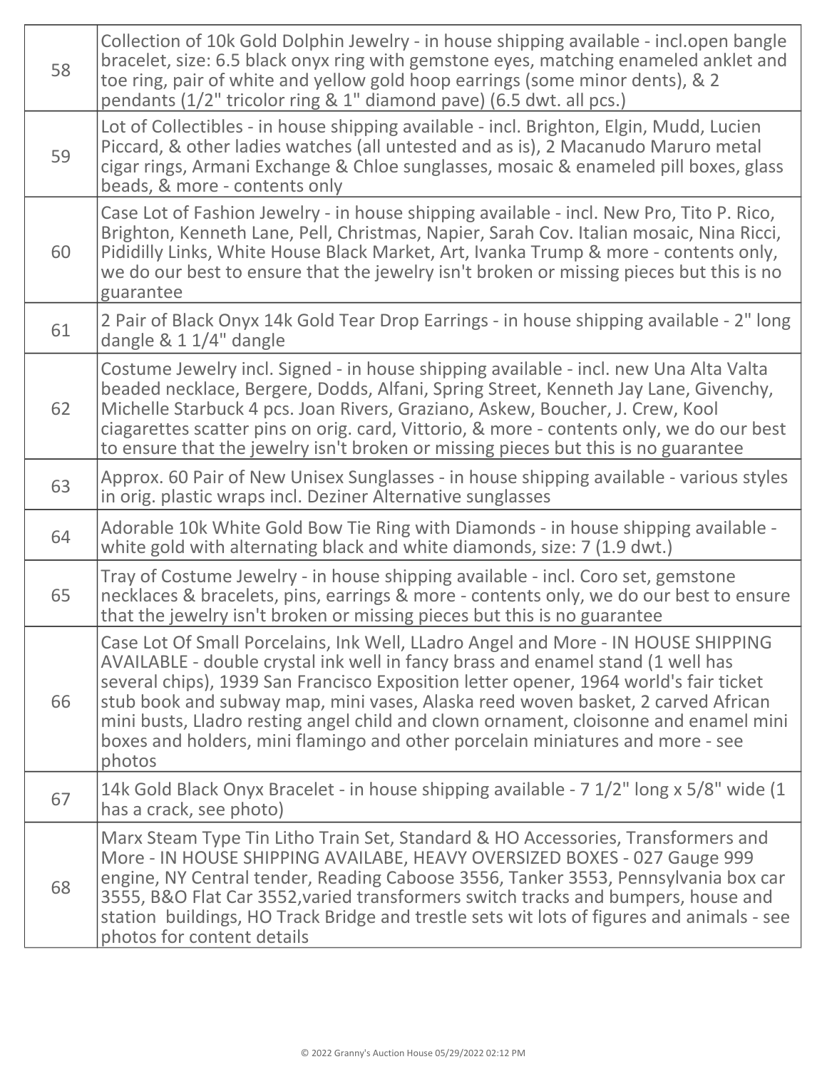| | |
|---|---|
| 58 | Collection of 10k Gold Dolphin Jewelry - in house shipping available - incl.open bangle bracelet, size: 6.5 black onyx ring with gemstone eyes, matching enameled anklet and toe ring, pair of white and yellow gold hoop earrings (some minor dents), & 2 pendants (1/2" tricolor ring & 1" diamond pave) (6.5 dwt. all pcs.) |
| 59 | Lot of Collectibles - in house shipping available - incl. Brighton, Elgin, Mudd, Lucien Piccard, & other ladies watches (all untested and as is), 2 Macanudo Maruro metal cigar rings, Armani Exchange & Chloe sunglasses, mosaic & enameled pill boxes, glass beads, & more - contents only |
| 60 | Case Lot of Fashion Jewelry - in house shipping available - incl. New Pro, Tito P. Rico, Brighton, Kenneth Lane, Pell, Christmas, Napier, Sarah Cov. Italian mosaic, Nina Ricci, Pididilly Links, White House Black Market, Art, Ivanka Trump & more - contents only, we do our best to ensure that the jewelry isn't broken or missing pieces but this is no guarantee |
| 61 | 2 Pair of Black Onyx 14k Gold Tear Drop Earrings - in house shipping available - 2" long dangle & 1 1/4" dangle |
| 62 | Costume Jewelry incl. Signed - in house shipping available - incl. new Una Alta Valta beaded necklace, Bergere, Dodds, Alfani, Spring Street, Kenneth Jay Lane, Givenchy, Michelle Starbuck 4 pcs. Joan Rivers, Graziano, Askew, Boucher, J. Crew, Kool ciagarettes scatter pins on orig. card, Vittorio, & more - contents only, we do our best to ensure that the jewelry isn't broken or missing pieces but this is no guarantee |
| 63 | Approx. 60 Pair of New Unisex Sunglasses - in house shipping available - various styles in orig. plastic wraps incl. Deziner Alternative sunglasses |
| 64 | Adorable 10k White Gold Bow Tie Ring with Diamonds - in house shipping available - white gold with alternating black and white diamonds, size: 7 (1.9 dwt.) |
| 65 | Tray of Costume Jewelry - in house shipping available - incl. Coro set, gemstone necklaces & bracelets, pins, earrings & more - contents only, we do our best to ensure that the jewelry isn't broken or missing pieces but this is no guarantee |
| 66 | Case Lot Of Small Porcelains, Ink Well, LLadro Angel and More - IN HOUSE SHIPPING AVAILABLE - double crystal ink well in fancy brass and enamel stand (1 well has several chips), 1939 San Francisco Exposition letter opener, 1964 world's fair ticket stub book and subway map, mini vases, Alaska reed woven basket, 2 carved African mini busts, Lladro resting angel child and clown ornament, cloisonne and enamel mini boxes and holders, mini flamingo and other porcelain miniatures and more - see photos |
| 67 | 14k Gold Black Onyx Bracelet - in house shipping available - 7 1/2" long x 5/8" wide (1 has a crack, see photo) |
| 68 | Marx Steam Type Tin Litho Train Set, Standard & HO Accessories, Transformers and More - IN HOUSE SHIPPING AVAILABE, HEAVY OVERSIZED BOXES - 027 Gauge 999 engine, NY Central tender, Reading Caboose 3556, Tanker 3553, Pennsylvania box car 3555, B&O Flat Car 3552,varied transformers switch tracks and bumpers, house and station buildings, HO Track Bridge and trestle sets wit lots of figures and animals - see photos for content details |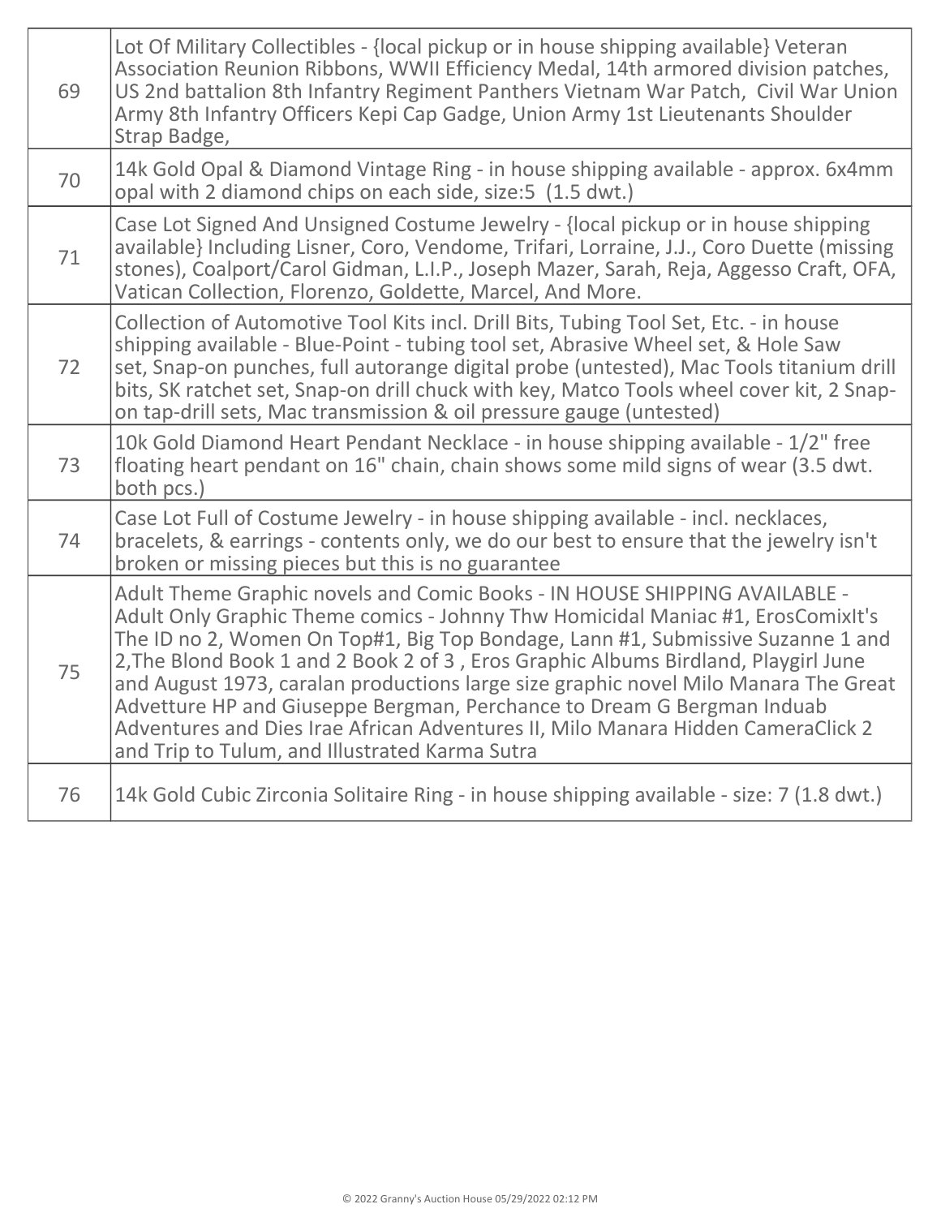| | |
|---|---|
| 69 | Lot Of Military Collectibles - {local pickup or in house shipping available} Veteran Association Reunion Ribbons, WWII Efficiency Medal, 14th armored division patches, US 2nd battalion 8th Infantry Regiment Panthers Vietnam War Patch, Civil War Union Army 8th Infantry Officers Kepi Cap Gadge, Union Army 1st Lieutenants Shoulder Strap Badge, |
| 70 | 14k Gold Opal & Diamond Vintage Ring - in house shipping available - approx. 6x4mm opal with 2 diamond chips on each side, size:5 (1.5 dwt.) |
| 71 | Case Lot Signed And Unsigned Costume Jewelry - {local pickup or in house shipping available} Including Lisner, Coro, Vendome, Trifari, Lorraine, J.J., Coro Duette (missing stones), Coalport/Carol Gidman, L.I.P., Joseph Mazer, Sarah, Reja, Aggesso Craft, OFA, Vatican Collection, Florenzo, Goldette, Marcel, And More. |
| 72 | Collection of Automotive Tool Kits incl. Drill Bits, Tubing Tool Set, Etc. - in house shipping available - Blue-Point - tubing tool set, Abrasive Wheel set, & Hole Saw set, Snap-on punches, full autorange digital probe (untested), Mac Tools titanium drill bits, SK ratchet set, Snap-on drill chuck with key, Matco Tools wheel cover kit, 2 Snap-on tap-drill sets, Mac transmission & oil pressure gauge (untested) |
| 73 | 10k Gold Diamond Heart Pendant Necklace - in house shipping available - 1/2" free floating heart pendant on 16" chain, chain shows some mild signs of wear (3.5 dwt. both pcs.) |
| 74 | Case Lot Full of Costume Jewelry - in house shipping available - incl. necklaces, bracelets, & earrings - contents only, we do our best to ensure that the jewelry isn't broken or missing pieces but this is no guarantee |
| 75 | Adult Theme Graphic novels and Comic Books - IN HOUSE SHIPPING AVAILABLE - Adult Only Graphic Theme comics - Johnny Thw Homicidal Maniac #1, ErosComixIt's The ID no 2, Women On Top#1, Big Top Bondage, Lann #1, Submissive Suzanne 1 and 2,The Blond Book 1 and 2 Book 2 of 3 , Eros Graphic Albums Birdland, Playgirl June and August 1973, caralan productions large size graphic novel Milo Manara The Great Advetture HP and Giuseppe Bergman, Perchance to Dream G Bergman Induab Adventures and Dies Irae African Adventures II, Milo Manara Hidden CameraClick 2 and Trip to Tulum, and Illustrated Karma Sutra |
| 76 | 14k Gold Cubic Zirconia Solitaire Ring - in house shipping available - size: 7 (1.8 dwt.) |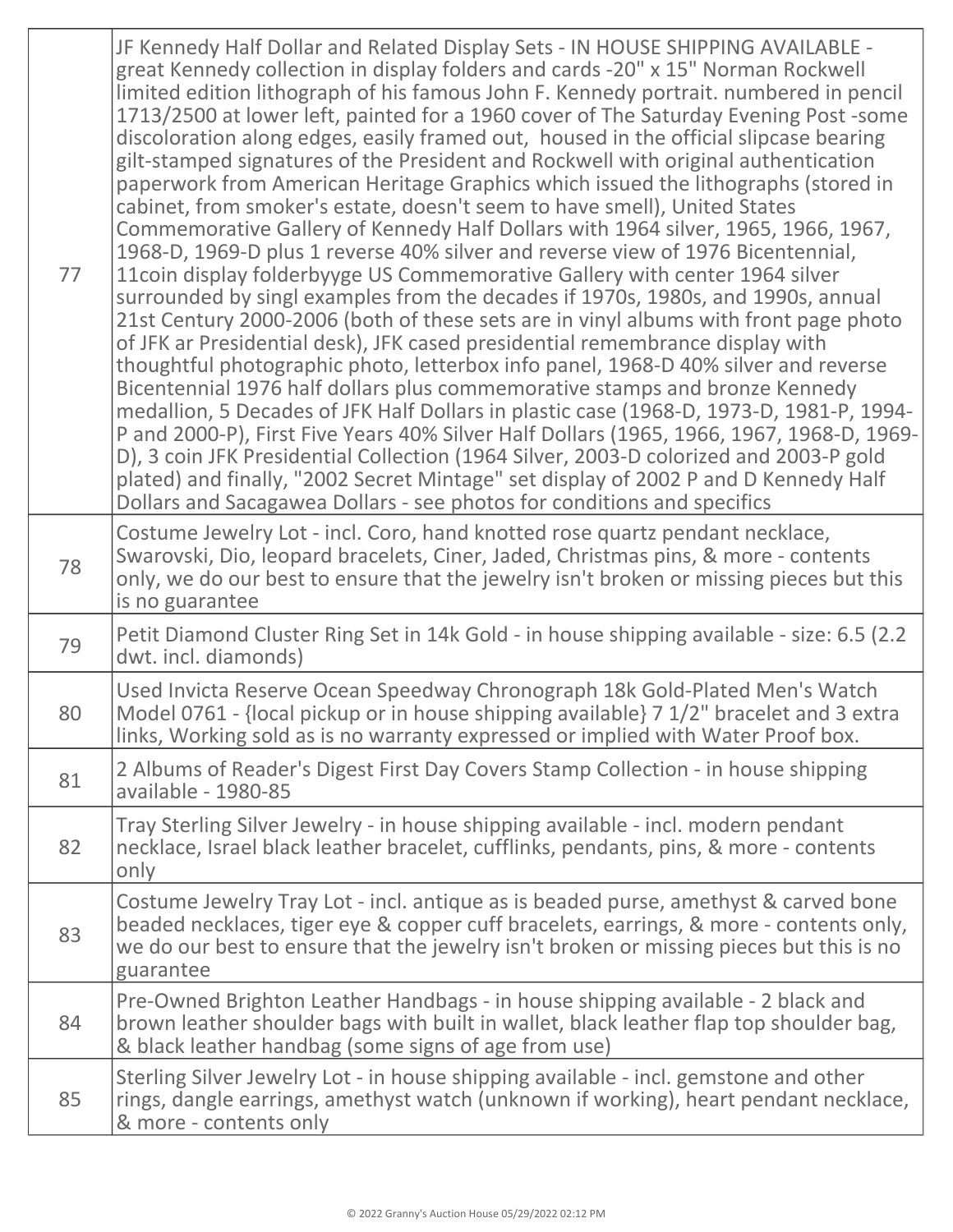| | |
|---|---|
| 77 | JF Kennedy Half Dollar and Related Display Sets - IN HOUSE SHIPPING AVAILABLE - great Kennedy collection in display folders and cards -20" x 15" Norman Rockwell limited edition lithograph of his famous John F. Kennedy portrait. numbered in pencil 1713/2500 at lower left, painted for a 1960 cover of The Saturday Evening Post -some discoloration along edges, easily framed out, housed in the official slipcase bearing gilt-stamped signatures of the President and Rockwell with original authentication paperwork from American Heritage Graphics which issued the lithographs (stored in cabinet, from smoker's estate, doesn't seem to have smell), United States Commemorative Gallery of Kennedy Half Dollars with 1964 silver, 1965, 1966, 1967, 1968-D, 1969-D plus 1 reverse 40% silver and reverse view of 1976 Bicentennial, 11coin display folderbyyge US Commemorative Gallery with center 1964 silver surrounded by singl examples from the decades if 1970s, 1980s, and 1990s, annual 21st Century 2000-2006 (both of these sets are in vinyl albums with front page photo of JFK ar Presidential desk), JFK cased presidential remembrance display with thoughtful photographic photo, letterbox info panel, 1968-D 40% silver and reverse Bicentennial 1976 half dollars plus commemorative stamps and bronze Kennedy medallion, 5 Decades of JFK Half Dollars in plastic case (1968-D, 1973-D, 1981-P, 1994-P and 2000-P), First Five Years 40% Silver Half Dollars (1965, 1966, 1967, 1968-D, 1969-D), 3 coin JFK Presidential Collection (1964 Silver, 2003-D colorized and 2003-P gold plated) and finally, "2002 Secret Mintage" set display of 2002 P and D Kennedy Half Dollars and Sacagawea Dollars - see photos for conditions and specifics |
| 78 | Costume Jewelry Lot - incl. Coro, hand knotted rose quartz pendant necklace, Swarovski, Dio, leopard bracelets, Ciner, Jaded, Christmas pins, & more - contents only, we do our best to ensure that the jewelry isn't broken or missing pieces but this is no guarantee |
| 79 | Petit Diamond Cluster Ring Set in 14k Gold - in house shipping available - size: 6.5 (2.2 dwt. incl. diamonds) |
| 80 | Used Invicta Reserve Ocean Speedway Chronograph 18k Gold-Plated Men's Watch Model 0761 - {local pickup or in house shipping available} 7 1/2" bracelet and 3 extra links, Working sold as is no warranty expressed or implied with Water Proof box. |
| 81 | 2 Albums of Reader's Digest First Day Covers Stamp Collection - in house shipping available - 1980-85 |
| 82 | Tray Sterling Silver Jewelry - in house shipping available - incl. modern pendant necklace, Israel black leather bracelet, cufflinks, pendants, pins, & more - contents only |
| 83 | Costume Jewelry Tray Lot - incl. antique as is beaded purse, amethyst & carved bone beaded necklaces, tiger eye & copper cuff bracelets, earrings, & more - contents only, we do our best to ensure that the jewelry isn't broken or missing pieces but this is no guarantee |
| 84 | Pre-Owned Brighton Leather Handbags - in house shipping available - 2 black and brown leather shoulder bags with built in wallet, black leather flap top shoulder bag, & black leather handbag (some signs of age from use) |
| 85 | Sterling Silver Jewelry Lot - in house shipping available - incl. gemstone and other rings, dangle earrings, amethyst watch (unknown if working), heart pendant necklace, & more - contents only |

© 2022 Granny's Auction House 05/29/2022 02:12 PM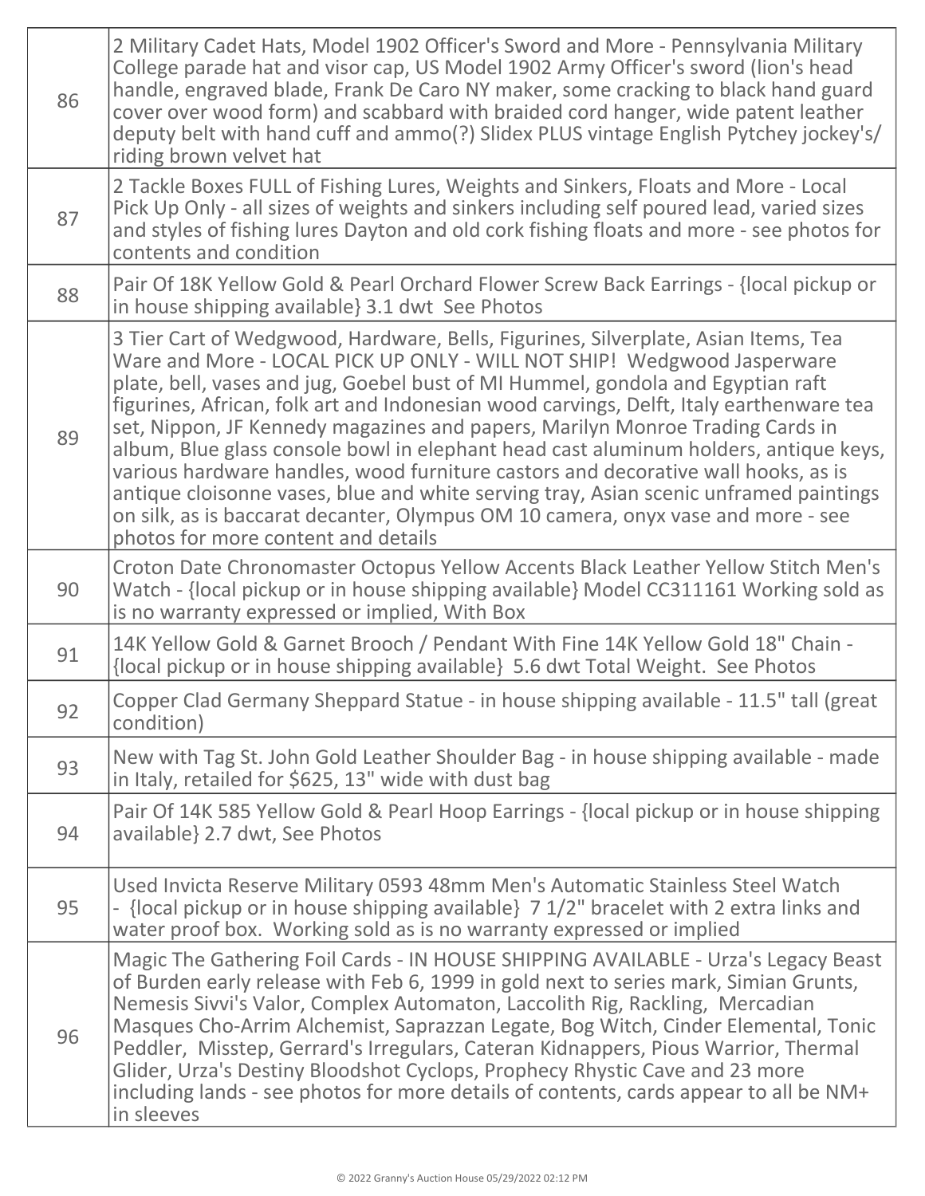| | |
|---|---|
| 86 | 2 Military Cadet Hats, Model 1902 Officer's Sword and More - Pennsylvania Military College parade hat and visor cap, US Model 1902 Army Officer's sword (lion's head handle, engraved blade, Frank De Caro NY maker, some cracking to black hand guard cover over wood form) and scabbard with braided cord hanger, wide patent leather deputy belt with hand cuff and ammo(?) Slidex PLUS vintage English Pytchey jockey's/ riding brown velvet hat |
| 87 | 2 Tackle Boxes FULL of Fishing Lures, Weights and Sinkers, Floats and More - Local Pick Up Only - all sizes of weights and sinkers including self poured lead, varied sizes and styles of fishing lures Dayton and old cork fishing floats and more - see photos for contents and condition |
| 88 | Pair Of 18K Yellow Gold & Pearl Orchard Flower Screw Back Earrings - {local pickup or in house shipping available} 3.1 dwt See Photos |
| 89 | 3 Tier Cart of Wedgwood, Hardware, Bells, Figurines, Silverplate, Asian Items, Tea Ware and More - LOCAL PICK UP ONLY - WILL NOT SHIP! Wedgwood Jasperware plate, bell, vases and jug, Goebel bust of MI Hummel, gondola and Egyptian raft figurines, African, folk art and Indonesian wood carvings, Delft, Italy earthenware tea set, Nippon, JF Kennedy magazines and papers, Marilyn Monroe Trading Cards in album, Blue glass console bowl in elephant head cast aluminum holders, antique keys, various hardware handles, wood furniture castors and decorative wall hooks, as is antique cloisonne vases, blue and white serving tray, Asian scenic unframed paintings on silk, as is baccarat decanter, Olympus OM 10 camera, onyx vase and more - see photos for more content and details |
| 90 | Croton Date Chronomaster Octopus Yellow Accents Black Leather Yellow Stitch Men's Watch - {local pickup or in house shipping available} Model CC311161 Working sold as is no warranty expressed or implied, With Box |
| 91 | 14K Yellow Gold & Garnet Brooch / Pendant With Fine 14K Yellow Gold 18" Chain - {local pickup or in house shipping available} 5.6 dwt Total Weight. See Photos |
| 92 | Copper Clad Germany Sheppard Statue - in house shipping available - 11.5" tall (great condition) |
| 93 | New with Tag St. John Gold Leather Shoulder Bag - in house shipping available - made in Italy, retailed for $625, 13" wide with dust bag |
| 94 | Pair Of 14K 585 Yellow Gold & Pearl Hoop Earrings - {local pickup or in house shipping available} 2.7 dwt, See Photos |
| 95 | Used Invicta Reserve Military 0593 48mm Men's Automatic Stainless Steel Watch - {local pickup or in house shipping available} 7 1/2" bracelet with 2 extra links and water proof box. Working sold as is no warranty expressed or implied |
| 96 | Magic The Gathering Foil Cards - IN HOUSE SHIPPING AVAILABLE - Urza's Legacy Beast of Burden early release with Feb 6, 1999 in gold next to series mark, Simian Grunts, Nemesis Sivvi's Valor, Complex Automaton, Laccolith Rig, Rackling, Mercadian Masques Cho-Arrim Alchemist, Saprazzan Legate, Bog Witch, Cinder Elemental, Tonic Peddler, Misstep, Gerrard's Irregulars, Cateran Kidnappers, Pious Warrior, Thermal Glider, Urza's Destiny Bloodshot Cyclops, Prophecy Rhystic Cave and 23 more including lands - see photos for more details of contents, cards appear to all be NM+ in sleeves |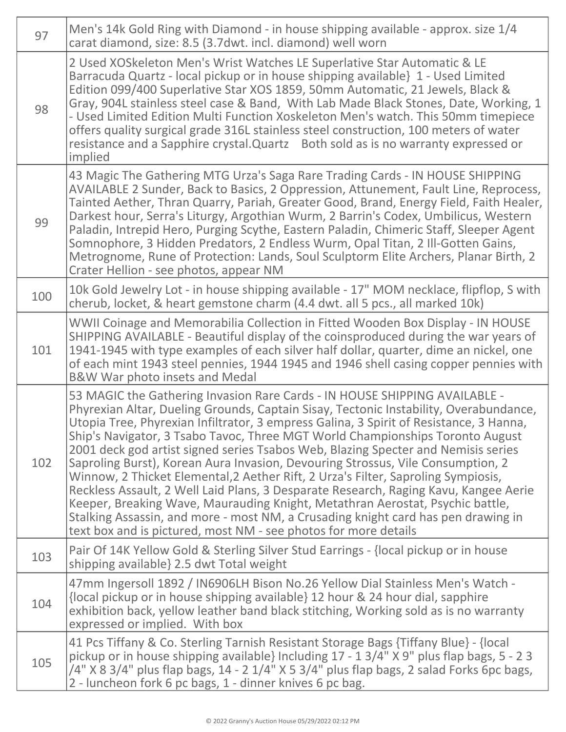| | |
|---|---|
| 97 | Men's 14k Gold Ring with Diamond - in house shipping available - approx. size 1/4 carat diamond, size: 8.5 (3.7dwt. incl. diamond) well worn |
| 98 | 2 Used XOSkeleton Men's Wrist Watches LE Superlative Star Automatic & LE Barracuda Quartz - local pickup or in house shipping available} 1 - Used Limited Edition 099/400 Superlative Star XOS 1859, 50mm Automatic, 21 Jewels, Black & Gray, 904L stainless steel case & Band, With Lab Made Black Stones, Date, Working, 1 - Used Limited Edition Multi Function Xoskeleton Men's watch. This 50mm timepiece offers quality surgical grade 316L stainless steel construction, 100 meters of water resistance and a Sapphire crystal.Quartz Both sold as is no warranty expressed or implied |
| 99 | 43 Magic The Gathering MTG Urza's Saga Rare Trading Cards - IN HOUSE SHIPPING AVAILABLE 2 Sunder, Back to Basics, 2 Oppression, Attunement, Fault Line, Reprocess, Tainted Aether, Thran Quarry, Pariah, Greater Good, Brand, Energy Field, Faith Healer, Darkest hour, Serra's Liturgy, Argothian Wurm, 2 Barrin's Codex, Umbilicus, Western Paladin, Intrepid Hero, Purging Scythe, Eastern Paladin, Chimeric Staff, Sleeper Agent Somnophore, 3 Hidden Predators, 2 Endless Wurm, Opal Titan, 2 Ill-Gotten Gains, Metrognome, Rune of Protection: Lands, Soul Sculptorm Elite Archers, Planar Birth, 2 Crater Hellion - see photos, appear NM |
| 100 | 10k Gold Jewelry Lot - in house shipping available - 17" MOM necklace, flipflop, S with cherub, locket, & heart gemstone charm (4.4 dwt. all 5 pcs., all marked 10k) |
| 101 | WWII Coinage and Memorabilia Collection in Fitted Wooden Box Display - IN HOUSE SHIPPING AVAILABLE - Beautiful display of the coinsproduced during the war years of 1941-1945 with type examples of each silver half dollar, quarter, dime an nickel, one of each mint 1943 steel pennies, 1944 1945 and 1946 shell casing copper pennies with B&W War photo insets and Medal |
| 102 | 53 MAGIC the Gathering Invasion Rare Cards - IN HOUSE SHIPPING AVAILABLE - Phyrexian Altar, Dueling Grounds, Captain Sisay, Tectonic Instability, Overabundance, Utopia Tree, Phyrexian Infiltrator, 3 empress Galina, 3 Spirit of Resistance, 3 Hanna, Ship's Navigator, 3 Tsabo Tavoc, Three MGT World Championships Toronto August 2001 deck god artist signed series Tsabos Web, Blazing Specter and Nemisis series Saproling Burst), Korean Aura Invasion, Devouring Strossus, Vile Consumption, 2 Winnow, 2 Thicket Elemental,2 Aether Rift, 2 Urza's Filter, Saproling Sympiosis, Reckless Assault, 2 Well Laid Plans, 3 Desparate Research, Raging Kavu, Kangee Aerie Keeper, Breaking Wave, Maurauding Knight, Metathran Aerostat, Psychic battle, Stalking Assassin, and more - most NM, a Crusading knight card has pen drawing in text box and is pictured, most NM - see photos for more details |
| 103 | Pair Of 14K Yellow Gold & Sterling Silver Stud Earrings - {local pickup or in house shipping available} 2.5 dwt Total weight |
| 104 | 47mm Ingersoll 1892 / IN6906LH Bison No.26 Yellow Dial Stainless Men's Watch - {local pickup or in house shipping available} 12 hour & 24 hour dial, sapphire exhibition back, yellow leather band black stitching, Working sold as is no warranty expressed or implied. With box |
| 105 | 41 Pcs Tiffany & Co. Sterling Tarnish Resistant Storage Bags {Tiffany Blue} - {local pickup or in house shipping available} Including 17 - 1 3/4" X 9" plus flap bags, 5 - 2 3 /4" X 8 3/4" plus flap bags, 14 - 2 1/4" X 5 3/4" plus flap bags, 2 salad Forks 6pc bags, 2 - luncheon fork 6 pc bags, 1 - dinner knives 6 pc bag. |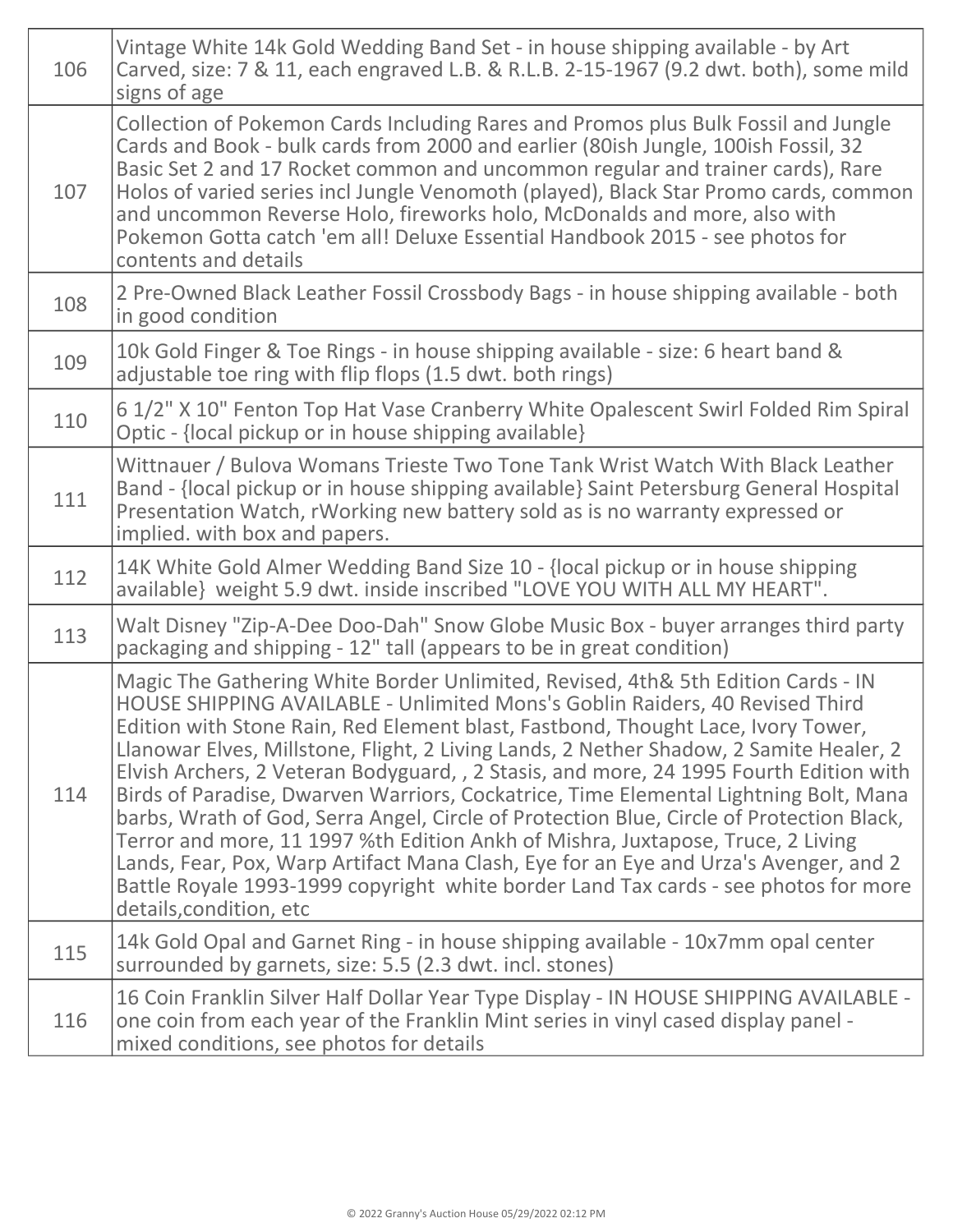| | |
|---|---|
| 106 | Vintage White 14k Gold Wedding Band Set - in house shipping available - by Art Carved, size: 7 & 11, each engraved L.B. & R.L.B. 2-15-1967 (9.2 dwt. both), some mild signs of age |
| 107 | Collection of Pokemon Cards Including Rares and Promos plus Bulk Fossil and Jungle Cards and Book - bulk cards from 2000 and earlier (80ish Jungle, 100ish Fossil, 32 Basic Set 2 and 17 Rocket common and uncommon regular and trainer cards), Rare Holos of varied series incl Jungle Venomoth (played), Black Star Promo cards, common and uncommon Reverse Holo, fireworks holo, McDonalds and more, also with Pokemon Gotta catch 'em all! Deluxe Essential Handbook 2015 - see photos for contents and details |
| 108 | 2 Pre-Owned Black Leather Fossil Crossbody Bags - in house shipping available - both in good condition |
| 109 | 10k Gold Finger & Toe Rings - in house shipping available - size: 6 heart band & adjustable toe ring with flip flops (1.5 dwt. both rings) |
| 110 | 6 1/2" X 10" Fenton Top Hat Vase Cranberry White Opalescent Swirl Folded Rim Spiral Optic - {local pickup or in house shipping available} |
| 111 | Wittnauer / Bulova Womans Trieste Two Tone Tank Wrist Watch With Black Leather Band - {local pickup or in house shipping available} Saint Petersburg General Hospital Presentation Watch, rWorking new battery sold as is no warranty expressed or implied. with box and papers. |
| 112 | 14K White Gold Almer Wedding Band Size 10 - {local pickup or in house shipping available} weight 5.9 dwt. inside inscribed "LOVE YOU WITH ALL MY HEART". |
| 113 | Walt Disney "Zip-A-Dee Doo-Dah" Snow Globe Music Box - buyer arranges third party packaging and shipping - 12" tall (appears to be in great condition) |
| 114 | Magic The Gathering White Border Unlimited, Revised, 4th& 5th Edition Cards - IN HOUSE SHIPPING AVAILABLE - Unlimited Mons's Goblin Raiders, 40 Revised Third Edition with Stone Rain, Red Element blast, Fastbond, Thought Lace, Ivory Tower, Llanowar Elves, Millstone, Flight, 2 Living Lands, 2 Nether Shadow, 2 Samite Healer, 2 Elvish Archers, 2 Veteran Bodyguard, , 2 Stasis, and more, 24 1995 Fourth Edition with Birds of Paradise, Dwarven Warriors, Cockatrice, Time Elemental Lightning Bolt, Mana barbs, Wrath of God, Serra Angel, Circle of Protection Blue, Circle of Protection Black, Terror and more, 11 1997 %th Edition Ankh of Mishra, Juxtapose, Truce, 2 Living Lands, Fear, Pox, Warp Artifact Mana Clash, Eye for an Eye and Urza's Avenger, and 2 Battle Royale 1993-1999 copyright white border Land Tax cards - see photos for more details,condition, etc |
| 115 | 14k Gold Opal and Garnet Ring - in house shipping available - 10x7mm opal center surrounded by garnets, size: 5.5 (2.3 dwt. incl. stones) |
| 116 | 16 Coin Franklin Silver Half Dollar Year Type Display - IN HOUSE SHIPPING AVAILABLE - one coin from each year of the Franklin Mint series in vinyl cased display panel - mixed conditions, see photos for details |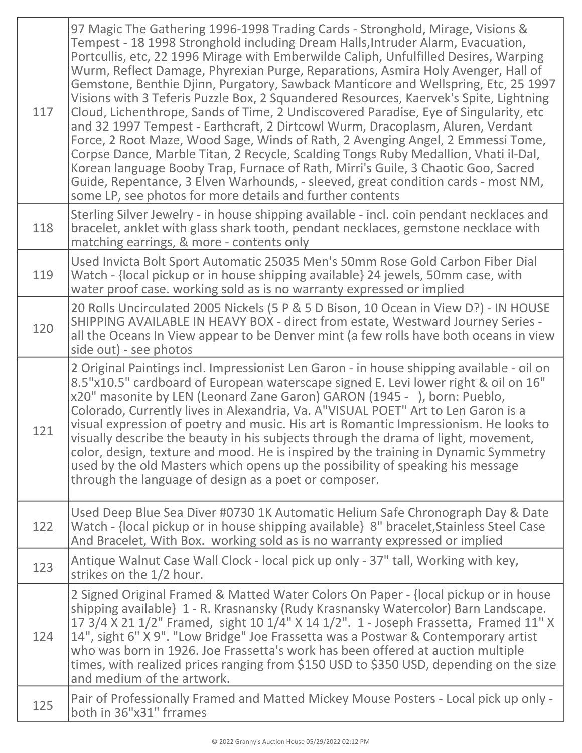| | |
|---|---|
| 117 | 97 Magic The Gathering 1996-1998 Trading Cards - Stronghold, Mirage, Visions & Tempest - 18 1998 Stronghold including Dream Halls,Intruder Alarm, Evacuation, Portcullis, etc, 22 1996 Mirage with Emberwilde Caliph, Unfulfilled Desires, Warping Wurm, Reflect Damage, Phyrexian Purge, Reparations, Asmira Holy Avenger, Hall of Gemstone, Benthie Djinn, Purgatory, Sawback Manticore and Wellspring, Etc, 25 1997 Visions with 3 Teferis Puzzle Box, 2 Squandered Resources, Kaervek's Spite, Lightning Cloud, Lichenthrope, Sands of Time, 2 Undiscovered Paradise, Eye of Singularity, etc and 32 1997 Tempest - Earthcraft, 2 Dirtcowl Wurm, Dracoplasm, Aluren, Verdant Force, 2 Root Maze, Wood Sage, Winds of Rath, 2 Avenging Angel, 2 Emmessi Tome, Corpse Dance, Marble Titan, 2 Recycle, Scalding Tongs Ruby Medallion, Vhati il-Dal, Korean language Booby Trap, Furnace of Rath, Mirri's Guile, 3 Chaotic Goo, Sacred Guide, Repentance, 3 Elven Warhounds, - sleeved, great condition cards - most NM, some LP, see photos for more details and further contents |
| 118 | Sterling Silver Jewelry - in house shipping available - incl. coin pendant necklaces and bracelet, anklet with glass shark tooth, pendant necklaces, gemstone necklace with matching earrings, & more - contents only |
| 119 | Used Invicta Bolt Sport Automatic 25035 Men's 50mm Rose Gold Carbon Fiber Dial Watch - {local pickup or in house shipping available} 24 jewels, 50mm case, with water proof case. working sold as is no warranty expressed or implied |
| 120 | 20 Rolls Uncirculated 2005 Nickels (5 P & 5 D Bison, 10 Ocean in View D?) - IN HOUSE SHIPPING AVAILABLE IN HEAVY BOX - direct from estate, Westward Journey Series - all the Oceans In View appear to be Denver mint (a few rolls have both oceans in view side out) - see photos |
| 121 | 2 Original Paintings incl. Impressionist Len Garon - in house shipping available - oil on 8.5"x10.5" cardboard of European waterscape signed E. Levi lower right & oil on 16" x20" masonite by LEN (Leonard Zane Garon) GARON (1945 - ), born: Pueblo, Colorado, Currently lives in Alexandria, Va. A"VISUAL POET" Art to Len Garon is a visual expression of poetry and music. His art is Romantic Impressionism. He looks to visually describe the beauty in his subjects through the drama of light, movement, color, design, texture and mood. He is inspired by the training in Dynamic Symmetry used by the old Masters which opens up the possibility of speaking his message through the language of design as a poet or composer. |
| 122 | Used Deep Blue Sea Diver #0730 1K Automatic Helium Safe Chronograph Day & Date Watch - {local pickup or in house shipping available} 8" bracelet,Stainless Steel Case And Bracelet, With Box. working sold as is no warranty expressed or implied |
| 123 | Antique Walnut Case Wall Clock - local pick up only - 37" tall, Working with key, strikes on the 1/2 hour. |
| 124 | 2 Signed Original Framed & Matted Water Colors On Paper - {local pickup or in house shipping available} 1 - R. Krasnansky (Rudy Krasnansky Watercolor) Barn Landscape. 17 3/4 X 21 1/2" Framed, sight 10 1/4" X 14 1/2". 1 - Joseph Frassetta, Framed 11" X 14", sight 6" X 9". "Low Bridge" Joe Frassetta was a Postwar & Contemporary artist who was born in 1926. Joe Frassetta's work has been offered at auction multiple times, with realized prices ranging from $150 USD to $350 USD, depending on the size and medium of the artwork. |
| 125 | Pair of Professionally Framed and Matted Mickey Mouse Posters - Local pick up only - both in 36"x31" frrames |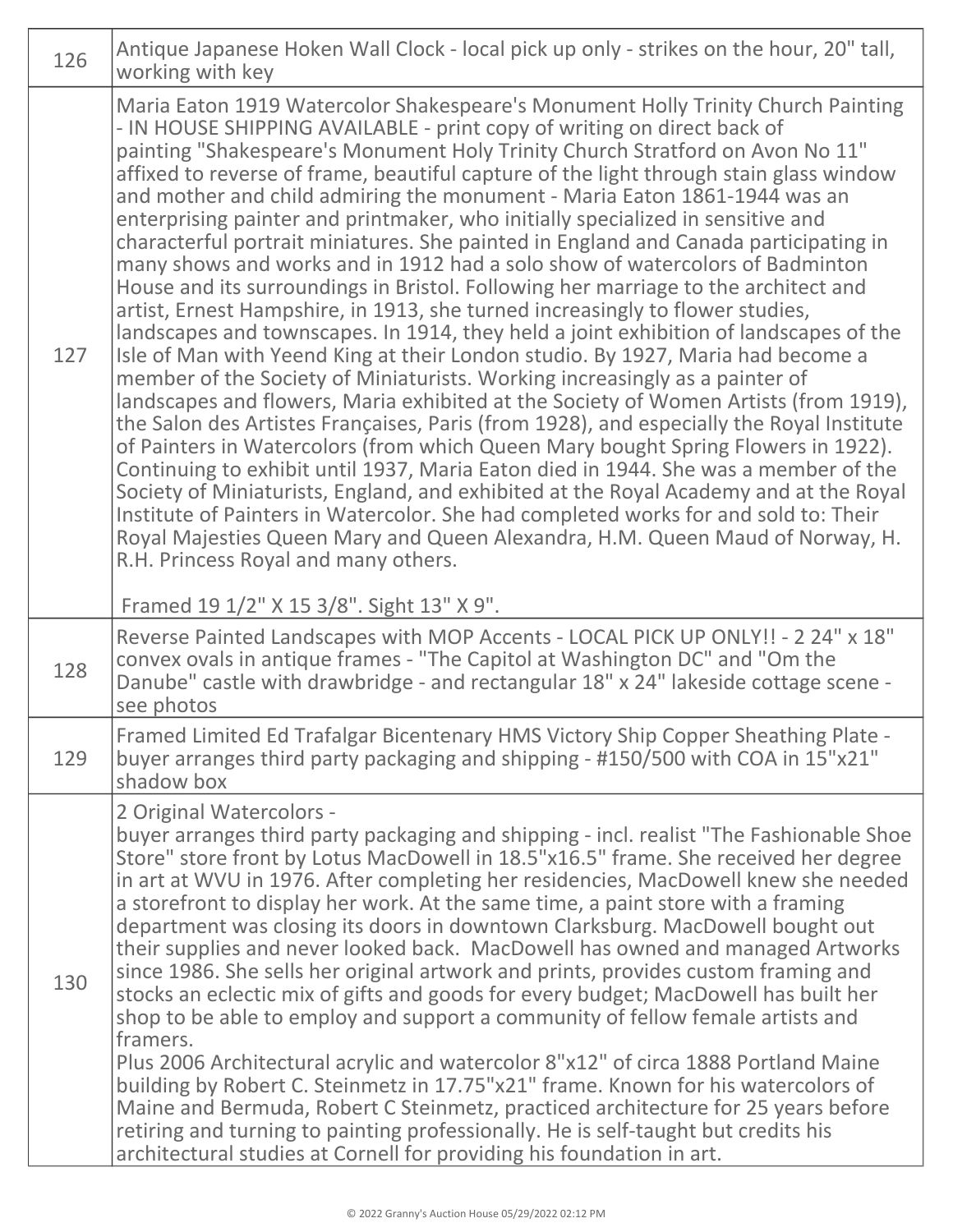| | |
|---|---|
| 126 | Antique Japanese Hoken Wall Clock - local pick up only - strikes on the hour, 20" tall, working with key |
| 127 | Maria Eaton 1919 Watercolor Shakespeare's Monument Holly Trinity Church Painting - IN HOUSE SHIPPING AVAILABLE - print copy of writing on direct back of painting "Shakespeare's Monument Holy Trinity Church Stratford on Avon No 11" affixed to reverse of frame, beautiful capture of the light through stain glass window and mother and child admiring the monument - Maria Eaton 1861-1944 was an enterprising painter and printmaker, who initially specialized in sensitive and characterful portrait miniatures. She painted in England and Canada participating in many shows and works and in 1912 had a solo show of watercolors of Badminton House and its surroundings in Bristol. Following her marriage to the architect and artist, Ernest Hampshire, in 1913, she turned increasingly to flower studies, landscapes and townscapes. In 1914, they held a joint exhibition of landscapes of the Isle of Man with Yeend King at their London studio. By 1927, Maria had become a member of the Society of Miniaturists. Working increasingly as a painter of landscapes and flowers, Maria exhibited at the Society of Women Artists (from 1919), the Salon des Artistes Françaises, Paris (from 1928), and especially the Royal Institute of Painters in Watercolors (from which Queen Mary bought Spring Flowers in 1922). Continuing to exhibit until 1937, Maria Eaton died in 1944. She was a member of the Society of Miniaturists, England, and exhibited at the Royal Academy and at the Royal Institute of Painters in Watercolor. She had completed works for and sold to: Their Royal Majesties Queen Mary and Queen Alexandra, H.M. Queen Maud of Norway, H. R.H. Princess Royal and many others.<br><br>Framed 19 1/2" X 15 3/8". Sight 13" X 9". |
| 128 | Reverse Painted Landscapes with MOP Accents - LOCAL PICK UP ONLY!! - 2 24" x 18" convex ovals in antique frames - "The Capitol at Washington DC" and "Om the Danube" castle with drawbridge - and rectangular 18" x 24" lakeside cottage scene - see photos |
| 129 | Framed Limited Ed Trafalgar Bicentenary HMS Victory Ship Copper Sheathing Plate - buyer arranges third party packaging and shipping - #150/500 with COA in 15"x21" shadow box |
| 130 | 2 Original Watercolors -<br>buyer arranges third party packaging and shipping - incl. realist "The Fashionable Shoe Store" store front by Lotus MacDowell in 18.5"x16.5" frame. She received her degree in art at WVU in 1976. After completing her residencies, MacDowell knew she needed a storefront to display her work. At the same time, a paint store with a framing department was closing its doors in downtown Clarksburg. MacDowell bought out their supplies and never looked back. MacDowell has owned and managed Artworks since 1986. She sells her original artwork and prints, provides custom framing and stocks an eclectic mix of gifts and goods for every budget; MacDowell has built her shop to be able to employ and support a community of fellow female artists and framers.<br>Plus 2006 Architectural acrylic and watercolor 8"x12" of circa 1888 Portland Maine building by Robert C. Steinmetz in 17.75"x21" frame. Known for his watercolors of Maine and Bermuda, Robert C Steinmetz, practiced architecture for 25 years before retiring and turning to painting professionally. He is self-taught but credits his architectural studies at Cornell for providing his foundation in art. |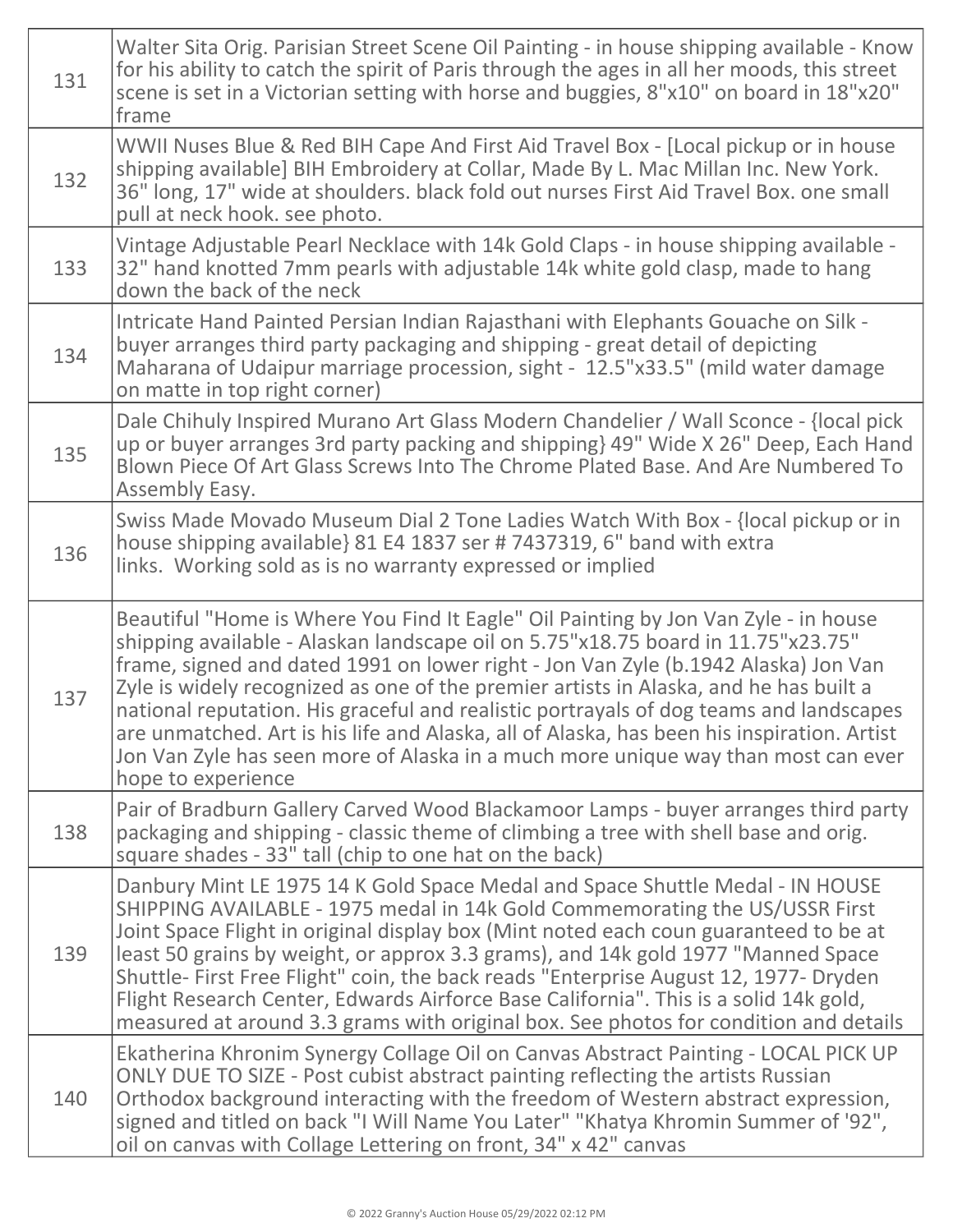| | |
|---|---|
| 131 | Walter Sita Orig. Parisian Street Scene Oil Painting - in house shipping available - Know for his ability to catch the spirit of Paris through the ages in all her moods, this street scene is set in a Victorian setting with horse and buggies, 8"x10" on board in 18"x20" frame |
| 132 | WWII Nuses Blue & Red BIH Cape And First Aid Travel Box - [Local pickup or in house shipping available] BIH Embroidery at Collar, Made By L. Mac Millan Inc. New York. 36" long, 17" wide at shoulders. black fold out nurses First Aid Travel Box. one small pull at neck hook. see photo. |
| 133 | Vintage Adjustable Pearl Necklace with 14k Gold Claps - in house shipping available - 32" hand knotted 7mm pearls with adjustable 14k white gold clasp, made to hang down the back of the neck |
| 134 | Intricate Hand Painted Persian Indian Rajasthani with Elephants Gouache on Silk - buyer arranges third party packaging and shipping - great detail of depicting Maharana of Udaipur marriage procession, sight - 12.5"x33.5" (mild water damage on matte in top right corner) |
| 135 | Dale Chihuly Inspired Murano Art Glass Modern Chandelier / Wall Sconce - {local pick up or buyer arranges 3rd party packing and shipping} 49" Wide X 26" Deep, Each Hand Blown Piece Of Art Glass Screws Into The Chrome Plated Base. And Are Numbered To Assembly Easy. |
| 136 | Swiss Made Movado Museum Dial 2 Tone Ladies Watch With Box - {local pickup or in house shipping available} 81 E4 1837 ser # 7437319, 6" band with extra links. Working sold as is no warranty expressed or implied |
| 137 | Beautiful "Home is Where You Find It Eagle" Oil Painting by Jon Van Zyle - in house shipping available - Alaskan landscape oil on 5.75"x18.75 board in 11.75"x23.75" frame, signed and dated 1991 on lower right - Jon Van Zyle (b.1942 Alaska) Jon Van Zyle is widely recognized as one of the premier artists in Alaska, and he has built a national reputation. His graceful and realistic portrayals of dog teams and landscapes are unmatched. Art is his life and Alaska, all of Alaska, has been his inspiration. Artist Jon Van Zyle has seen more of Alaska in a much more unique way than most can ever hope to experience |
| 138 | Pair of Bradburn Gallery Carved Wood Blackamoor Lamps - buyer arranges third party packaging and shipping - classic theme of climbing a tree with shell base and orig. square shades - 33" tall (chip to one hat on the back) |
| 139 | Danbury Mint LE 1975 14 K Gold Space Medal and Space Shuttle Medal - IN HOUSE SHIPPING AVAILABLE - 1975 medal in 14k Gold Commemorating the US/USSR First Joint Space Flight in original display box (Mint noted each coun guaranteed to be at least 50 grains by weight, or approx 3.3 grams), and 14k gold 1977 "Manned Space Shuttle- First Free Flight" coin, the back reads "Enterprise August 12, 1977- Dryden Flight Research Center, Edwards Airforce Base California". This is a solid 14k gold, measured at around 3.3 grams with original box. See photos for condition and details |
| 140 | Ekatherina Khronim Synergy Collage Oil on Canvas Abstract Painting - LOCAL PICK UP ONLY DUE TO SIZE - Post cubist abstract painting reflecting the artists Russian Orthodox background interacting with the freedom of Western abstract expression, signed and titled on back "I Will Name You Later" "Khatya Khromin Summer of '92", oil on canvas with Collage Lettering on front, 34" x 42" canvas |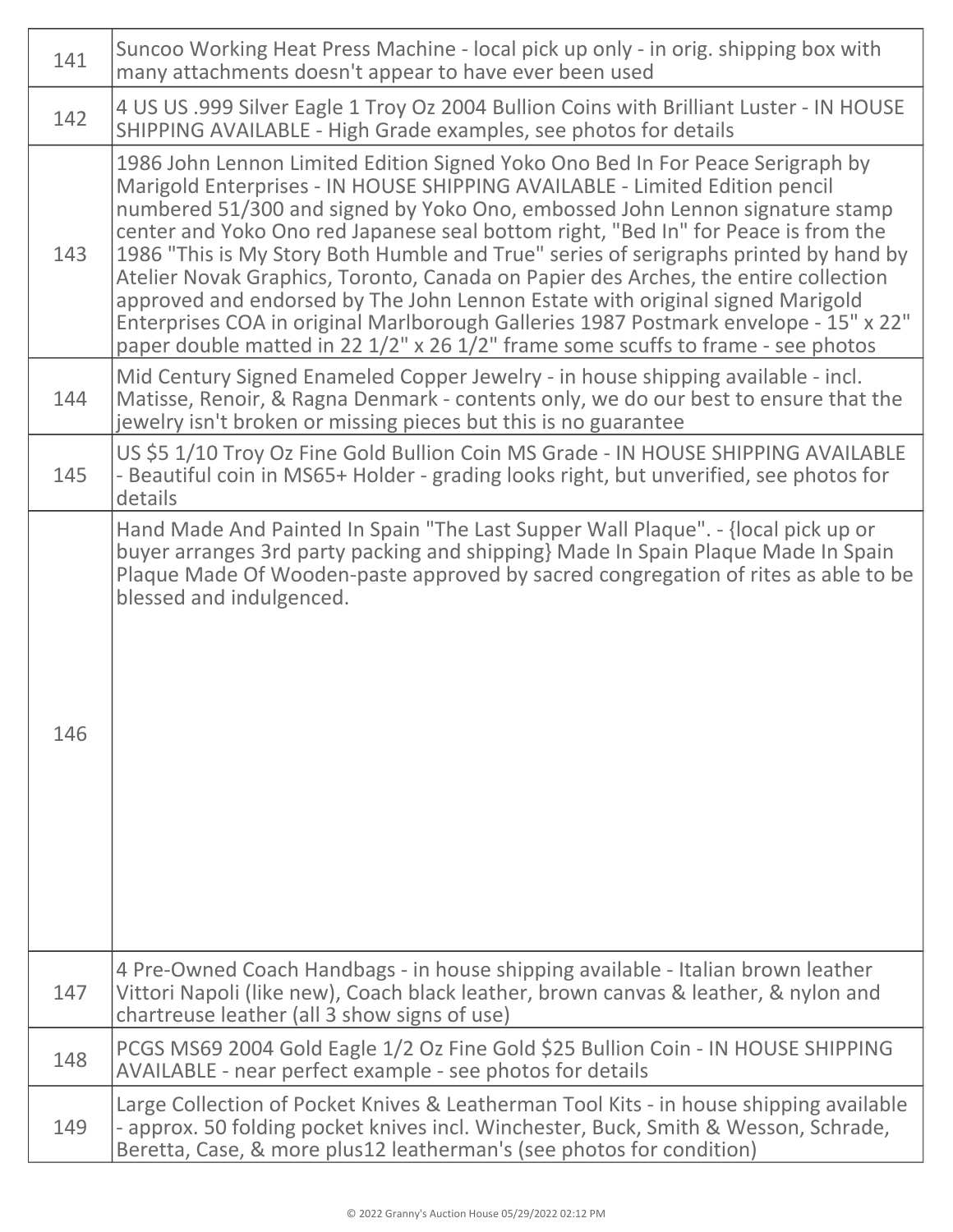| | |
|---|---|
| 141 | Suncoo Working Heat Press Machine - local pick up only - in orig. shipping box with many attachments doesn't appear to have ever been used |
| 142 | 4 US US .999 Silver Eagle 1 Troy Oz 2004 Bullion Coins with Brilliant Luster - IN HOUSE SHIPPING AVAILABLE - High Grade examples, see photos for details |
| 143 | 1986 John Lennon Limited Edition Signed Yoko Ono Bed In For Peace Serigraph by Marigold Enterprises - IN HOUSE SHIPPING AVAILABLE - Limited Edition pencil numbered 51/300 and signed by Yoko Ono, embossed John Lennon signature stamp center and Yoko Ono red Japanese seal bottom right, "Bed In" for Peace is from the 1986 "This is My Story Both Humble and True" series of serigraphs printed by hand by Atelier Novak Graphics, Toronto, Canada on Papier des Arches, the entire collection approved and endorsed by The John Lennon Estate with original signed Marigold Enterprises COA in original Marlborough Galleries 1987 Postmark envelope - 15" x 22" paper double matted in 22 1/2" x 26 1/2" frame some scuffs to frame - see photos |
| 144 | Mid Century Signed Enameled Copper Jewelry - in house shipping available - incl. Matisse, Renoir, & Ragna Denmark - contents only, we do our best to ensure that the jewelry isn't broken or missing pieces but this is no guarantee |
| 145 | US $5 1/10 Troy Oz Fine Gold Bullion Coin MS Grade - IN HOUSE SHIPPING AVAILABLE - Beautiful coin in MS65+ Holder - grading looks right, but unverified, see photos for details |
| 146 | Hand Made And Painted In Spain "The Last Supper Wall Plaque". - {local pick up or buyer arranges 3rd party packing and shipping} Made In Spain Plaque Made In Spain Plaque Made Of Wooden-paste approved by sacred congregation of rites as able to be blessed and indulgenced. |
| 147 | 4 Pre-Owned Coach Handbags - in house shipping available - Italian brown leather Vittori Napoli (like new), Coach black leather, brown canvas & leather, & nylon and chartreuse leather (all 3 show signs of use) |
| 148 | PCGS MS69 2004 Gold Eagle 1/2 Oz Fine Gold $25 Bullion Coin - IN HOUSE SHIPPING AVAILABLE - near perfect example - see photos for details |
| 149 | Large Collection of Pocket Knives & Leatherman Tool Kits - in house shipping available - approx. 50 folding pocket knives incl. Winchester, Buck, Smith & Wesson, Schrade, Beretta, Case, & more plus12 leatherman's (see photos for condition) |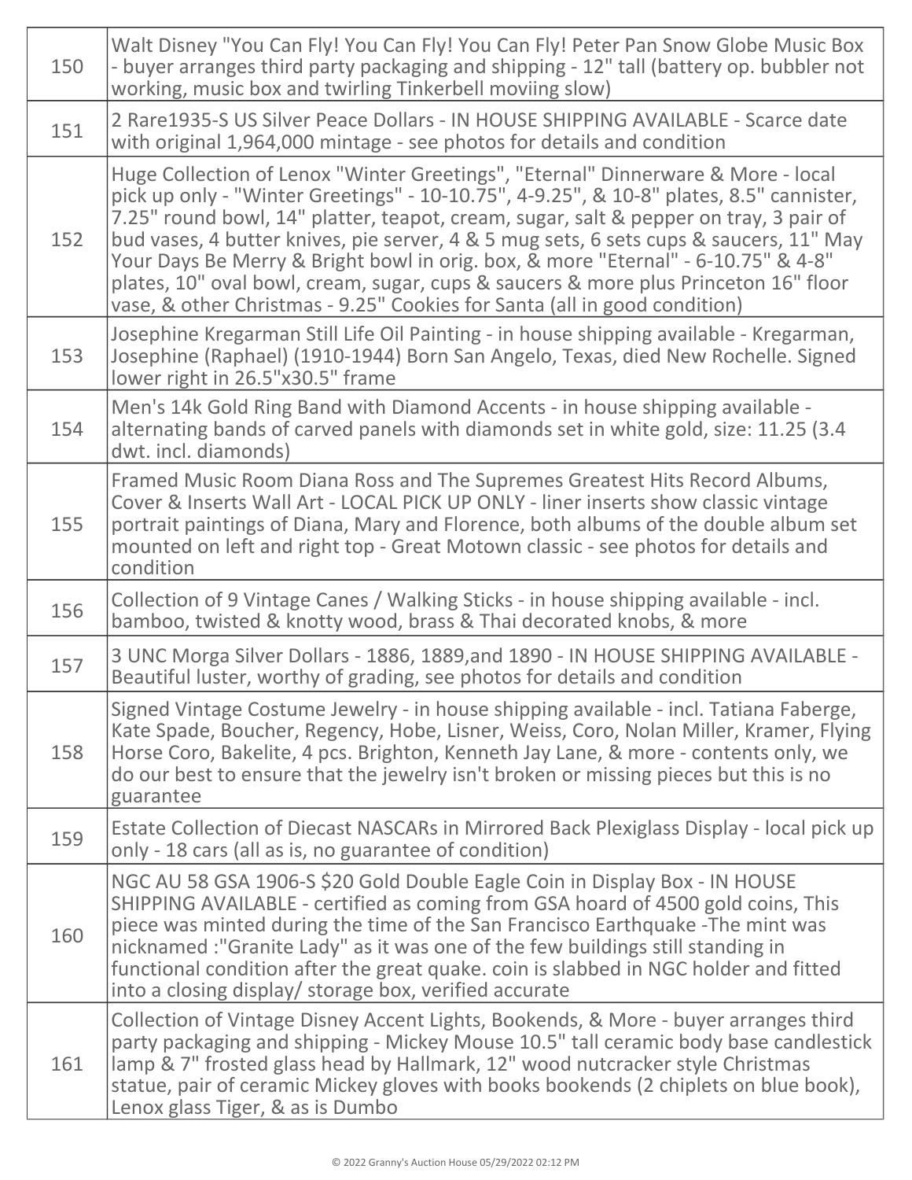| | |
|---|---|
| 150 | Walt Disney "You Can Fly! You Can Fly! You Can Fly! Peter Pan Snow Globe Music Box - buyer arranges third party packaging and shipping - 12" tall (battery op. bubbler not working, music box and twirling Tinkerbell moviing slow) |
| 151 | 2 Rare1935-S US Silver Peace Dollars - IN HOUSE SHIPPING AVAILABLE - Scarce date with original 1,964,000 mintage - see photos for details and condition |
| 152 | Huge Collection of Lenox "Winter Greetings", "Eternal" Dinnerware & More - local pick up only - "Winter Greetings" - 10-10.75", 4-9.25", & 10-8" plates, 8.5" cannister, 7.25" round bowl, 14" platter, teapot, cream, sugar, salt & pepper on tray, 3 pair of bud vases, 4 butter knives, pie server, 4 & 5 mug sets, 6 sets cups & saucers, 11" May Your Days Be Merry & Bright bowl in orig. box, & more "Eternal" - 6-10.75" & 4-8" plates, 10" oval bowl, cream, sugar, cups & saucers & more plus Princeton 16" floor vase, & other Christmas - 9.25" Cookies for Santa (all in good condition) |
| 153 | Josephine Kregarman Still Life Oil Painting - in house shipping available - Kregarman, Josephine (Raphael) (1910-1944) Born San Angelo, Texas, died New Rochelle. Signed lower right in 26.5"x30.5" frame |
| 154 | Men's 14k Gold Ring Band with Diamond Accents - in house shipping available - alternating bands of carved panels with diamonds set in white gold, size: 11.25 (3.4 dwt. incl. diamonds) |
| 155 | Framed Music Room Diana Ross and The Supremes Greatest Hits Record Albums, Cover & Inserts Wall Art - LOCAL PICK UP ONLY - liner inserts show classic vintage portrait paintings of Diana, Mary and Florence, both albums of the double album set mounted on left and right top - Great Motown classic - see photos for details and condition |
| 156 | Collection of 9 Vintage Canes / Walking Sticks - in house shipping available - incl. bamboo, twisted & knotty wood, brass & Thai decorated knobs, & more |
| 157 | 3 UNC Morga Silver Dollars - 1886, 1889,and 1890 - IN HOUSE SHIPPING AVAILABLE - Beautiful luster, worthy of grading, see photos for details and condition |
| 158 | Signed Vintage Costume Jewelry - in house shipping available - incl. Tatiana Faberge, Kate Spade, Boucher, Regency, Hobe, Lisner, Weiss, Coro, Nolan Miller, Kramer, Flying Horse Coro, Bakelite, 4 pcs. Brighton, Kenneth Jay Lane, & more - contents only, we do our best to ensure that the jewelry isn't broken or missing pieces but this is no guarantee |
| 159 | Estate Collection of Diecast NASCARs in Mirrored Back Plexiglass Display - local pick up only - 18 cars (all as is, no guarantee of condition) |
| 160 | NGC AU 58 GSA 1906-S $20 Gold Double Eagle Coin in Display Box - IN HOUSE SHIPPING AVAILABLE - certified as coming from GSA hoard of 4500 gold coins, This piece was minted during the time of the San Francisco Earthquake -The mint was nicknamed :"Granite Lady" as it was one of the few buildings still standing in functional condition after the great quake. coin is slabbed in NGC holder and fitted into a closing display/ storage box, verified accurate |
| 161 | Collection of Vintage Disney Accent Lights, Bookends, & More - buyer arranges third party packaging and shipping - Mickey Mouse 10.5" tall ceramic body base candlestick lamp & 7" frosted glass head by Hallmark, 12" wood nutcracker style Christmas statue, pair of ceramic Mickey gloves with books bookends (2 chiplets on blue book), Lenox glass Tiger, & as is Dumbo |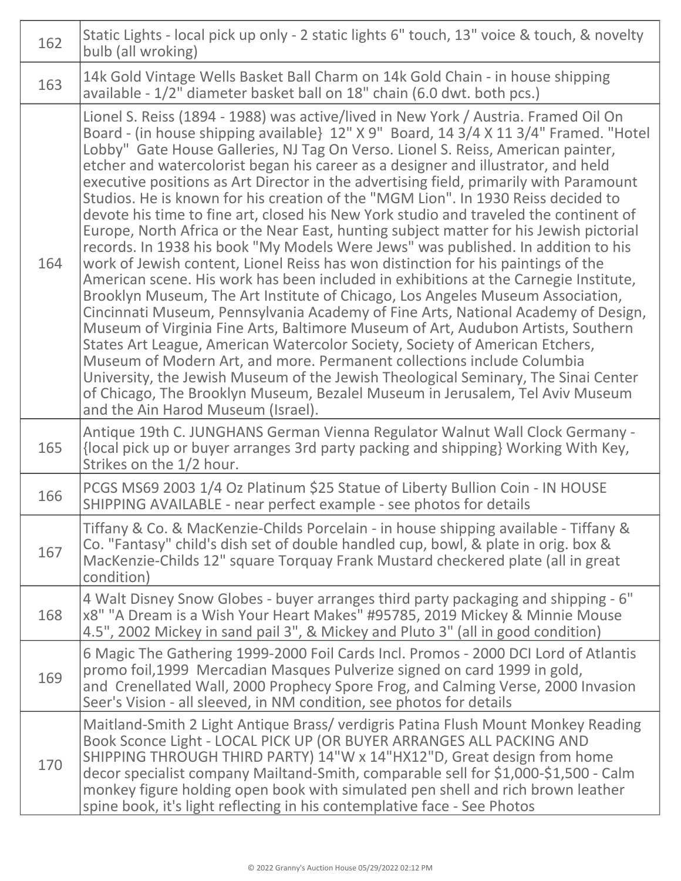| | |
|---|---|
| 162 | Static Lights - local pick up only - 2 static lights 6" touch, 13" voice & touch, & novelty bulb (all wroking) |
| 163 | 14k Gold Vintage Wells Basket Ball Charm on 14k Gold Chain - in house shipping available - 1/2" diameter basket ball on 18" chain (6.0 dwt. both pcs.) |
| 164 | Lionel S. Reiss (1894 - 1988) was active/lived in New York / Austria. Framed Oil On Board - (in house shipping available} 12" X 9" Board, 14 3/4 X 11 3/4" Framed. "Hotel Lobby" Gate House Galleries, NJ Tag On Verso. Lionel S. Reiss, American painter, etcher and watercolorist began his career as a designer and illustrator, and held executive positions as Art Director in the advertising field, primarily with Paramount Studios. He is known for his creation of the "MGM Lion". In 1930 Reiss decided to devote his time to fine art, closed his New York studio and traveled the continent of Europe, North Africa or the Near East, hunting subject matter for his Jewish pictorial records. In 1938 his book "My Models Were Jews" was published. In addition to his work of Jewish content, Lionel Reiss has won distinction for his paintings of the American scene. His work has been included in exhibitions at the Carnegie Institute, Brooklyn Museum, The Art Institute of Chicago, Los Angeles Museum Association, Cincinnati Museum, Pennsylvania Academy of Fine Arts, National Academy of Design, Museum of Virginia Fine Arts, Baltimore Museum of Art, Audubon Artists, Southern States Art League, American Watercolor Society, Society of American Etchers, Museum of Modern Art, and more. Permanent collections include Columbia University, the Jewish Museum of the Jewish Theological Seminary, The Sinai Center of Chicago, The Brooklyn Museum, Bezalel Museum in Jerusalem, Tel Aviv Museum and the Ain Harod Museum (Israel). |
| 165 | Antique 19th C. JUNGHANS German Vienna Regulator Walnut Wall Clock Germany - {local pick up or buyer arranges 3rd party packing and shipping} Working With Key, Strikes on the 1/2 hour. |
| 166 | PCGS MS69 2003 1/4 Oz Platinum $25 Statue of Liberty Bullion Coin - IN HOUSE SHIPPING AVAILABLE - near perfect example - see photos for details |
| 167 | Tiffany & Co. & MacKenzie-Childs Porcelain - in house shipping available - Tiffany & Co. "Fantasy" child's dish set of double handled cup, bowl, & plate in orig. box & MacKenzie-Childs 12" square Torquay Frank Mustard checkered plate (all in great condition) |
| 168 | 4 Walt Disney Snow Globes - buyer arranges third party packaging and shipping - 6" x8" "A Dream is a Wish Your Heart Makes" #95785, 2019 Mickey & Minnie Mouse 4.5", 2002 Mickey in sand pail 3", & Mickey and Pluto 3" (all in good condition) |
| 169 | 6 Magic The Gathering 1999-2000 Foil Cards Incl. Promos - 2000 DCI Lord of Atlantis promo foil,1999 Mercadian Masques Pulverize signed on card 1999 in gold, and Crenellated Wall, 2000 Prophecy Spore Frog, and Calming Verse, 2000 Invasion Seer's Vision - all sleeved, in NM condition, see photos for details |
| 170 | Maitland-Smith 2 Light Antique Brass/ verdigris Patina Flush Mount Monkey Reading Book Sconce Light - LOCAL PICK UP (OR BUYER ARRANGES ALL PACKING AND SHIPPING THROUGH THIRD PARTY) 14"W x 14"HX12"D, Great design from home decor specialist company Mailtand-Smith, comparable sell for $1,000-$1,500 - Calm monkey figure holding open book with simulated pen shell and rich brown leather spine book, it's light reflecting in his contemplative face - See Photos |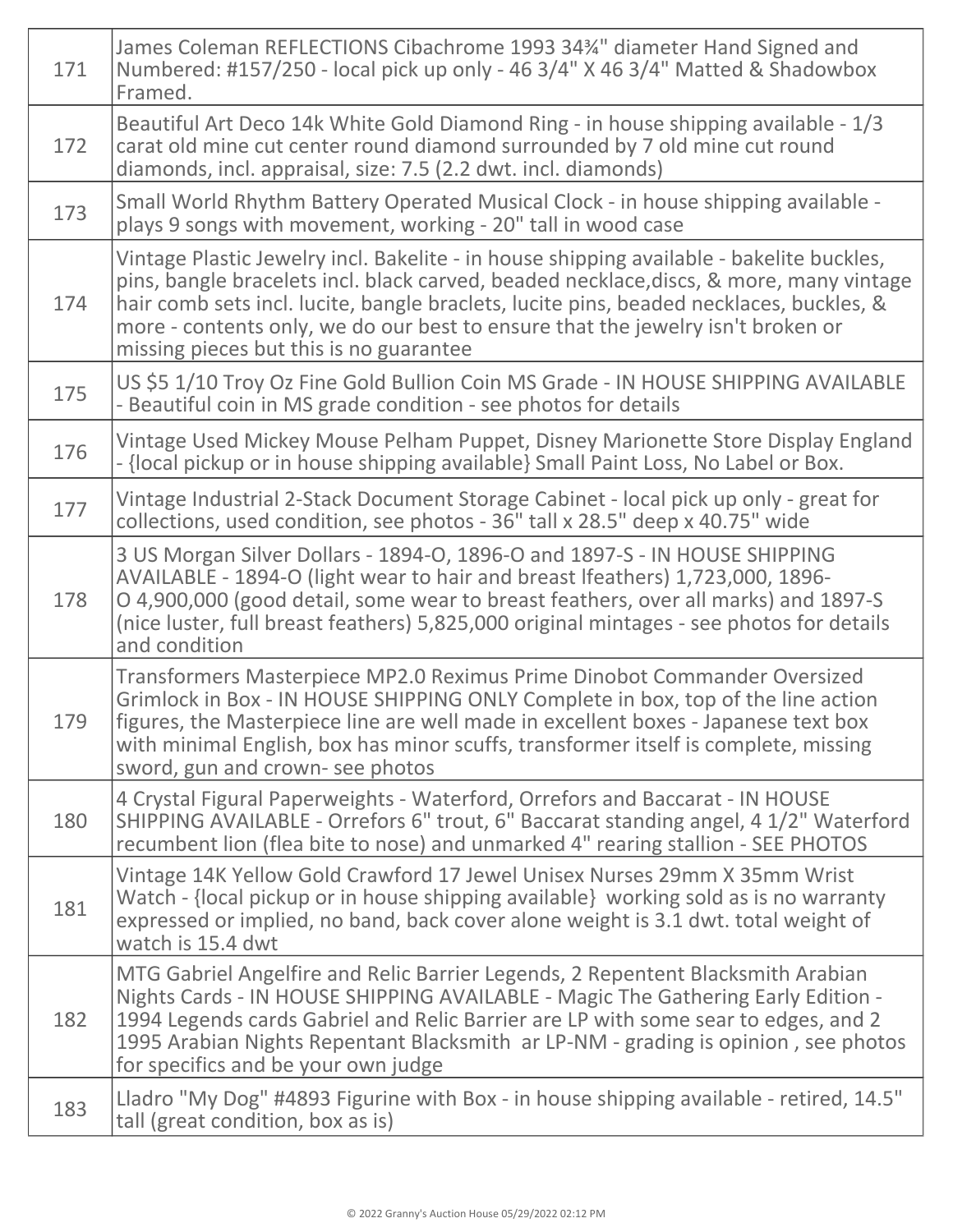| | |
|---|---|
| 171 | James Coleman REFLECTIONS Cibachrome 1993 34¾" diameter Hand Signed and Numbered: #157/250 - local pick up only - 46 3/4" X 46 3/4" Matted & Shadowbox Framed. |
| 172 | Beautiful Art Deco 14k White Gold Diamond Ring - in house shipping available - 1/3 carat old mine cut center round diamond surrounded by 7 old mine cut round diamonds, incl. appraisal, size: 7.5 (2.2 dwt. incl. diamonds) |
| 173 | Small World Rhythm Battery Operated Musical Clock - in house shipping available - plays 9 songs with movement, working - 20" tall in wood case |
| 174 | Vintage Plastic Jewelry incl. Bakelite - in house shipping available - bakelite buckles, pins, bangle bracelets incl. black carved, beaded necklace,discs, & more, many vintage hair comb sets incl. lucite, bangle braclets, lucite pins, beaded necklaces, buckles, & more - contents only, we do our best to ensure that the jewelry isn't broken or missing pieces but this is no guarantee |
| 175 | US $5 1/10 Troy Oz Fine Gold Bullion Coin MS Grade - IN HOUSE SHIPPING AVAILABLE - Beautiful coin in MS grade condition - see photos for details |
| 176 | Vintage Used Mickey Mouse Pelham Puppet, Disney Marionette Store Display England - {local pickup or in house shipping available} Small Paint Loss, No Label or Box. |
| 177 | Vintage Industrial 2-Stack Document Storage Cabinet - local pick up only - great for collections, used condition, see photos - 36" tall x 28.5" deep x 40.75" wide |
| 178 | 3 US Morgan Silver Dollars - 1894-O, 1896-O and 1897-S - IN HOUSE SHIPPING AVAILABLE - 1894-O (light wear to hair and breast lfeathers) 1,723,000, 1896-O 4,900,000 (good detail, some wear to breast feathers, over all marks) and 1897-S (nice luster, full breast feathers) 5,825,000 original mintages - see photos for details and condition |
| 179 | Transformers Masterpiece MP2.0 Reximus Prime Dinobot Commander Oversized Grimlock in Box - IN HOUSE SHIPPING ONLY Complete in box, top of the line action figures, the Masterpiece line are well made in excellent boxes - Japanese text box with minimal English, box has minor scuffs, transformer itself is complete, missing sword, gun and crown- see photos |
| 180 | 4 Crystal Figural Paperweights - Waterford, Orrefors and Baccarat - IN HOUSE SHIPPING AVAILABLE - Orrefors 6" trout, 6" Baccarat standing angel, 4 1/2" Waterford recumbent lion (flea bite to nose) and unmarked 4" rearing stallion - SEE PHOTOS |
| 181 | Vintage 14K Yellow Gold Crawford 17 Jewel Unisex Nurses 29mm X 35mm Wrist Watch - {local pickup or in house shipping available} working sold as is no warranty expressed or implied, no band, back cover alone weight is 3.1 dwt. total weight of watch is 15.4 dwt |
| 182 | MTG Gabriel Angelfire and Relic Barrier Legends, 2 Repentent Blacksmith Arabian Nights Cards - IN HOUSE SHIPPING AVAILABLE - Magic The Gathering Early Edition - 1994 Legends cards Gabriel and Relic Barrier are LP with some sear to edges, and 2 1995 Arabian Nights Repentant Blacksmith ar LP-NM - grading is opinion , see photos for specifics and be your own judge |
| 183 | Lladro "My Dog" #4893 Figurine with Box - in house shipping available - retired, 14.5" tall (great condition, box as is) |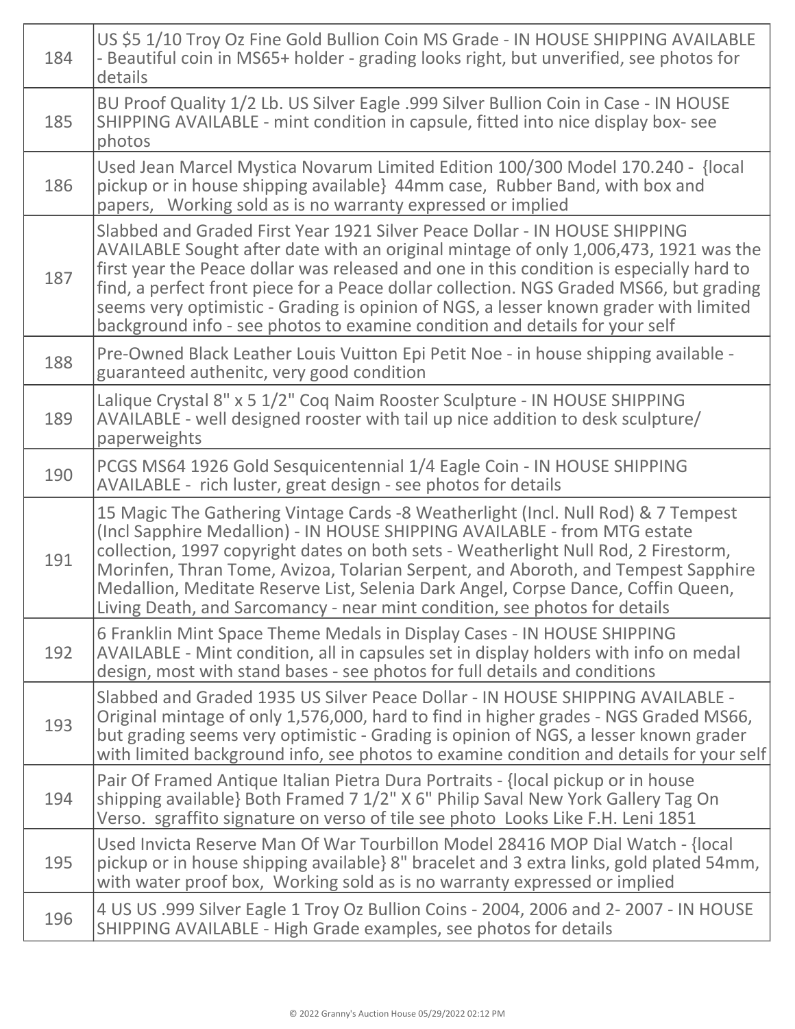| | |
|---|---|
| 184 | US $5 1/10 Troy Oz Fine Gold Bullion Coin MS Grade - IN HOUSE SHIPPING AVAILABLE - Beautiful coin in MS65+ holder - grading looks right, but unverified, see photos for details |
| 185 | BU Proof Quality 1/2 Lb. US Silver Eagle .999 Silver Bullion Coin in Case - IN HOUSE SHIPPING AVAILABLE - mint condition in capsule, fitted into nice display box- see photos |
| 186 | Used Jean Marcel Mystica Novarum Limited Edition 100/300 Model 170.240 - {local pickup or in house shipping available} 44mm case, Rubber Band, with box and papers, Working sold as is no warranty expressed or implied |
| 187 | Slabbed and Graded First Year 1921 Silver Peace Dollar - IN HOUSE SHIPPING AVAILABLE Sought after date with an original mintage of only 1,006,473, 1921 was the first year the Peace dollar was released and one in this condition is especially hard to find, a perfect front piece for a Peace dollar collection. NGS Graded MS66, but grading seems very optimistic - Grading is opinion of NGS, a lesser known grader with limited background info - see photos to examine condition and details for your self |
| 188 | Pre-Owned Black Leather Louis Vuitton Epi Petit Noe - in house shipping available - guaranteed authenitc, very good condition |
| 189 | Lalique Crystal 8" x 5 1/2" Coq Naim Rooster Sculpture - IN HOUSE SHIPPING AVAILABLE - well designed rooster with tail up nice addition to desk sculpture/ paperweights |
| 190 | PCGS MS64 1926 Gold Sesquicentennial 1/4 Eagle Coin - IN HOUSE SHIPPING AVAILABLE - rich luster, great design - see photos for details |
| 191 | 15 Magic The Gathering Vintage Cards -8 Weatherlight (Incl. Null Rod) & 7 Tempest (Incl Sapphire Medallion) - IN HOUSE SHIPPING AVAILABLE - from MTG estate collection, 1997 copyright dates on both sets - Weatherlight Null Rod, 2 Firestorm, Morinfen, Thran Tome, Avizoa, Tolarian Serpent, and Aboroth, and Tempest Sapphire Medallion, Meditate Reserve List, Selenia Dark Angel, Corpse Dance, Coffin Queen, Living Death, and Sarcomancy - near mint condition, see photos for details |
| 192 | 6 Franklin Mint Space Theme Medals in Display Cases - IN HOUSE SHIPPING AVAILABLE - Mint condition, all in capsules set in display holders with info on medal design, most with stand bases - see photos for full details and conditions |
| 193 | Slabbed and Graded 1935 US Silver Peace Dollar - IN HOUSE SHIPPING AVAILABLE - Original mintage of only 1,576,000, hard to find in higher grades - NGS Graded MS66, but grading seems very optimistic - Grading is opinion of NGS, a lesser known grader with limited background info, see photos to examine condition and details for your self |
| 194 | Pair Of Framed Antique Italian Pietra Dura Portraits - {local pickup or in house shipping available} Both Framed 7 1/2" X 6" Philip Saval New York Gallery Tag On Verso. sgraffito signature on verso of tile see photo Looks Like F.H. Leni 1851 |
| 195 | Used Invicta Reserve Man Of War Tourbillon Model 28416 MOP Dial Watch - {local pickup or in house shipping available} 8" bracelet and 3 extra links, gold plated 54mm, with water proof box, Working sold as is no warranty expressed or implied |
| 196 | 4 US US .999 Silver Eagle 1 Troy Oz Bullion Coins - 2004, 2006 and 2- 2007 - IN HOUSE SHIPPING AVAILABLE - High Grade examples, see photos for details |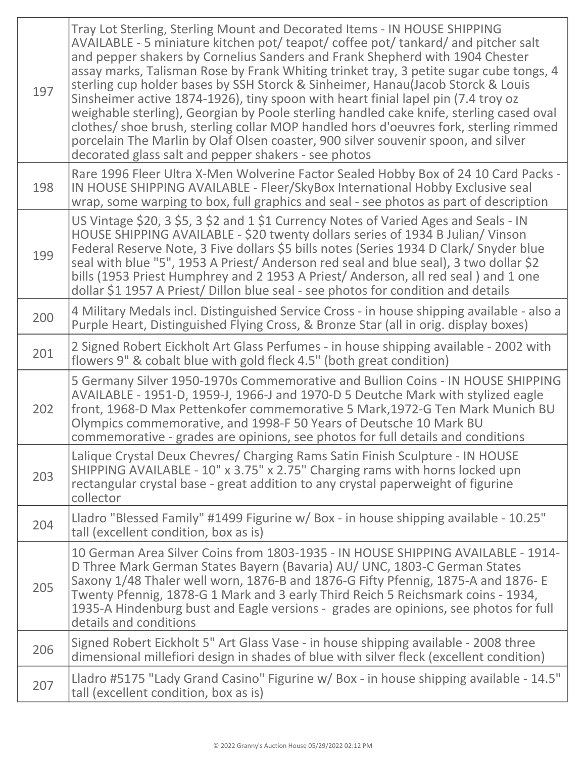| | |
|---|---|
| 197 | Tray Lot Sterling, Sterling Mount and Decorated Items - IN HOUSE SHIPPING AVAILABLE - 5 miniature kitchen pot/ teapot/ coffee pot/ tankard/ and pitcher salt and pepper shakers by Cornelius Sanders and Frank Shepherd with 1904 Chester assay marks, Talisman Rose by Frank Whiting trinket tray, 3 petite sugar cube tongs, 4 sterling cup holder bases by SSH Storck & Sinheimer, Hanau(Jacob Storck & Louis Sinsheimer active 1874-1926), tiny spoon with heart finial lapel pin (7.4 troy oz weighable sterling), Georgian by Poole sterling handled cake knife, sterling cased oval clothes/ shoe brush, sterling collar MOP handled hors d'oeuvres fork, sterling rimmed porcelain The Marlin by Olaf Olsen coaster, 900 silver souvenir spoon, and silver decorated glass salt and pepper shakers - see photos |
| 198 | Rare 1996 Fleer Ultra X-Men Wolverine Factor Sealed Hobby Box of 24 10 Card Packs - IN HOUSE SHIPPING AVAILABLE - Fleer/SkyBox International Hobby Exclusive seal wrap, some warping to box, full graphics and seal - see photos as part of description |
| 199 | US Vintage $20, 3 $5, 3 $2 and 1 $1 Currency Notes of Varied Ages and Seals - IN HOUSE SHIPPING AVAILABLE - $20 twenty dollars series of 1934 B Julian/ Vinson Federal Reserve Note, 3 Five dollars $5 bills notes (Series 1934 D Clark/ Snyder blue seal with blue "5", 1953 A Priest/ Anderson red seal and blue seal), 3 two dollar $2 bills (1953 Priest Humphrey and 2 1953 A Priest/ Anderson, all red seal ) and 1 one dollar $1 1957 A Priest/ Dillon blue seal - see photos for condition and details |
| 200 | 4 Military Medals incl. Distinguished Service Cross - in house shipping available - also a Purple Heart, Distinguished Flying Cross, & Bronze Star (all in orig. display boxes) |
| 201 | 2 Signed Robert Eickholt Art Glass Perfumes - in house shipping available - 2002 with flowers 9" & cobalt blue with gold fleck 4.5" (both great condition) |
| 202 | 5 Germany Silver 1950-1970s Commemorative and Bullion Coins - IN HOUSE SHIPPING AVAILABLE - 1951-D, 1959-J, 1966-J and 1970-D 5 Deutche Mark with stylized eagle front, 1968-D Max Pettenkofer commemorative 5 Mark,1972-G Ten Mark Munich BU Olympics commemorative, and 1998-F 50 Years of Deutsche 10 Mark BU commemorative - grades are opinions, see photos for full details and conditions |
| 203 | Lalique Crystal Deux Chevres/ Charging Rams Satin Finish Sculpture - IN HOUSE SHIPPING AVAILABLE - 10" x 3.75" x 2.75" Charging rams with horns locked upn rectangular crystal base - great addition to any crystal paperweight of figurine collector |
| 204 | Lladro "Blessed Family" #1499 Figurine w/ Box - in house shipping available - 10.25" tall (excellent condition, box as is) |
| 205 | 10 German Area Silver Coins from 1803-1935 - IN HOUSE SHIPPING AVAILABLE - 1914-D Three Mark German States Bayern (Bavaria) AU/ UNC, 1803-C German States Saxony 1/48 Thaler well worn, 1876-B and 1876-G Fifty Pfennig, 1875-A and 1876- E Twenty Pfennig, 1878-G 1 Mark and 3 early Third Reich 5 Reichsmark coins - 1934, 1935-A Hindenburg bust and Eagle versions - grades are opinions, see photos for full details and conditions |
| 206 | Signed Robert Eickholt 5" Art Glass Vase - in house shipping available - 2008 three dimensional millefiori design in shades of blue with silver fleck (excellent condition) |
| 207 | Lladro #5175 "Lady Grand Casino" Figurine w/ Box - in house shipping available - 14.5" tall (excellent condition, box as is) |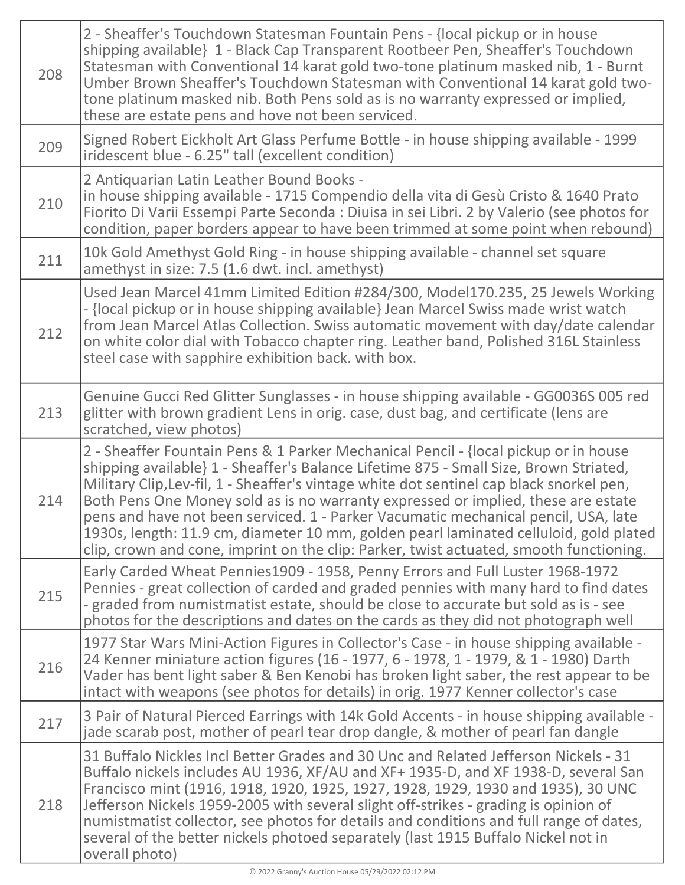| | |
|---|---|
| 208 | 2 - Sheaffer's Touchdown Statesman Fountain Pens - {local pickup or in house shipping available} 1 - Black Cap Transparent Rootbeer Pen, Sheaffer's Touchdown Statesman with Conventional 14 karat gold two-tone platinum masked nib, 1 - Burnt Umber Brown Sheaffer's Touchdown Statesman with Conventional 14 karat gold two-tone platinum masked nib. Both Pens sold as is no warranty expressed or implied, these are estate pens and hove not been serviced. |
| 209 | Signed Robert Eickholt Art Glass Perfume Bottle - in house shipping available - 1999 iridescent blue - 6.25" tall (excellent condition) |
| 210 | 2 Antiquarian Latin Leather Bound Books - in house shipping available - 1715 Compendio della vita di Gesù Cristo & 1640 Prato Fiorito Di Varii Essempi Parte Seconda : Diuisa in sei Libri. 2 by Valerio (see photos for condition, paper borders appear to have been trimmed at some point when rebound) |
| 211 | 10k Gold Amethyst Gold Ring - in house shipping available - channel set square amethyst in size: 7.5 (1.6 dwt. incl. amethyst) |
| 212 | Used Jean Marcel 41mm Limited Edition #284/300, Model170.235, 25 Jewels Working - {local pickup or in house shipping available} Jean Marcel Swiss made wrist watch from Jean Marcel Atlas Collection. Swiss automatic movement with day/date calendar on white color dial with Tobacco chapter ring. Leather band, Polished 316L Stainless steel case with sapphire exhibition back. with box. |
| 213 | Genuine Gucci Red Glitter Sunglasses - in house shipping available - GG0036S 005 red glitter with brown gradient Lens in orig. case, dust bag, and certificate (lens are scratched, view photos) |
| 214 | 2 - Sheaffer Fountain Pens & 1 Parker Mechanical Pencil - {local pickup or in house shipping available} 1 - Sheaffer's Balance Lifetime 875 - Small Size, Brown Striated, Military Clip,Lev-fil, 1 - Sheaffer's vintage white dot sentinel cap black snorkel pen, Both Pens One Money sold as is no warranty expressed or implied, these are estate pens and have not been serviced. 1 - Parker Vacumatic mechanical pencil, USA, late 1930s, length: 11.9 cm, diameter 10 mm, golden pearl laminated celluloid, gold plated clip, crown and cone, imprint on the clip: Parker, twist actuated, smooth functioning. |
| 215 | Early Carded Wheat Pennies1909 - 1958, Penny Errors and Full Luster 1968-1972 Pennies - great collection of carded and graded pennies with many hard to find dates - graded from numistmatist estate, should be close to accurate but sold as is - see photos for the descriptions and dates on the cards as they did not photograph well |
| 216 | 1977 Star Wars Mini-Action Figures in Collector's Case - in house shipping available - 24 Kenner miniature action figures (16 - 1977, 6 - 1978, 1 - 1979, & 1 - 1980) Darth Vader has bent light saber & Ben Kenobi has broken light saber, the rest appear to be intact with weapons (see photos for details) in orig. 1977 Kenner collector's case |
| 217 | 3 Pair of Natural Pierced Earrings with 14k Gold Accents - in house shipping available - jade scarab post, mother of pearl tear drop dangle, & mother of pearl fan dangle |
| 218 | 31 Buffalo Nickles Incl Better Grades and 30 Unc and Related Jefferson Nickels - 31 Buffalo nickels includes AU 1936, XF/AU and XF+ 1935-D, and XF 1938-D, several San Francisco mint (1916, 1918, 1920, 1925, 1927, 1928, 1929, 1930 and 1935), 30 UNC Jefferson Nickels 1959-2005 with several slight off-strikes - grading is opinion of numistmatist collector, see photos for details and conditions and full range of dates, several of the better nickels photoed separately (last 1915 Buffalo Nickel not in overall photo) |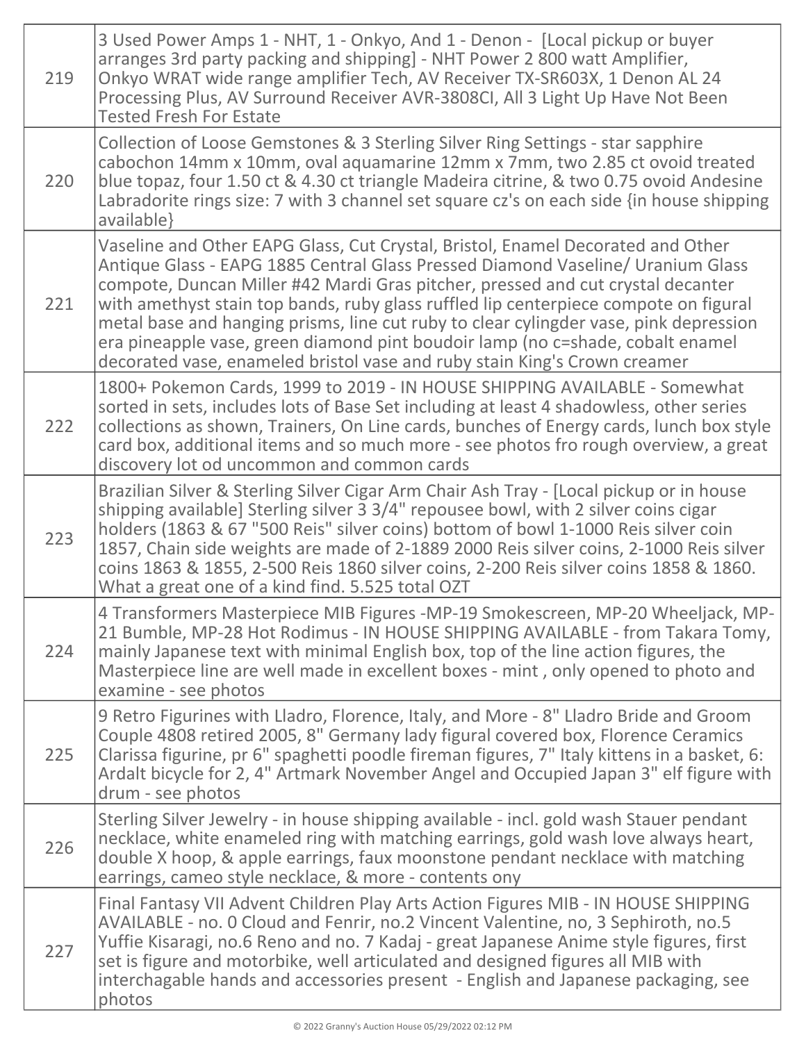| | |
|---|---|
| 219 | 3 Used Power Amps 1 - NHT, 1 - Onkyo, And 1 - Denon - [Local pickup or buyer arranges 3rd party packing and shipping] - NHT Power 2 800 watt Amplifier, Onkyo WRAT wide range amplifier Tech, AV Receiver TX-SR603X, 1 Denon AL 24 Processing Plus, AV Surround Receiver AVR-3808CI, All 3 Light Up Have Not Been Tested Fresh For Estate |
| 220 | Collection of Loose Gemstones & 3 Sterling Silver Ring Settings - star sapphire cabochon 14mm x 10mm, oval aquamarine 12mm x 7mm, two 2.85 ct ovoid treated blue topaz, four 1.50 ct & 4.30 ct triangle Madeira citrine, & two 0.75 ovoid Andesine Labradorite rings size: 7 with 3 channel set square cz's on each side {in house shipping available} |
| 221 | Vaseline and Other EAPG Glass, Cut Crystal, Bristol, Enamel Decorated and Other Antique Glass - EAPG 1885 Central Glass Pressed Diamond Vaseline/ Uranium Glass compote, Duncan Miller #42 Mardi Gras pitcher, pressed and cut crystal decanter with amethyst stain top bands, ruby glass ruffled lip centerpiece compote on figural metal base and hanging prisms, line cut ruby to clear cylingder vase, pink depression era pineapple vase, green diamond pint boudoir lamp (no c=shade, cobalt enamel decorated vase, enameled bristol vase and ruby stain King's Crown creamer |
| 222 | 1800+ Pokemon Cards, 1999 to 2019 - IN HOUSE SHIPPING AVAILABLE - Somewhat sorted in sets, includes lots of Base Set including at least 4 shadowless, other series collections as shown, Trainers, On Line cards, bunches of Energy cards, lunch box style card box, additional items and so much more - see photos fro rough overview, a great discovery lot od uncommon and common cards |
| 223 | Brazilian Silver & Sterling Silver Cigar Arm Chair Ash Tray - [Local pickup or in house shipping available] Sterling silver 3 3/4" repousee bowl, with 2 silver coins cigar holders (1863 & 67 "500 Reis" silver coins) bottom of bowl 1-1000 Reis silver coin 1857, Chain side weights are made of 2-1889 2000 Reis silver coins, 2-1000 Reis silver coins 1863 & 1855, 2-500 Reis 1860 silver coins, 2-200 Reis silver coins 1858 & 1860. What a great one of a kind find. 5.525 total OZT |
| 224 | 4 Transformers Masterpiece MIB Figures -MP-19 Smokescreen, MP-20 Wheeljack, MP-21 Bumble, MP-28 Hot Rodimus - IN HOUSE SHIPPING AVAILABLE - from Takara Tomy, mainly Japanese text with minimal English box, top of the line action figures, the Masterpiece line are well made in excellent boxes - mint , only opened to photo and examine - see photos |
| 225 | 9 Retro Figurines with Lladro, Florence, Italy, and More - 8" Lladro Bride and Groom Couple 4808 retired 2005, 8" Germany lady figural covered box, Florence Ceramics Clarissa figurine, pr 6" spaghetti poodle fireman figures, 7" Italy kittens in a basket, 6: Ardalt bicycle for 2, 4" Artmark November Angel and Occupied Japan 3" elf figure with drum - see photos |
| 226 | Sterling Silver Jewelry - in house shipping available - incl. gold wash Stauer pendant necklace, white enameled ring with matching earrings, gold wash love always heart, double X hoop, & apple earrings, faux moonstone pendant necklace with matching earrings, cameo style necklace, & more - contents ony |
| 227 | Final Fantasy VII Advent Children Play Arts Action Figures MIB - IN HOUSE SHIPPING AVAILABLE - no. 0 Cloud and Fenrir, no.2 Vincent Valentine, no, 3 Sephiroth, no.5 Yuffie Kisaragi, no.6 Reno and no. 7 Kadaj - great Japanese Anime style figures, first set is figure and motorbike, well articulated and designed figures all MIB with interchagable hands and accessories present - English and Japanese packaging, see photos |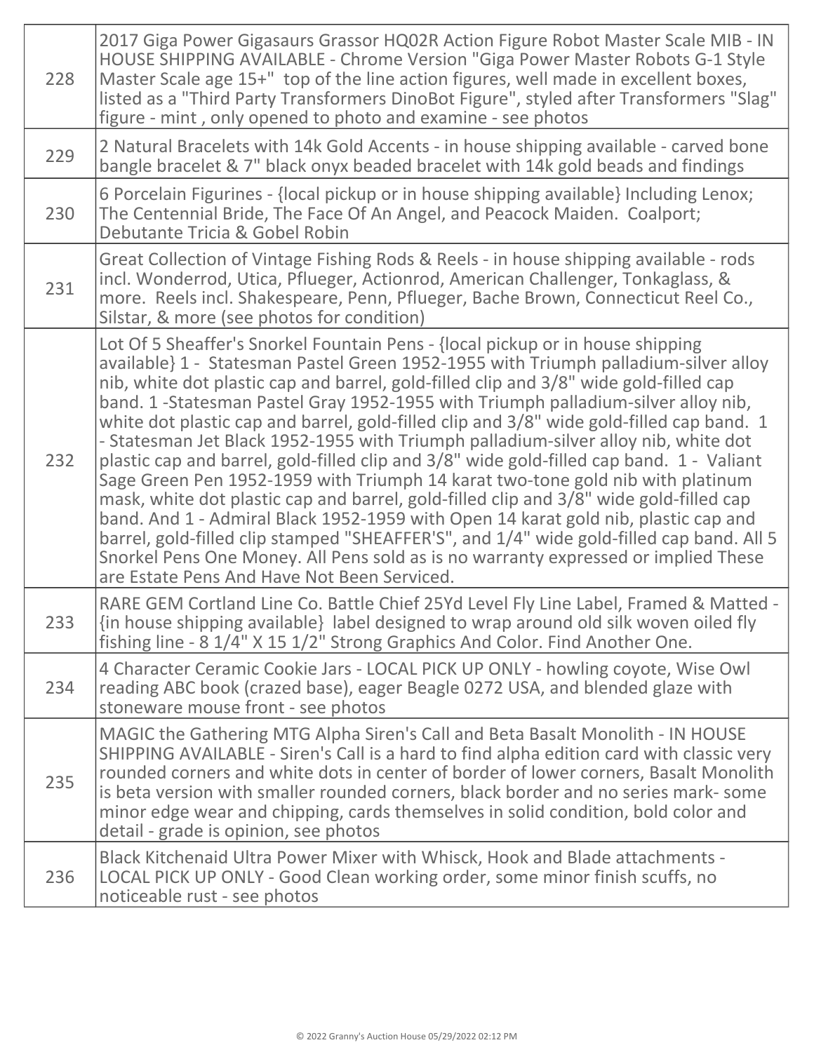| | |
|---|---|
| 228 | 2017 Giga Power Gigasaurs Grassor HQ02R Action Figure Robot Master Scale MIB - IN HOUSE SHIPPING AVAILABLE - Chrome Version "Giga Power Master Robots G-1 Style Master Scale age 15+" top of the line action figures, well made in excellent boxes, listed as a "Third Party Transformers DinoBot Figure", styled after Transformers "Slag" figure - mint , only opened to photo and examine - see photos |
| 229 | 2 Natural Bracelets with 14k Gold Accents - in house shipping available - carved bone bangle bracelet & 7" black onyx beaded bracelet with 14k gold beads and findings |
| 230 | 6 Porcelain Figurines - {local pickup or in house shipping available} Including Lenox; The Centennial Bride, The Face Of An Angel, and Peacock Maiden. Coalport; Debutante Tricia & Gobel Robin |
| 231 | Great Collection of Vintage Fishing Rods & Reels - in house shipping available - rods incl. Wonderrod, Utica, Pflueger, Actionrod, American Challenger, Tonkaglass, & more. Reels incl. Shakespeare, Penn, Pflueger, Bache Brown, Connecticut Reel Co., Silstar, & more (see photos for condition) |
| 232 | Lot Of 5 Sheaffer's Snorkel Fountain Pens - {local pickup or in house shipping available} 1 - Statesman Pastel Green 1952-1955 with Triumph palladium-silver alloy nib, white dot plastic cap and barrel, gold-filled clip and 3/8" wide gold-filled cap band. 1 -Statesman Pastel Gray 1952-1955 with Triumph palladium-silver alloy nib, white dot plastic cap and barrel, gold-filled clip and 3/8" wide gold-filled cap band. 1 - Statesman Jet Black 1952-1955 with Triumph palladium-silver alloy nib, white dot plastic cap and barrel, gold-filled clip and 3/8" wide gold-filled cap band. 1 - Valiant Sage Green Pen 1952-1959 with Triumph 14 karat two-tone gold nib with platinum mask, white dot plastic cap and barrel, gold-filled clip and 3/8" wide gold-filled cap band. And 1 - Admiral Black 1952-1959 with Open 14 karat gold nib, plastic cap and barrel, gold-filled clip stamped "SHEAFFER'S", and 1/4" wide gold-filled cap band. All 5 Snorkel Pens One Money. All Pens sold as is no warranty expressed or implied These are Estate Pens And Have Not Been Serviced. |
| 233 | RARE GEM Cortland Line Co. Battle Chief 25Yd Level Fly Line Label, Framed & Matted - {in house shipping available} label designed to wrap around old silk woven oiled fly fishing line - 8 1/4" X 15 1/2" Strong Graphics And Color. Find Another One. |
| 234 | 4 Character Ceramic Cookie Jars - LOCAL PICK UP ONLY - howling coyote, Wise Owl reading ABC book (crazed base), eager Beagle 0272 USA, and blended glaze with stoneware mouse front - see photos |
| 235 | MAGIC the Gathering MTG Alpha Siren's Call and Beta Basalt Monolith - IN HOUSE SHIPPING AVAILABLE - Siren's Call is a hard to find alpha edition card with classic very rounded corners and white dots in center of border of lower corners, Basalt Monolith is beta version with smaller rounded corners, black border and no series mark- some minor edge wear and chipping, cards themselves in solid condition, bold color and detail - grade is opinion, see photos |
| 236 | Black Kitchenaid Ultra Power Mixer with Whisck, Hook and Blade attachments - LOCAL PICK UP ONLY - Good Clean working order, some minor finish scuffs, no noticeable rust - see photos |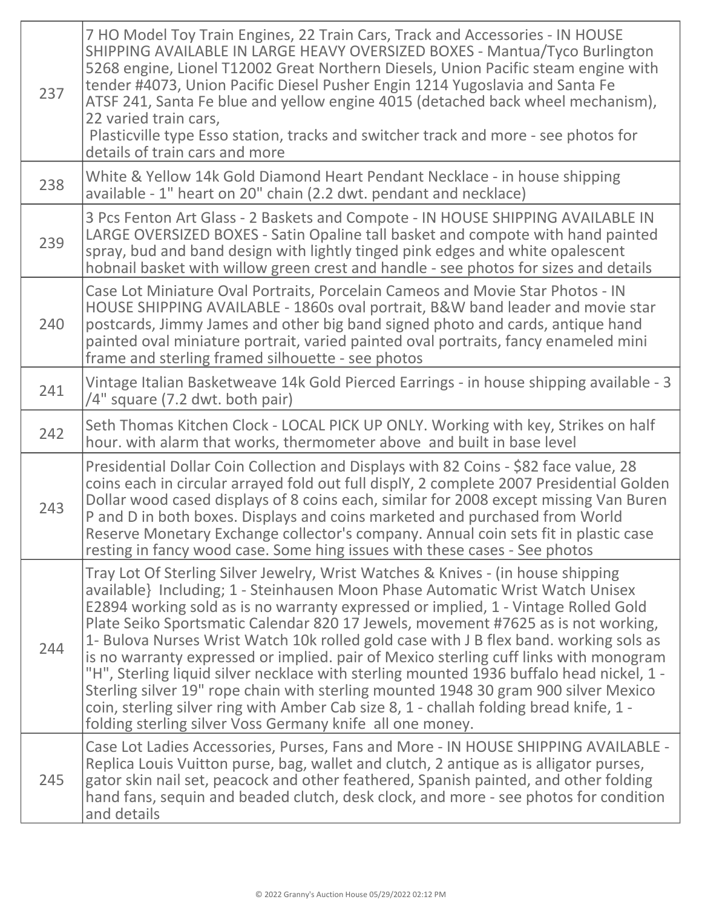| | |
|---|---|
| 237 | 7 HO Model Toy Train Engines, 22 Train Cars, Track and Accessories - IN HOUSE SHIPPING AVAILABLE IN LARGE HEAVY OVERSIZED BOXES - Mantua/Tyco Burlington 5268 engine, Lionel T12002 Great Northern Diesels, Union Pacific steam engine with tender #4073, Union Pacific Diesel Pusher Engin 1214 Yugoslavia and Santa Fe ATSF 241, Santa Fe blue and yellow engine 4015 (detached back wheel mechanism), 22 varied train cars, Plasticville type Esso station, tracks and switcher track and more - see photos for details of train cars and more |
| 238 | White & Yellow 14k Gold Diamond Heart Pendant Necklace - in house shipping available - 1" heart on 20" chain (2.2 dwt. pendant and necklace) |
| 239 | 3 Pcs Fenton Art Glass - 2 Baskets and Compote - IN HOUSE SHIPPING AVAILABLE IN LARGE OVERSIZED BOXES - Satin Opaline tall basket and compote with hand painted spray, bud and band design with lightly tinged pink edges and white opalescent hobnail basket with willow green crest and handle - see photos for sizes and details |
| 240 | Case Lot Miniature Oval Portraits, Porcelain Cameos and Movie Star Photos - IN HOUSE SHIPPING AVAILABLE - 1860s oval portrait, B&W band leader and movie star postcards, Jimmy James and other big band signed photo and cards, antique hand painted oval miniature portrait, varied painted oval portraits, fancy enameled mini frame and sterling framed silhouette - see photos |
| 241 | Vintage Italian Basketweave 14k Gold Pierced Earrings - in house shipping available - 3 /4" square (7.2 dwt. both pair) |
| 242 | Seth Thomas Kitchen Clock - LOCAL PICK UP ONLY. Working with key, Strikes on half hour. with alarm that works, thermometer above and built in base level |
| 243 | Presidential Dollar Coin Collection and Displays with 82 Coins - $82 face value, 28 coins each in circular arrayed fold out full displY, 2 complete 2007 Presidential Golden Dollar wood cased displays of 8 coins each, similar for 2008 except missing Van Buren P and D in both boxes. Displays and coins marketed and purchased from World Reserve Monetary Exchange collector's company. Annual coin sets fit in plastic case resting in fancy wood case. Some hing issues with these cases - See photos |
| 244 | Tray Lot Of Sterling Silver Jewelry, Wrist Watches & Knives - (in house shipping available} Including; 1 - Steinhausen Moon Phase Automatic Wrist Watch Unisex E2894 working sold as is no warranty expressed or implied, 1 - Vintage Rolled Gold Plate Seiko Sportsmatic Calendar 820 17 Jewels, movement #7625 as is not working, 1- Bulova Nurses Wrist Watch 10k rolled gold case with J B flex band. working sols as is no warranty expressed or implied. pair of Mexico sterling cuff links with monogram "H", Sterling liquid silver necklace with sterling mounted 1936 buffalo head nickel, 1 - Sterling silver 19" rope chain with sterling mounted 1948 30 gram 900 silver Mexico coin, sterling silver ring with Amber Cab size 8, 1 - challah folding bread knife, 1 - folding sterling silver Voss Germany knife all one money. |
| 245 | Case Lot Ladies Accessories, Purses, Fans and More - IN HOUSE SHIPPING AVAILABLE - Replica Louis Vuitton purse, bag, wallet and clutch, 2 antique as is alligator purses, gator skin nail set, peacock and other feathered, Spanish painted, and other folding hand fans, sequin and beaded clutch, desk clock, and more - see photos for condition and details |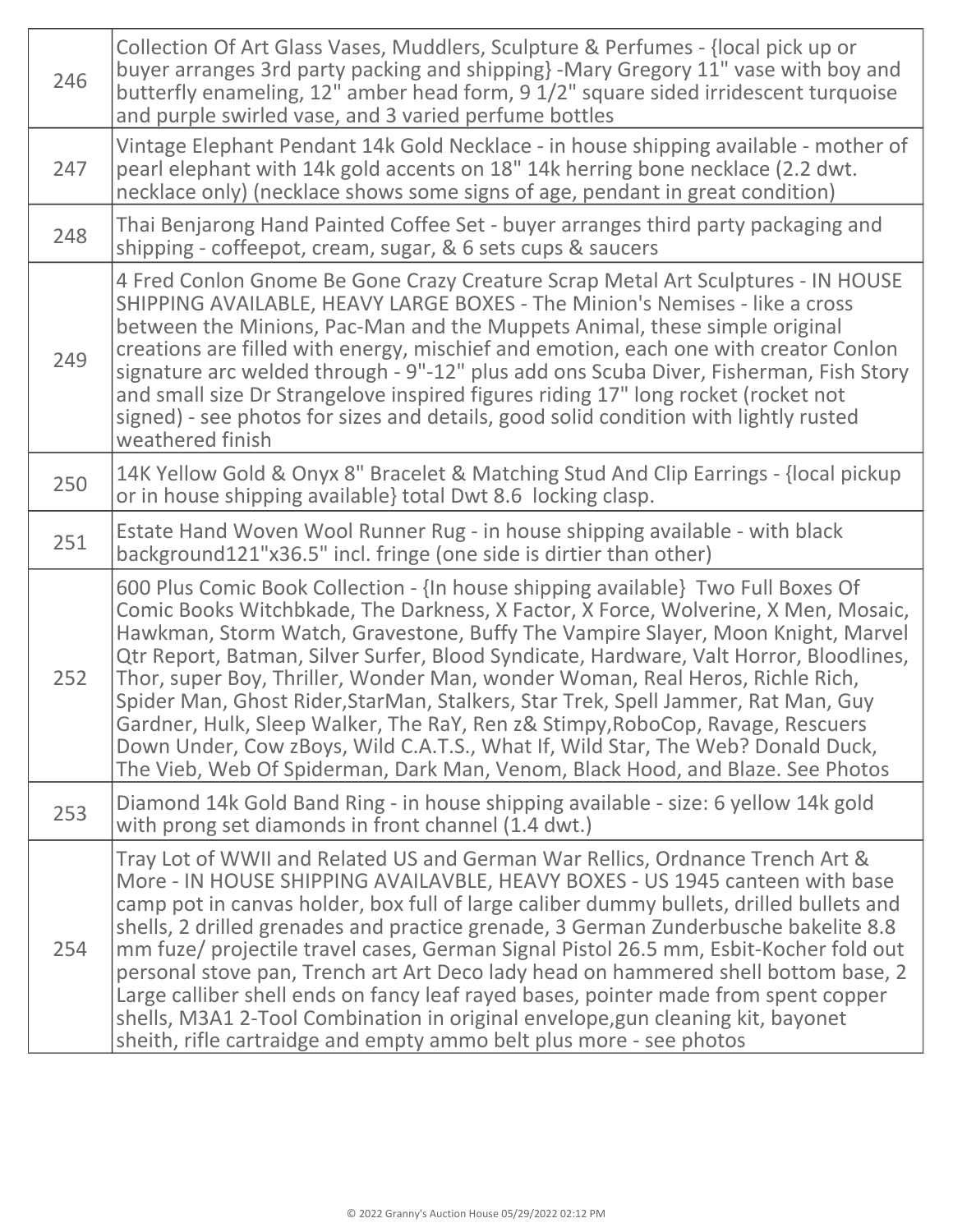| | |
|---|---|
| 246 | Collection Of Art Glass Vases, Muddlers, Sculpture & Perfumes - {local pick up or buyer arranges 3rd party packing and shipping} -Mary Gregory 11" vase with boy and butterfly enameling, 12" amber head form, 9 1/2" square sided irridescent turquoise and purple swirled vase, and 3 varied perfume bottles |
| 247 | Vintage Elephant Pendant 14k Gold Necklace - in house shipping available - mother of pearl elephant with 14k gold accents on 18" 14k herring bone necklace (2.2 dwt. necklace only) (necklace shows some signs of age, pendant in great condition) |
| 248 | Thai Benjarong Hand Painted Coffee Set - buyer arranges third party packaging and shipping - coffeepot, cream, sugar, & 6 sets cups & saucers |
| 249 | 4 Fred Conlon Gnome Be Gone Crazy Creature Scrap Metal Art Sculptures - IN HOUSE SHIPPING AVAILABLE, HEAVY LARGE BOXES - The Minion's Nemises - like a cross between the Minions, Pac-Man and the Muppets Animal, these simple original creations are filled with energy, mischief and emotion, each one with creator Conlon signature arc welded through - 9"-12" plus add ons Scuba Diver, Fisherman, Fish Story and small size Dr Strangelove inspired figures riding 17" long rocket (rocket not signed) - see photos for sizes and details, good solid condition with lightly rusted weathered finish |
| 250 | 14K Yellow Gold & Onyx 8" Bracelet & Matching Stud And Clip Earrings - {local pickup or in house shipping available} total Dwt 8.6 locking clasp. |
| 251 | Estate Hand Woven Wool Runner Rug - in house shipping available - with black background121"x36.5" incl. fringe (one side is dirtier than other) |
| 252 | 600 Plus Comic Book Collection - {In house shipping available} Two Full Boxes Of Comic Books Witchbkade, The Darkness, X Factor, X Force, Wolverine, X Men, Mosaic, Hawkman, Storm Watch, Gravestone, Buffy The Vampire Slayer, Moon Knight, Marvel Qtr Report, Batman, Silver Surfer, Blood Syndicate, Hardware, Valt Horror, Bloodlines, Thor, super Boy, Thriller, Wonder Man, wonder Woman, Real Heros, Richle Rich, Spider Man, Ghost Rider,StarMan, Stalkers, Star Trek, Spell Jammer, Rat Man, Guy Gardner, Hulk, Sleep Walker, The RaY, Ren z& Stimpy,RoboCop, Ravage, Rescuers Down Under, Cow zBoys, Wild C.A.T.S., What If, Wild Star, The Web? Donald Duck, The Vieb, Web Of Spiderman, Dark Man, Venom, Black Hood, and Blaze. See Photos |
| 253 | Diamond 14k Gold Band Ring - in house shipping available - size: 6 yellow 14k gold with prong set diamonds in front channel (1.4 dwt.) |
| 254 | Tray Lot of WWII and Related US and German War Rellics, Ordnance Trench Art & More - IN HOUSE SHIPPING AVAILAVBLE, HEAVY BOXES - US 1945 canteen with base camp pot in canvas holder, box full of large caliber dummy bullets, drilled bullets and shells, 2 drilled grenades and practice grenade, 3 German Zunderbusche bakelite 8.8 mm fuze/ projectile travel cases, German Signal Pistol 26.5 mm, Esbit-Kocher fold out personal stove pan, Trench art Art Deco lady head on hammered shell bottom base, 2 Large calliber shell ends on fancy leaf rayed bases, pointer made from spent copper shells, M3A1 2-Tool Combination in original envelope,gun cleaning kit, bayonet sheith, rifle cartraidge and empty ammo belt plus more - see photos |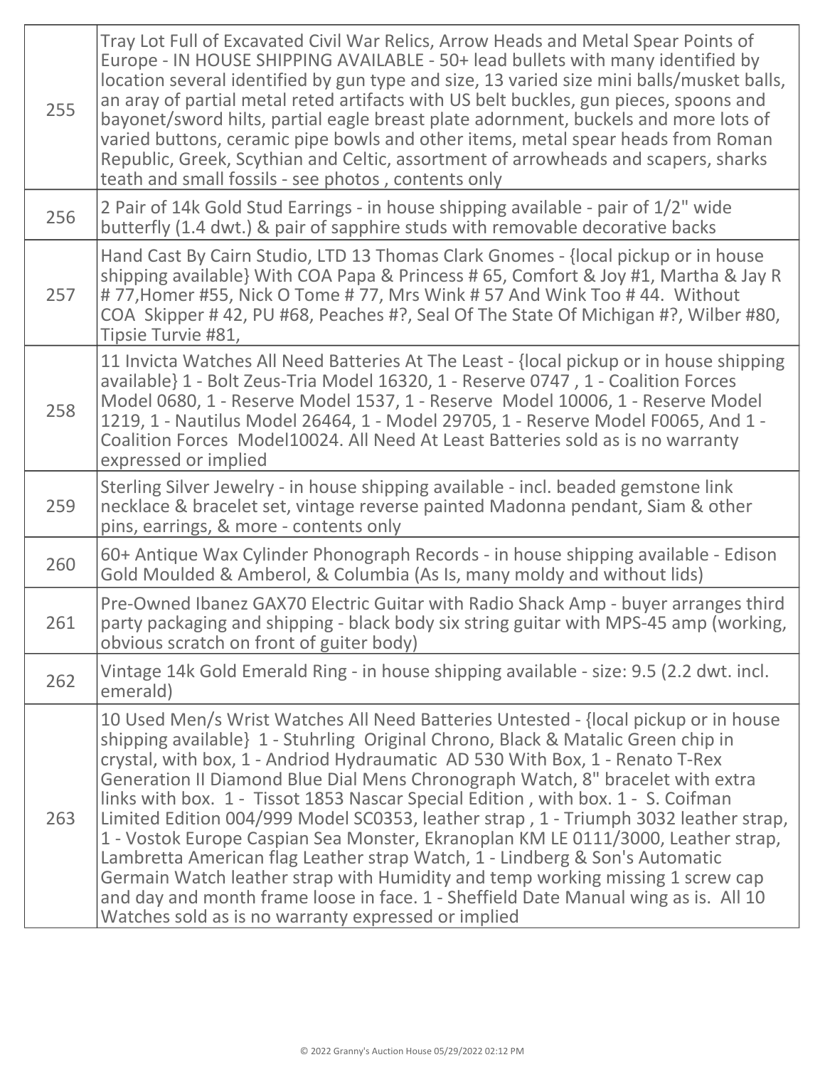| | |
|---|---|
| 255 | Tray Lot Full of Excavated Civil War Relics, Arrow Heads and Metal Spear Points of Europe - IN HOUSE SHIPPING AVAILABLE - 50+ lead bullets with many identified by location several identified by gun type and size, 13 varied size mini balls/musket balls, an aray of partial metal reted artifacts with US belt buckles, gun pieces, spoons and bayonet/sword hilts, partial eagle breast plate adornment, buckels and more lots of varied buttons, ceramic pipe bowls and other items, metal spear heads from Roman Republic, Greek, Scythian and Celtic, assortment of arrowheads and scapers, sharks teath and small fossils - see photos , contents only |
| 256 | 2 Pair of 14k Gold Stud Earrings - in house shipping available - pair of 1/2" wide butterfly (1.4 dwt.) & pair of sapphire studs with removable decorative backs |
| 257 | Hand Cast By Cairn Studio, LTD 13 Thomas Clark Gnomes - {local pickup or in house shipping available} With COA Papa & Princess # 65, Comfort & Joy #1, Martha & Jay R # 77,Homer #55, Nick O Tome # 77, Mrs Wink # 57 And Wink Too # 44. Without COA Skipper # 42, PU #68, Peaches #?, Seal Of The State Of Michigan #?, Wilber #80, Tipsie Turvie #81, |
| 258 | 11 Invicta Watches All Need Batteries At The Least - {local pickup or in house shipping available} 1 - Bolt Zeus-Tria Model 16320, 1 - Reserve 0747 , 1 - Coalition Forces Model 0680, 1 - Reserve Model 1537, 1 - Reserve Model 10006, 1 - Reserve Model 1219, 1 - Nautilus Model 26464, 1 - Model 29705, 1 - Reserve Model F0065, And 1 - Coalition Forces Model10024. All Need At Least Batteries sold as is no warranty expressed or implied |
| 259 | Sterling Silver Jewelry - in house shipping available - incl. beaded gemstone link necklace & bracelet set, vintage reverse painted Madonna pendant, Siam & other pins, earrings, & more - contents only |
| 260 | 60+ Antique Wax Cylinder Phonograph Records - in house shipping available - Edison Gold Moulded & Amberol, & Columbia (As Is, many moldy and without lids) |
| 261 | Pre-Owned Ibanez GAX70 Electric Guitar with Radio Shack Amp - buyer arranges third party packaging and shipping - black body six string guitar with MPS-45 amp (working, obvious scratch on front of guiter body) |
| 262 | Vintage 14k Gold Emerald Ring - in house shipping available - size: 9.5 (2.2 dwt. incl. emerald) |
| 263 | 10 Used Men/s Wrist Watches All Need Batteries Untested - {local pickup or in house shipping available} 1 - Stuhrling Original Chrono, Black & Matalic Green chip in crystal, with box, 1 - Andriod Hydraumatic AD 530 With Box, 1 - Renato T-Rex Generation II Diamond Blue Dial Mens Chronograph Watch, 8" bracelet with extra links with box. 1 - Tissot 1853 Nascar Special Edition , with box. 1 - S. Coifman Limited Edition 004/999 Model SC0353, leather strap , 1 - Triumph 3032 leather strap, 1 - Vostok Europe Caspian Sea Monster, Ekranoplan KM LE 0111/3000, Leather strap, Lambretta American flag Leather strap Watch, 1 - Lindberg & Son's Automatic Germain Watch leather strap with Humidity and temp working missing 1 screw cap and day and month frame loose in face. 1 - Sheffield Date Manual wing as is. All 10 Watches sold as is no warranty expressed or implied |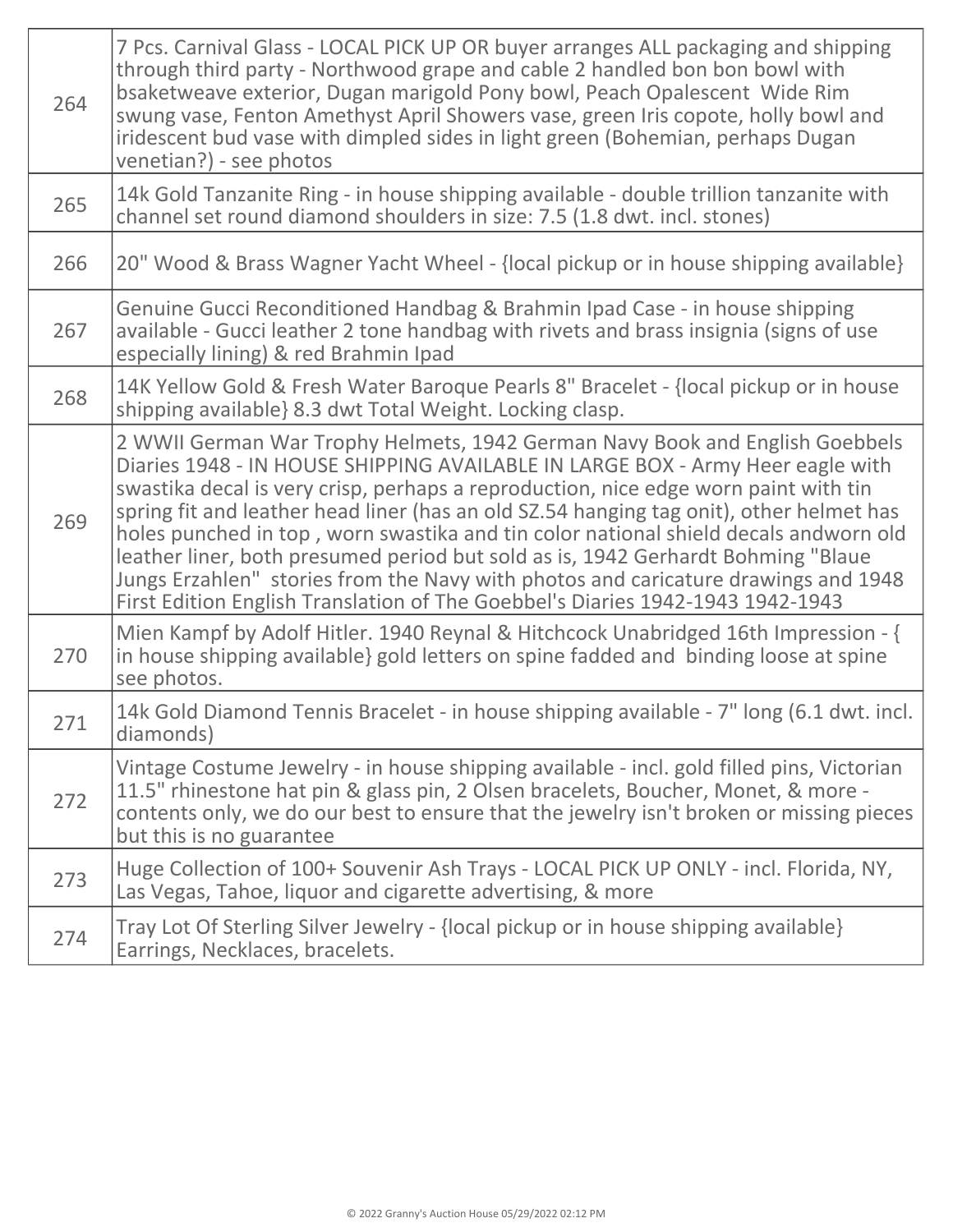| | |
|---|---|
| 264 | 7 Pcs. Carnival Glass - LOCAL PICK UP OR buyer arranges ALL packaging and shipping through third party - Northwood grape and cable 2 handled bon bon bowl with bsaketweave exterior, Dugan marigold Pony bowl, Peach Opalescent Wide Rim swung vase, Fenton Amethyst April Showers vase, green Iris copote, holly bowl and iridescent bud vase with dimpled sides in light green (Bohemian, perhaps Dugan venetian?) - see photos |
| 265 | 14k Gold Tanzanite Ring - in house shipping available - double trillion tanzanite with channel set round diamond shoulders in size: 7.5 (1.8 dwt. incl. stones) |
| 266 | 20" Wood & Brass Wagner Yacht Wheel - {local pickup or in house shipping available} |
| 267 | Genuine Gucci Reconditioned Handbag & Brahmin Ipad Case - in house shipping available - Gucci leather 2 tone handbag with rivets and brass insignia (signs of use especially lining) & red Brahmin Ipad |
| 268 | 14K Yellow Gold & Fresh Water Baroque Pearls 8" Bracelet - {local pickup or in house shipping available} 8.3 dwt Total Weight. Locking clasp. |
| 269 | 2 WWII German War Trophy Helmets, 1942 German Navy Book and English Goebbels Diaries 1948 - IN HOUSE SHIPPING AVAILABLE IN LARGE BOX - Army Heer eagle with swastika decal is very crisp, perhaps a reproduction, nice edge worn paint with tin spring fit and leather head liner (has an old SZ.54 hanging tag onit), other helmet has holes punched in top , worn swastika and tin color national shield decals andworn old leather liner, both presumed period but sold as is, 1942 Gerhardt Bohming "Blaue Jungs Erzahlen" stories from the Navy with photos and caricature drawings and 1948 First Edition English Translation of The Goebbel's Diaries 1942-1943 1942-1943 |
| 270 | Mien Kampf by Adolf Hitler. 1940 Reynal & Hitchcock Unabridged 16th Impression - { in house shipping available} gold letters on spine fadded and binding loose at spine see photos. |
| 271 | 14k Gold Diamond Tennis Bracelet - in house shipping available - 7" long (6.1 dwt. incl. diamonds) |
| 272 | Vintage Costume Jewelry - in house shipping available - incl. gold filled pins, Victorian 11.5" rhinestone hat pin & glass pin, 2 Olsen bracelets, Boucher, Monet, & more - contents only, we do our best to ensure that the jewelry isn't broken or missing pieces but this is no guarantee |
| 273 | Huge Collection of 100+ Souvenir Ash Trays - LOCAL PICK UP ONLY - incl. Florida, NY, Las Vegas, Tahoe, liquor and cigarette advertising, & more |
| 274 | Tray Lot Of Sterling Silver Jewelry - {local pickup or in house shipping available} Earrings, Necklaces, bracelets. |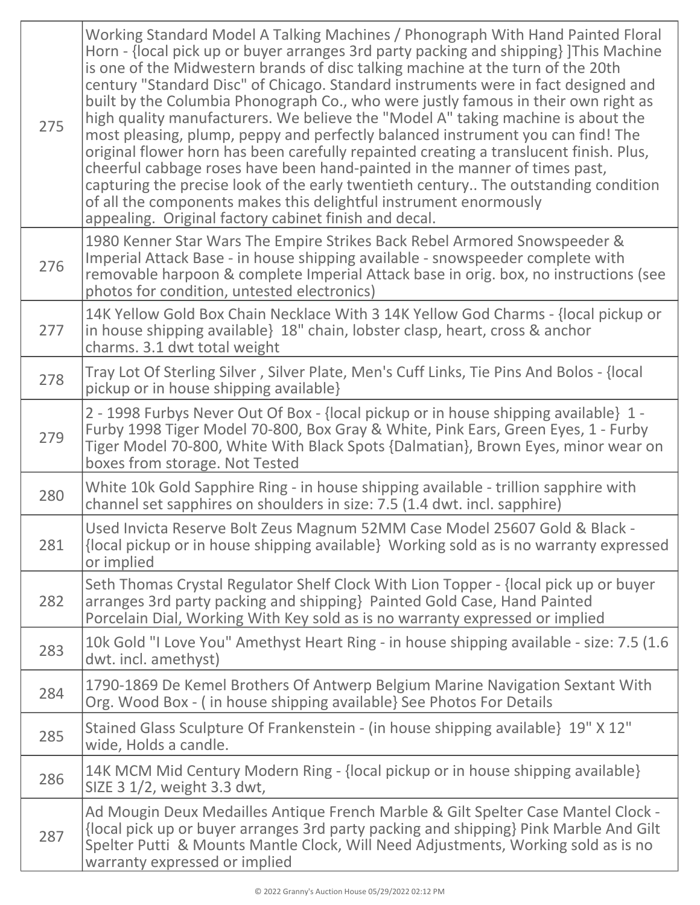| | |
|---|---|
| 275 | Working Standard Model A Talking Machines / Phonograph With Hand Painted Floral Horn - {local pick up or buyer arranges 3rd party packing and shipping} ]This Machine is one of the Midwestern brands of disc talking machine at the turn of the 20th century "Standard Disc" of Chicago. Standard instruments were in fact designed and built by the Columbia Phonograph Co., who were justly famous in their own right as high quality manufacturers. We believe the "Model A" taking machine is about the most pleasing, plump, peppy and perfectly balanced instrument you can find! The original flower horn has been carefully repainted creating a translucent finish. Plus, cheerful cabbage roses have been hand-painted in the manner of times past, capturing the precise look of the early twentieth century.. The outstanding condition of all the components makes this delightful instrument enormously appealing. Original factory cabinet finish and decal. |
| 276 | 1980 Kenner Star Wars The Empire Strikes Back Rebel Armored Snowspeeder & Imperial Attack Base - in house shipping available - snowspeeder complete with removable harpoon & complete Imperial Attack base in orig. box, no instructions (see photos for condition, untested electronics) |
| 277 | 14K Yellow Gold Box Chain Necklace With 3 14K Yellow God Charms - {local pickup or in house shipping available} 18" chain, lobster clasp, heart, cross & anchor charms. 3.1 dwt total weight |
| 278 | Tray Lot Of Sterling Silver , Silver Plate, Men's Cuff Links, Tie Pins And Bolos - {local pickup or in house shipping available} |
| 279 | 2 - 1998 Furbys Never Out Of Box - {local pickup or in house shipping available} 1 - Furby 1998 Tiger Model 70-800, Box Gray & White, Pink Ears, Green Eyes, 1 - Furby Tiger Model 70-800, White With Black Spots {Dalmatian}, Brown Eyes, minor wear on boxes from storage. Not Tested |
| 280 | White 10k Gold Sapphire Ring - in house shipping available - trillion sapphire with channel set sapphires on shoulders in size: 7.5 (1.4 dwt. incl. sapphire) |
| 281 | Used Invicta Reserve Bolt Zeus Magnum 52MM Case Model 25607 Gold & Black - {local pickup or in house shipping available} Working sold as is no warranty expressed or implied |
| 282 | Seth Thomas Crystal Regulator Shelf Clock With Lion Topper - {local pick up or buyer arranges 3rd party packing and shipping} Painted Gold Case, Hand Painted Porcelain Dial, Working With Key sold as is no warranty expressed or implied |
| 283 | 10k Gold "I Love You" Amethyst Heart Ring - in house shipping available - size: 7.5 (1.6 dwt. incl. amethyst) |
| 284 | 1790-1869 De Kemel Brothers Of Antwerp Belgium Marine Navigation Sextant With Org. Wood Box - ( in house shipping available} See Photos For Details |
| 285 | Stained Glass Sculpture Of Frankenstein - (in house shipping available} 19" X 12" wide, Holds a candle. |
| 286 | 14K MCM Mid Century Modern Ring - {local pickup or in house shipping available} SIZE 3 1/2, weight 3.3 dwt, |
| 287 | Ad Mougin Deux Medailles Antique French Marble & Gilt Spelter Case Mantel Clock - {local pick up or buyer arranges 3rd party packing and shipping} Pink Marble And Gilt Spelter Putti & Mounts Mantle Clock, Will Need Adjustments, Working sold as is no warranty expressed or implied |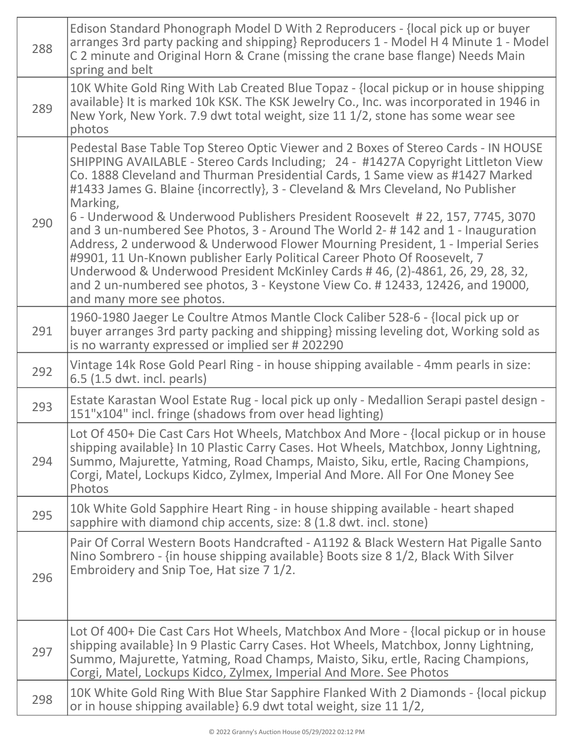| | |
|---|---|
| 288 | Edison Standard Phonograph Model D With 2 Reproducers - {local pick up or buyer arranges 3rd party packing and shipping} Reproducers 1 - Model H 4 Minute 1 - Model C 2 minute and Original Horn & Crane (missing the crane base flange) Needs Main spring and belt |
| 289 | 10K White Gold Ring With Lab Created Blue Topaz - {local pickup or in house shipping available} It is marked 10k KSK. The KSK Jewelry Co., Inc. was incorporated in 1946 in New York, New York. 7.9 dwt total weight, size 11 1/2, stone has some wear see photos |
| 290 | Pedestal Base Table Top Stereo Optic Viewer and 2 Boxes of Stereo Cards - IN HOUSE SHIPPING AVAILABLE - Stereo Cards Including; 24 - #1427A Copyright Littleton View Co. 1888 Cleveland and Thurman Presidential Cards, 1 Same view as #1427 Marked #1433 James G. Blaine {incorrectly}, 3 - Cleveland & Mrs Cleveland, No Publisher Marking,<br>6 - Underwood & Underwood Publishers President Roosevelt # 22, 157, 7745, 3070 and 3 un-numbered See Photos, 3 - Around The World 2- # 142 and 1 - Inauguration Address, 2 underwood & Underwood Flower Mourning President, 1 - Imperial Series #9901, 11 Un-Known publisher Early Political Career Photo Of Roosevelt, 7 Underwood & Underwood President McKinley Cards # 46, (2)-4861, 26, 29, 28, 32, and 2 un-numbered see photos, 3 - Keystone View Co. # 12433, 12426, and 19000, and many more see photos. |
| 291 | 1960-1980 Jaeger Le Coultre Atmos Mantle Clock Caliber 528-6 - {local pick up or buyer arranges 3rd party packing and shipping} missing leveling dot, Working sold as is no warranty expressed or implied ser # 202290 |
| 292 | Vintage 14k Rose Gold Pearl Ring - in house shipping available - 4mm pearls in size: 6.5 (1.5 dwt. incl. pearls) |
| 293 | Estate Karastan Wool Estate Rug - local pick up only - Medallion Serapi pastel design - 151"x104" incl. fringe (shadows from over head lighting) |
| 294 | Lot Of 450+ Die Cast Cars Hot Wheels, Matchbox And More - {local pickup or in house shipping available} In 10 Plastic Carry Cases. Hot Wheels, Matchbox, Jonny Lightning, Summo, Majurette, Yatming, Road Champs, Maisto, Siku, ertle, Racing Champions, Corgi, Matel, Lockups Kidco, Zylmex, Imperial And More. All For One Money See Photos |
| 295 | 10k White Gold Sapphire Heart Ring - in house shipping available - heart shaped sapphire with diamond chip accents, size: 8 (1.8 dwt. incl. stone) |
| 296 | Pair Of Corral Western Boots Handcrafted - A1192 & Black Western Hat Pigalle Santo Nino Sombrero - {in house shipping available} Boots size 8 1/2, Black With Silver Embroidery and Snip Toe, Hat size 7 1/2. |
| 297 | Lot Of 400+ Die Cast Cars Hot Wheels, Matchbox And More - {local pickup or in house shipping available} In 9 Plastic Carry Cases. Hot Wheels, Matchbox, Jonny Lightning, Summo, Majurette, Yatming, Road Champs, Maisto, Siku, ertle, Racing Champions, Corgi, Matel, Lockups Kidco, Zylmex, Imperial And More. See Photos |
| 298 | 10K White Gold Ring With Blue Star Sapphire Flanked With 2 Diamonds - {local pickup or in house shipping available} 6.9 dwt total weight, size 11 1/2, |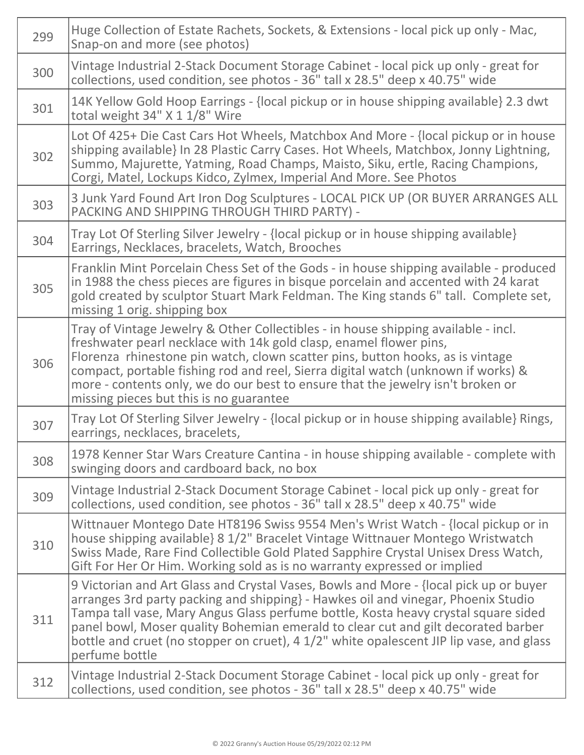| | |
|---|---|
| 299 | Huge Collection of Estate Rachets, Sockets, & Extensions - local pick up only - Mac, Snap-on and more (see photos) |
| 300 | Vintage Industrial 2-Stack Document Storage Cabinet - local pick up only - great for collections, used condition, see photos - 36" tall x 28.5" deep x 40.75" wide |
| 301 | 14K Yellow Gold Hoop Earrings - {local pickup or in house shipping available} 2.3 dwt total weight 34" X 1 1/8" Wire |
| 302 | Lot Of 425+ Die Cast Cars Hot Wheels, Matchbox And More - {local pickup or in house shipping available} In 28 Plastic Carry Cases. Hot Wheels, Matchbox, Jonny Lightning, Summo, Majurette, Yatming, Road Champs, Maisto, Siku, ertle, Racing Champions, Corgi, Matel, Lockups Kidco, Zylmex, Imperial And More. See Photos |
| 303 | 3 Junk Yard Found Art Iron Dog Sculptures - LOCAL PICK UP (OR BUYER ARRANGES ALL PACKING AND SHIPPING THROUGH THIRD PARTY) - |
| 304 | Tray Lot Of Sterling Silver Jewelry - {local pickup or in house shipping available} Earrings, Necklaces, bracelets, Watch, Brooches |
| 305 | Franklin Mint Porcelain Chess Set of the Gods - in house shipping available - produced in 1988 the chess pieces are figures in bisque porcelain and accented with 24 karat gold created by sculptor Stuart Mark Feldman. The King stands 6" tall. Complete set, missing 1 orig. shipping box |
| 306 | Tray of Vintage Jewelry & Other Collectibles - in house shipping available - incl. freshwater pearl necklace with 14k gold clasp, enamel flower pins, Florenza rhinestone pin watch, clown scatter pins, button hooks, as is vintage compact, portable fishing rod and reel, Sierra digital watch (unknown if works) & more - contents only, we do our best to ensure that the jewelry isn't broken or missing pieces but this is no guarantee |
| 307 | Tray Lot Of Sterling Silver Jewelry - {local pickup or in house shipping available} Rings, earrings, necklaces, bracelets, |
| 308 | 1978 Kenner Star Wars Creature Cantina - in house shipping available - complete with swinging doors and cardboard back, no box |
| 309 | Vintage Industrial 2-Stack Document Storage Cabinet - local pick up only - great for collections, used condition, see photos - 36" tall x 28.5" deep x 40.75" wide |
| 310 | Wittnauer Montego Date HT8196 Swiss 9554 Men's Wrist Watch - {local pickup or in house shipping available} 8 1/2" Bracelet Vintage Wittnauer Montego Wristwatch Swiss Made, Rare Find Collectible Gold Plated Sapphire Crystal Unisex Dress Watch, Gift For Her Or Him. Working sold as is no warranty expressed or implied |
| 311 | 9 Victorian and Art Glass and Crystal Vases, Bowls and More - {local pick up or buyer arranges 3rd party packing and shipping} - Hawkes oil and vinegar, Phoenix Studio Tampa tall vase, Mary Angus Glass perfume bottle, Kosta heavy crystal square sided panel bowl, Moser quality Bohemian emerald to clear cut and gilt decorated barber bottle and cruet (no stopper on cruet), 4 1/2" white opalescent JIP lip vase, and glass perfume bottle |
| 312 | Vintage Industrial 2-Stack Document Storage Cabinet - local pick up only - great for collections, used condition, see photos - 36" tall x 28.5" deep x 40.75" wide |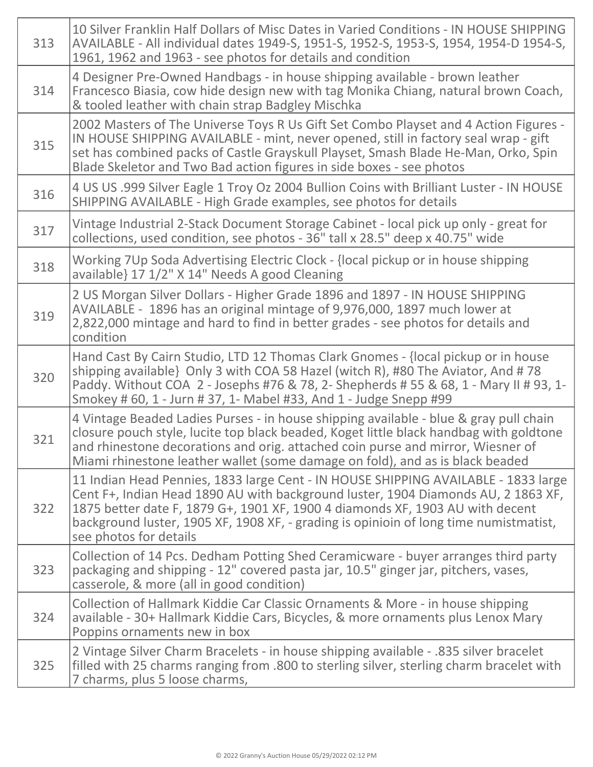| | |
|---|---|
| 313 | 10 Silver Franklin Half Dollars of Misc Dates in Varied Conditions - IN HOUSE SHIPPING AVAILABLE - All individual dates 1949-S, 1951-S, 1952-S, 1953-S, 1954, 1954-D 1954-S, 1961, 1962 and 1963 - see photos for details and condition |
| 314 | 4 Designer Pre-Owned Handbags - in house shipping available - brown leather Francesco Biasia, cow hide design new with tag Monika Chiang, natural brown Coach, & tooled leather with chain strap Badgley Mischka |
| 315 | 2002 Masters of The Universe Toys R Us Gift Set Combo Playset and 4 Action Figures - IN HOUSE SHIPPING AVAILABLE - mint, never opened, still in factory seal wrap - gift set has combined packs of Castle Grayskull Playset, Smash Blade He-Man, Orko, Spin Blade Skeletor and Two Bad action figures in side boxes - see photos |
| 316 | 4 US US .999 Silver Eagle 1 Troy Oz 2004 Bullion Coins with Brilliant Luster - IN HOUSE SHIPPING AVAILABLE - High Grade examples, see photos for details |
| 317 | Vintage Industrial 2-Stack Document Storage Cabinet - local pick up only - great for collections, used condition, see photos - 36" tall x 28.5" deep x 40.75" wide |
| 318 | Working 7Up Soda Advertising Electric Clock - {local pickup or in house shipping available} 17 1/2" X 14" Needs A good Cleaning |
| 319 | 2 US Morgan Silver Dollars - Higher Grade 1896 and 1897 - IN HOUSE SHIPPING AVAILABLE - 1896 has an original mintage of 9,976,000, 1897 much lower at 2,822,000 mintage and hard to find in better grades - see photos for details and condition |
| 320 | Hand Cast By Cairn Studio, LTD 12 Thomas Clark Gnomes - {local pickup or in house shipping available} Only 3 with COA 58 Hazel (witch R), #80 The Aviator, And # 78 Paddy. Without COA 2 - Josephs #76 & 78, 2- Shepherds # 55 & 68, 1 - Mary II # 93, 1- Smokey # 60, 1 - Jurn # 37, 1- Mabel #33, And 1 - Judge Snepp #99 |
| 321 | 4 Vintage Beaded Ladies Purses - in house shipping available - blue & gray pull chain closure pouch style, lucite top black beaded, Koget little black handbag with goldtone and rhinestone decorations and orig. attached coin purse and mirror, Wiesner of Miami rhinestone leather wallet (some damage on fold), and as is black beaded |
| 322 | 11 Indian Head Pennies, 1833 large Cent - IN HOUSE SHIPPING AVAILABLE - 1833 large Cent F+, Indian Head 1890 AU with background luster, 1904 Diamonds AU, 2 1863 XF, 1875 better date F, 1879 G+, 1901 XF, 1900 4 diamonds XF, 1903 AU with decent background luster, 1905 XF, 1908 XF, - grading is opinioin of long time numistmatist, see photos for details |
| 323 | Collection of 14 Pcs. Dedham Potting Shed Ceramicware - buyer arranges third party packaging and shipping - 12" covered pasta jar, 10.5" ginger jar, pitchers, vases, casserole, & more (all in good condition) |
| 324 | Collection of Hallmark Kiddie Car Classic Ornaments & More - in house shipping available - 30+ Hallmark Kiddie Cars, Bicycles, & more ornaments plus Lenox Mary Poppins ornaments new in box |
| 325 | 2 Vintage Silver Charm Bracelets - in house shipping available - .835 silver bracelet filled with 25 charms ranging from .800 to sterling silver, sterling charm bracelet with 7 charms, plus 5 loose charms, |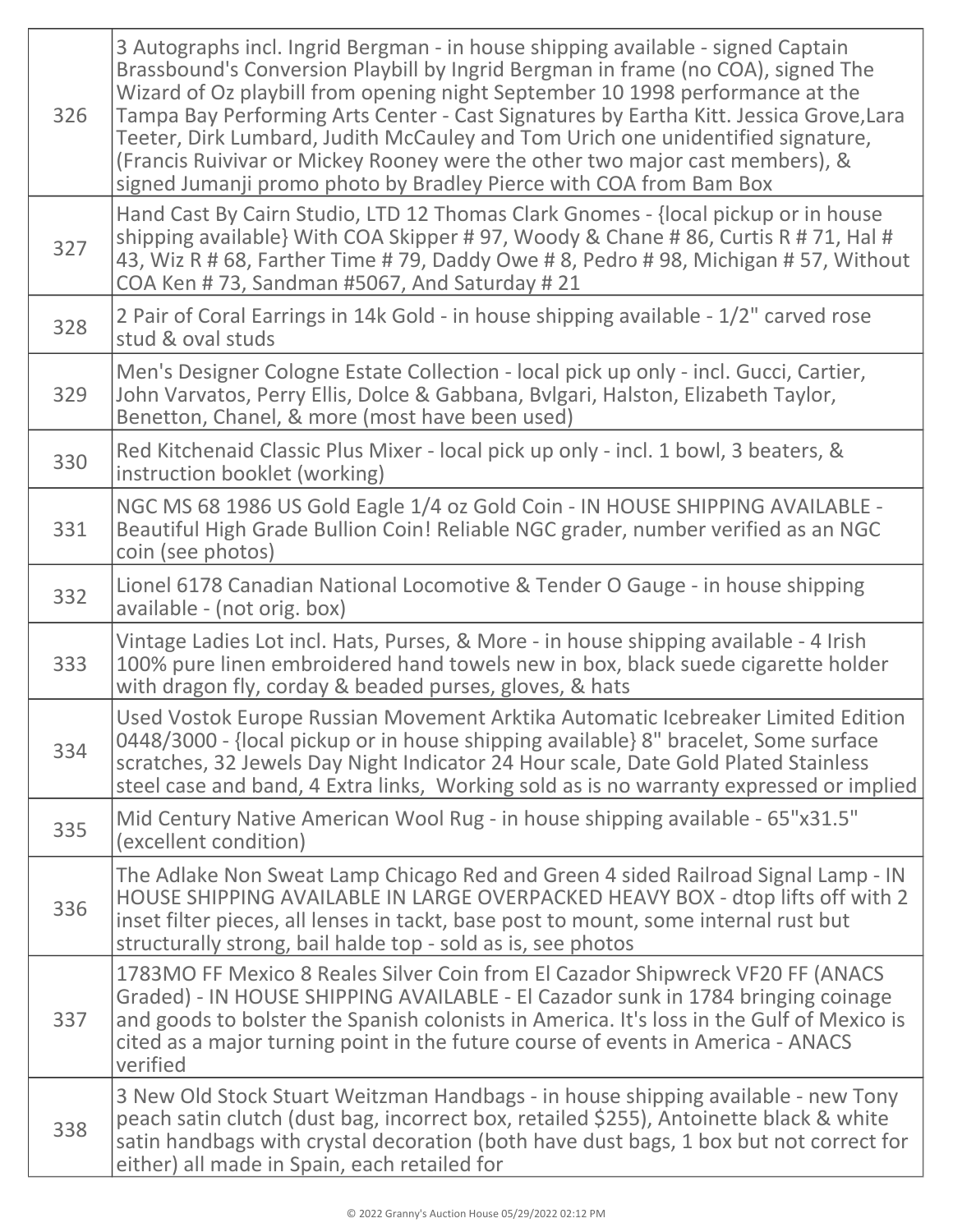| | |
|---|---|
| 326 | 3 Autographs incl. Ingrid Bergman - in house shipping available - signed Captain Brassbound's Conversion Playbill by Ingrid Bergman in frame (no COA), signed The Wizard of Oz playbill from opening night September 10 1998 performance at the Tampa Bay Performing Arts Center - Cast Signatures by Eartha Kitt. Jessica Grove,Lara Teeter, Dirk Lumbard, Judith McCauley and Tom Urich one unidentified signature, (Francis Ruivivar or Mickey Rooney were the other two major cast members), & signed Jumanji promo photo by Bradley Pierce with COA from Bam Box |
| 327 | Hand Cast By Cairn Studio, LTD 12 Thomas Clark Gnomes - {local pickup or in house shipping available} With COA Skipper # 97, Woody & Chane # 86, Curtis R # 71, Hal # 43, Wiz R # 68, Farther Time # 79, Daddy Owe # 8, Pedro # 98, Michigan # 57, Without COA Ken # 73, Sandman #5067, And Saturday # 21 |
| 328 | 2 Pair of Coral Earrings in 14k Gold - in house shipping available - 1/2" carved rose stud & oval studs |
| 329 | Men's Designer Cologne Estate Collection - local pick up only - incl. Gucci, Cartier, John Varvatos, Perry Ellis, Dolce & Gabbana, Bvlgari, Halston, Elizabeth Taylor, Benetton, Chanel, & more (most have been used) |
| 330 | Red Kitchenaid Classic Plus Mixer - local pick up only - incl. 1 bowl, 3 beaters, & instruction booklet (working) |
| 331 | NGC MS 68 1986 US Gold Eagle 1/4 oz Gold Coin - IN HOUSE SHIPPING AVAILABLE - Beautiful High Grade Bullion Coin! Reliable NGC grader, number verified as an NGC coin (see photos) |
| 332 | Lionel 6178 Canadian National Locomotive & Tender O Gauge - in house shipping available - (not orig. box) |
| 333 | Vintage Ladies Lot incl. Hats, Purses, & More - in house shipping available - 4 Irish 100% pure linen embroidered hand towels new in box, black suede cigarette holder with dragon fly, corday & beaded purses, gloves, & hats |
| 334 | Used Vostok Europe Russian Movement Arktika Automatic Icebreaker Limited Edition 0448/3000 - {local pickup or in house shipping available} 8" bracelet, Some surface scratches, 32 Jewels Day Night Indicator 24 Hour scale, Date Gold Plated Stainless steel case and band, 4 Extra links, Working sold as is no warranty expressed or implied |
| 335 | Mid Century Native American Wool Rug - in house shipping available - 65"x31.5" (excellent condition) |
| 336 | The Adlake Non Sweat Lamp Chicago Red and Green 4 sided Railroad Signal Lamp - IN HOUSE SHIPPING AVAILABLE IN LARGE OVERPACKED HEAVY BOX - dtop lifts off with 2 inset filter pieces, all lenses in tackt, base post to mount, some internal rust but structurally strong, bail halde top - sold as is, see photos |
| 337 | 1783MO FF Mexico 8 Reales Silver Coin from El Cazador Shipwreck VF20 FF (ANACS Graded) - IN HOUSE SHIPPING AVAILABLE - El Cazador sunk in 1784 bringing coinage and goods to bolster the Spanish colonists in America. It's loss in the Gulf of Mexico is cited as a major turning point in the future course of events in America - ANACS verified |
| 338 | 3 New Old Stock Stuart Weitzman Handbags - in house shipping available - new Tony peach satin clutch (dust bag, incorrect box, retailed $255), Antoinette black & white satin handbags with crystal decoration (both have dust bags, 1 box but not correct for either) all made in Spain, each retailed for |

© 2022 Granny's Auction House 05/29/2022 02:12 PM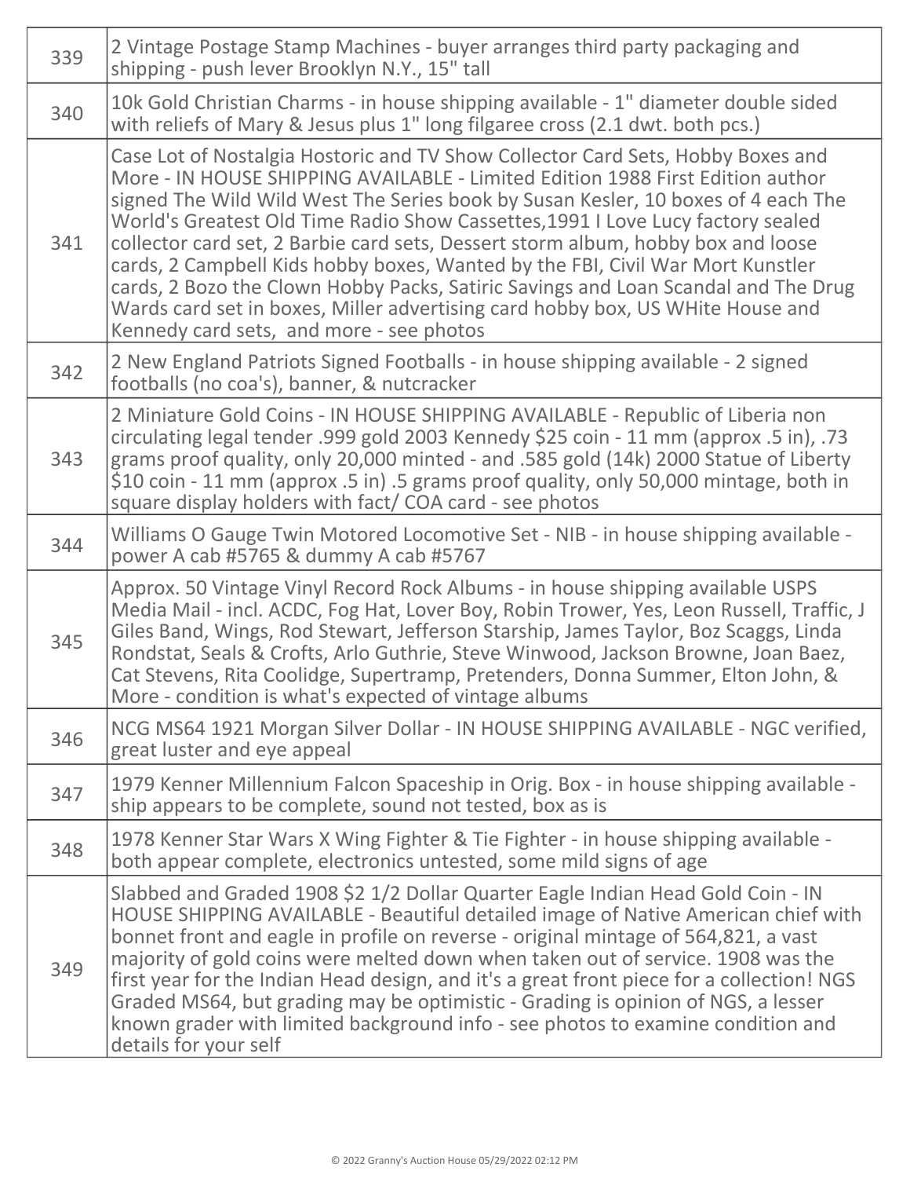| | |
|---|---|
| 339 | 2 Vintage Postage Stamp Machines - buyer arranges third party packaging and shipping - push lever Brooklyn N.Y., 15" tall |
| 340 | 10k Gold Christian Charms - in house shipping available - 1" diameter double sided with reliefs of Mary & Jesus plus 1" long filgaree cross (2.1 dwt. both pcs.) |
| 341 | Case Lot of Nostalgia Hostoric and TV Show Collector Card Sets, Hobby Boxes and More - IN HOUSE SHIPPING AVAILABLE - Limited Edition 1988 First Edition author signed The Wild Wild West The Series book by Susan Kesler, 10 boxes of 4 each The World's Greatest Old Time Radio Show Cassettes,1991 I Love Lucy factory sealed collector card set, 2 Barbie card sets, Dessert storm album, hobby box and loose cards, 2 Campbell Kids hobby boxes, Wanted by the FBI, Civil War Mort Kunstler cards, 2 Bozo the Clown Hobby Packs, Satiric Savings and Loan Scandal and The Drug Wards card set in boxes, Miller advertising card hobby box, US WHite House and Kennedy card sets, and more - see photos |
| 342 | 2 New England Patriots Signed Footballs - in house shipping available - 2 signed footballs (no coa's), banner, & nutcracker |
| 343 | 2 Miniature Gold Coins - IN HOUSE SHIPPING AVAILABLE - Republic of Liberia non circulating legal tender .999 gold 2003 Kennedy $25 coin - 11 mm (approx .5 in), .73 grams proof quality, only 20,000 minted - and .585 gold (14k) 2000 Statue of Liberty $10 coin - 11 mm (approx .5 in) .5 grams proof quality, only 50,000 mintage, both in square display holders with fact/ COA card - see photos |
| 344 | Williams O Gauge Twin Motored Locomotive Set - NIB - in house shipping available - power A cab #5765 & dummy A cab #5767 |
| 345 | Approx. 50 Vintage Vinyl Record Rock Albums - in house shipping available USPS Media Mail - incl. ACDC, Fog Hat, Lover Boy, Robin Trower, Yes, Leon Russell, Traffic, J Giles Band, Wings, Rod Stewart, Jefferson Starship, James Taylor, Boz Scaggs, Linda Rondstat, Seals & Crofts, Arlo Guthrie, Steve Winwood, Jackson Browne, Joan Baez, Cat Stevens, Rita Coolidge, Supertramp, Pretenders, Donna Summer, Elton John, & More - condition is what's expected of vintage albums |
| 346 | NCG MS64 1921 Morgan Silver Dollar - IN HOUSE SHIPPING AVAILABLE - NGC verified, great luster and eye appeal |
| 347 | 1979 Kenner Millennium Falcon Spaceship in Orig. Box - in house shipping available - ship appears to be complete, sound not tested, box as is |
| 348 | 1978 Kenner Star Wars X Wing Fighter & Tie Fighter - in house shipping available - both appear complete, electronics untested, some mild signs of age |
| 349 | Slabbed and Graded 1908 $2 1/2 Dollar Quarter Eagle Indian Head Gold Coin - IN HOUSE SHIPPING AVAILABLE - Beautiful detailed image of Native American chief with bonnet front and eagle in profile on reverse - original mintage of 564,821, a vast majority of gold coins were melted down when taken out of service. 1908 was the first year for the Indian Head design, and it's a great front piece for a collection! NGS Graded MS64, but grading may be optimistic - Grading is opinion of NGS, a lesser known grader with limited background info - see photos to examine condition and details for your self |

© 2022 Granny's Auction House 05/29/2022 02:12 PM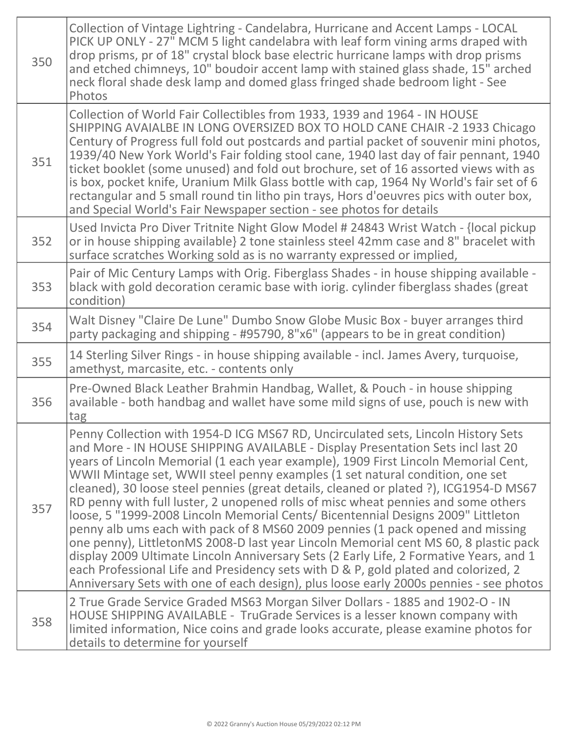| | |
|---|---|
| 350 | Collection of Vintage Lightring - Candelabra, Hurricane and Accent Lamps - LOCAL PICK UP ONLY - 27" MCM 5 light candelabra with leaf form vining arms draped with drop prisms, pr of 18" crystal block base electric hurricane lamps with drop prisms and etched chimneys, 10" boudoir accent lamp with stained glass shade, 15" arched neck floral shade desk lamp and domed glass fringed shade bedroom light - See Photos |
| 351 | Collection of World Fair Collectibles from 1933, 1939 and 1964 - IN HOUSE SHIPPING AVAIALBE IN LONG OVERSIZED BOX TO HOLD CANE CHAIR -2 1933 Chicago Century of Progress full fold out postcards and partial packet of souvenir mini photos, 1939/40 New York World's Fair folding stool cane, 1940 last day of fair pennant, 1940 ticket booklet (some unused) and fold out brochure, set of 16 assorted views with as is box, pocket knife, Uranium Milk Glass bottle with cap, 1964 Ny World's fair set of 6 rectangular and 5 small round tin litho pin trays, Hors d'oeuvres pics with outer box, and Special World's Fair Newspaper section - see photos for details |
| 352 | Used Invicta Pro Diver Tritnite Night Glow Model # 24843 Wrist Watch - {local pickup or in house shipping available} 2 tone stainless steel 42mm case and 8" bracelet with surface scratches Working sold as is no warranty expressed or implied, |
| 353 | Pair of Mic Century Lamps with Orig. Fiberglass Shades - in house shipping available - black with gold decoration ceramic base with iorig. cylinder fiberglass shades (great condition) |
| 354 | Walt Disney "Claire De Lune" Dumbo Snow Globe Music Box - buyer arranges third party packaging and shipping - #95790, 8"x6" (appears to be in great condition) |
| 355 | 14 Sterling Silver Rings - in house shipping available - incl. James Avery, turquoise, amethyst, marcasite, etc. - contents only |
| 356 | Pre-Owned Black Leather Brahmin Handbag, Wallet, & Pouch - in house shipping available - both handbag and wallet have some mild signs of use, pouch is new with tag |
| 357 | Penny Collection with 1954-D ICG MS67 RD, Uncirculated sets, Lincoln History Sets and More - IN HOUSE SHIPPING AVAILABLE - Display Presentation Sets incl last 20 years of Lincoln Memorial (1 each year example), 1909 First Lincoln Memorial Cent, WWII Mintage set, WWII steel penny examples (1 set natural condition, one set cleaned), 30 loose steel pennies (great details, cleaned or plated ?), ICG1954-D MS67 RD penny with full luster, 2 unopened rolls of misc wheat pennies and some others loose, 5 "1999-2008 Lincoln Memorial Cents/ Bicentennial Designs 2009" Littleton penny alb ums each with pack of 8 MS60 2009 pennies (1 pack opened and missing one penny), LittletonMS 2008-D last year Lincoln Memorial cent MS 60, 8 plastic pack display 2009 Ultimate Lincoln Anniversary Sets (2 Early Life, 2 Formative Years, and 1 each Professional Life and Presidency sets with D & P, gold plated and colorized, 2 Anniversary Sets with one of each design), plus loose early 2000s pennies - see photos |
| 358 | 2 True Grade Service Graded MS63 Morgan Silver Dollars - 1885 and 1902-O - IN HOUSE SHIPPING AVAILABLE - TruGrade Services is a lesser known company with limited information, Nice coins and grade looks accurate, please examine photos for details to determine for yourself |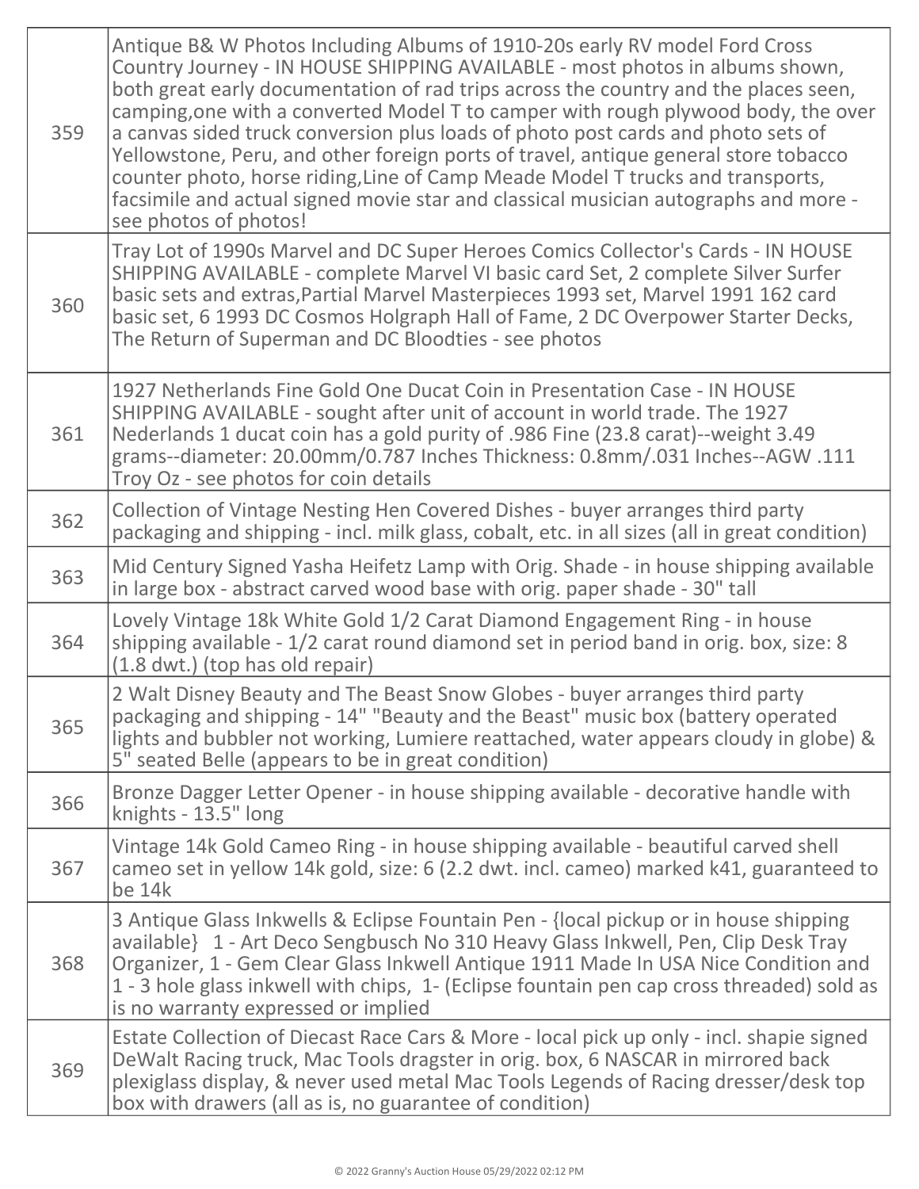| | |
|---|---|
| 359 | Antique B& W Photos Including Albums of 1910-20s early RV model Ford Cross Country Journey - IN HOUSE SHIPPING AVAILABLE - most photos in albums shown, both great early documentation of rad trips across the country and the places seen, camping,one with a converted Model T to camper with rough plywood body, the over a canvas sided truck conversion plus loads of photo post cards and photo sets of Yellowstone, Peru, and other foreign ports of travel, antique general store tobacco counter photo, horse riding,Line of Camp Meade Model T trucks and transports, facsimile and actual signed movie star and classical musician autographs and more - see photos of photos! |
| 360 | Tray Lot of 1990s Marvel and DC Super Heroes Comics Collector's Cards - IN HOUSE SHIPPING AVAILABLE - complete Marvel VI basic card Set, 2 complete Silver Surfer basic sets and extras,Partial Marvel Masterpieces 1993 set, Marvel 1991 162 card basic set, 6 1993 DC Cosmos Holgraph Hall of Fame, 2 DC Overpower Starter Decks, The Return of Superman and DC Bloodties - see photos |
| 361 | 1927 Netherlands Fine Gold One Ducat Coin in Presentation Case - IN HOUSE SHIPPING AVAILABLE - sought after unit of account in world trade. The 1927 Nederlands 1 ducat coin has a gold purity of .986 Fine (23.8 carat)--weight 3.49 grams--diameter: 20.00mm/0.787 Inches Thickness: 0.8mm/.031 Inches--AGW .111 Troy Oz - see photos for coin details |
| 362 | Collection of Vintage Nesting Hen Covered Dishes - buyer arranges third party packaging and shipping - incl. milk glass, cobalt, etc. in all sizes (all in great condition) |
| 363 | Mid Century Signed Yasha Heifetz Lamp with Orig. Shade - in house shipping available in large box - abstract carved wood base with orig. paper shade - 30" tall |
| 364 | Lovely Vintage 18k White Gold 1/2 Carat Diamond Engagement Ring - in house shipping available - 1/2 carat round diamond set in period band in orig. box, size: 8 (1.8 dwt.) (top has old repair) |
| 365 | 2 Walt Disney Beauty and The Beast Snow Globes - buyer arranges third party packaging and shipping - 14" "Beauty and the Beast" music box (battery operated lights and bubbler not working, Lumiere reattached, water appears cloudy in globe) & 5" seated Belle (appears to be in great condition) |
| 366 | Bronze Dagger Letter Opener - in house shipping available - decorative handle with knights - 13.5" long |
| 367 | Vintage 14k Gold Cameo Ring - in house shipping available - beautiful carved shell cameo set in yellow 14k gold, size: 6 (2.2 dwt. incl. cameo) marked k41, guaranteed to be 14k |
| 368 | 3 Antique Glass Inkwells & Eclipse Fountain Pen - {local pickup or in house shipping available} 1 - Art Deco Sengbusch No 310 Heavy Glass Inkwell, Pen, Clip Desk Tray Organizer, 1 - Gem Clear Glass Inkwell Antique 1911 Made In USA Nice Condition and 1 - 3 hole glass inkwell with chips, 1- (Eclipse fountain pen cap cross threaded) sold as is no warranty expressed or implied |
| 369 | Estate Collection of Diecast Race Cars & More - local pick up only - incl. shapie signed DeWalt Racing truck, Mac Tools dragster in orig. box, 6 NASCAR in mirrored back plexiglass display, & never used metal Mac Tools Legends of Racing dresser/desk top box with drawers (all as is, no guarantee of condition) |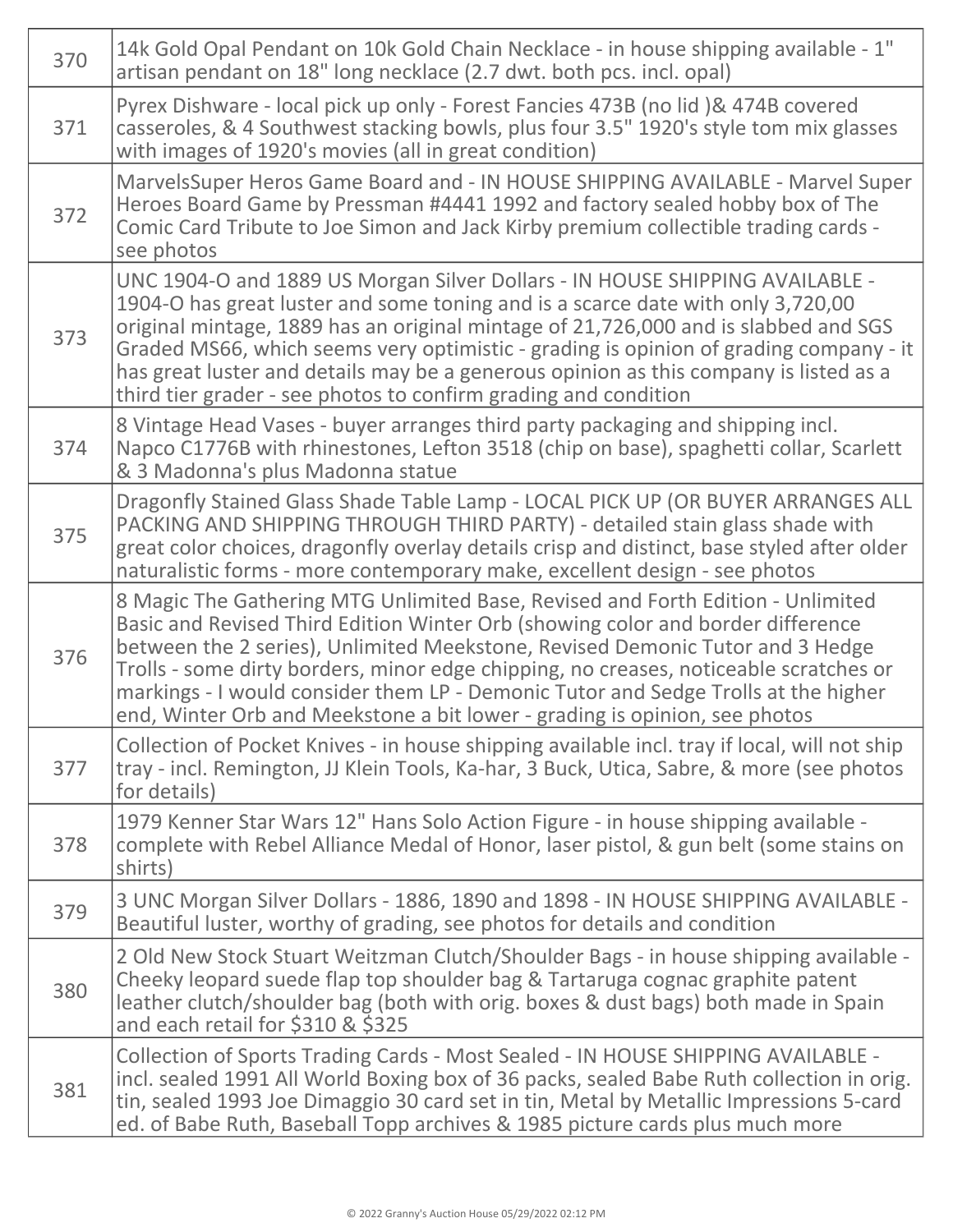| | |
|---|---|
| 370 | 14k Gold Opal Pendant on 10k Gold Chain Necklace - in house shipping available - 1" artisan pendant on 18" long necklace (2.7 dwt. both pcs. incl. opal) |
| 371 | Pyrex Dishware - local pick up only - Forest Fancies 473B (no lid )& 474B covered casseroles, & 4 Southwest stacking bowls, plus four 3.5" 1920's style tom mix glasses with images of 1920's movies (all in great condition) |
| 372 | MarvelsSuper Heros Game Board and - IN HOUSE SHIPPING AVAILABLE - Marvel Super Heroes Board Game by Pressman #4441 1992 and factory sealed hobby box of The Comic Card Tribute to Joe Simon and Jack Kirby premium collectible trading cards - see photos |
| 373 | UNC 1904-O and 1889 US Morgan Silver Dollars - IN HOUSE SHIPPING AVAILABLE - 1904-O has great luster and some toning and is a scarce date with only 3,720,00 original mintage, 1889 has an original mintage of 21,726,000 and is slabbed and SGS Graded MS66, which seems very optimistic - grading is opinion of grading company - it has great luster and details may be a generous opinion as this company is listed as a third tier grader - see photos to confirm grading and condition |
| 374 | 8 Vintage Head Vases - buyer arranges third party packaging and shipping incl. Napco C1776B with rhinestones, Lefton 3518 (chip on base), spaghetti collar, Scarlett & 3 Madonna's plus Madonna statue |
| 375 | Dragonfly Stained Glass Shade Table Lamp - LOCAL PICK UP (OR BUYER ARRANGES ALL PACKING AND SHIPPING THROUGH THIRD PARTY) - detailed stain glass shade with great color choices, dragonfly overlay details crisp and distinct, base styled after older naturalistic forms - more contemporary make, excellent design - see photos |
| 376 | 8 Magic The Gathering MTG Unlimited Base, Revised and Forth Edition - Unlimited Basic and Revised Third Edition Winter Orb (showing color and border difference between the 2 series), Unlimited Meekstone, Revised Demonic Tutor and 3 Hedge Trolls - some dirty borders, minor edge chipping, no creases, noticeable scratches or markings - I would consider them LP - Demonic Tutor and Sedge Trolls at the higher end, Winter Orb and Meekstone a bit lower - grading is opinion, see photos |
| 377 | Collection of Pocket Knives - in house shipping available incl. tray if local, will not ship tray - incl. Remington, JJ Klein Tools, Ka-har, 3 Buck, Utica, Sabre, & more (see photos for details) |
| 378 | 1979 Kenner Star Wars 12" Hans Solo Action Figure - in house shipping available - complete with Rebel Alliance Medal of Honor, laser pistol, & gun belt (some stains on shirts) |
| 379 | 3 UNC Morgan Silver Dollars - 1886, 1890 and 1898 - IN HOUSE SHIPPING AVAILABLE - Beautiful luster, worthy of grading, see photos for details and condition |
| 380 | 2 Old New Stock Stuart Weitzman Clutch/Shoulder Bags - in house shipping available - Cheeky leopard suede flap top shoulder bag & Tartaruga cognac graphite patent leather clutch/shoulder bag (both with orig. boxes & dust bags) both made in Spain and each retail for $310 & $325 |
| 381 | Collection of Sports Trading Cards - Most Sealed - IN HOUSE SHIPPING AVAILABLE - incl. sealed 1991 All World Boxing box of 36 packs, sealed Babe Ruth collection in orig. tin, sealed 1993 Joe Dimaggio 30 card set in tin, Metal by Metallic Impressions 5-card ed. of Babe Ruth, Baseball Topp archives & 1985 picture cards plus much more |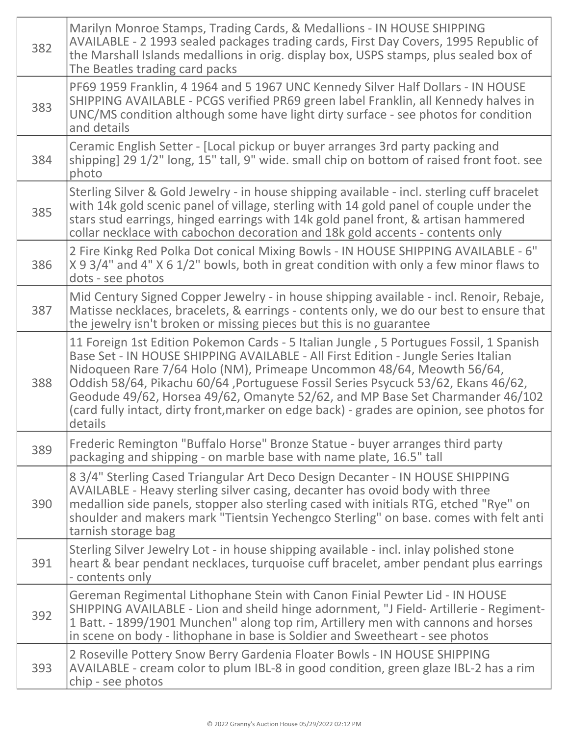| | |
|---|---|
| 382 | Marilyn Monroe Stamps, Trading Cards, & Medallions - IN HOUSE SHIPPING AVAILABLE - 2 1993 sealed packages trading cards, First Day Covers, 1995 Republic of the Marshall Islands medallions in orig. display box, USPS stamps, plus sealed box of The Beatles trading card packs |
| 383 | PF69 1959 Franklin, 4 1964 and 5 1967 UNC Kennedy Silver Half Dollars - IN HOUSE SHIPPING AVAILABLE - PCGS verified PR69 green label Franklin, all Kennedy halves in UNC/MS condition although some have light dirty surface - see photos for condition and details |
| 384 | Ceramic English Setter - [Local pickup or buyer arranges 3rd party packing and shipping] 29 1/2" long, 15" tall, 9" wide. small chip on bottom of raised front foot. see photo |
| 385 | Sterling Silver & Gold Jewelry - in house shipping available - incl. sterling cuff bracelet with 14k gold scenic panel of village, sterling with 14 gold panel of couple under the stars stud earrings, hinged earrings with 14k gold panel front, & artisan hammered collar necklace with cabochon decoration and 18k gold accents - contents only |
| 386 | 2 Fire Kinkg Red Polka Dot conical Mixing Bowls - IN HOUSE SHIPPING AVAILABLE - 6" X 9 3/4" and 4" X 6 1/2" bowls, both in great condition with only a few minor flaws to dots - see photos |
| 387 | Mid Century Signed Copper Jewelry - in house shipping available - incl. Renoir, Rebaje, Matisse necklaces, bracelets, & earrings - contents only, we do our best to ensure that the jewelry isn't broken or missing pieces but this is no guarantee |
| 388 | 11 Foreign 1st Edition Pokemon Cards - 5 Italian Jungle , 5 Portugues Fossil, 1 Spanish Base Set - IN HOUSE SHIPPING AVAILABLE - All First Edition - Jungle Series Italian Nidoqueen Rare 7/64 Holo (NM), Primeape Uncommon 48/64, Meowth 56/64, Oddish 58/64, Pikachu 60/64 ,Portuguese Fossil Series Psycuck 53/62, Ekans 46/62, Geodude 49/62, Horsea 49/62, Omanyte 52/62, and MP Base Set Charmander 46/102 (card fully intact, dirty front,marker on edge back) - grades are opinion, see photos for details |
| 389 | Frederic Remington "Buffalo Horse" Bronze Statue - buyer arranges third party packaging and shipping - on marble base with name plate, 16.5" tall |
| 390 | 8 3/4" Sterling Cased Triangular Art Deco Design Decanter - IN HOUSE SHIPPING AVAILABLE - Heavy sterling silver casing, decanter has ovoid body with three medallion side panels, stopper also sterling cased with initials RTG, etched "Rye" on shoulder and makers mark "Tientsin Yechengco Sterling" on base. comes with felt anti tarnish storage bag |
| 391 | Sterling Silver Jewelry Lot - in house shipping available - incl. inlay polished stone heart & bear pendant necklaces, turquoise cuff bracelet, amber pendant plus earrings - contents only |
| 392 | Gereman Regimental Lithophane Stein with Canon Finial Pewter Lid - IN HOUSE SHIPPING AVAILABLE - Lion and sheild hinge adornment, "J Field- Artillerie - Regiment- 1 Batt. - 1899/1901 Munchen" along top rim, Artillery men with cannons and horses in scene on body - lithophane in base is Soldier and Sweetheart - see photos |
| 393 | 2 Roseville Pottery Snow Berry Gardenia Floater Bowls - IN HOUSE SHIPPING AVAILABLE - cream color to plum IBL-8 in good condition, green glaze IBL-2 has a rim chip - see photos |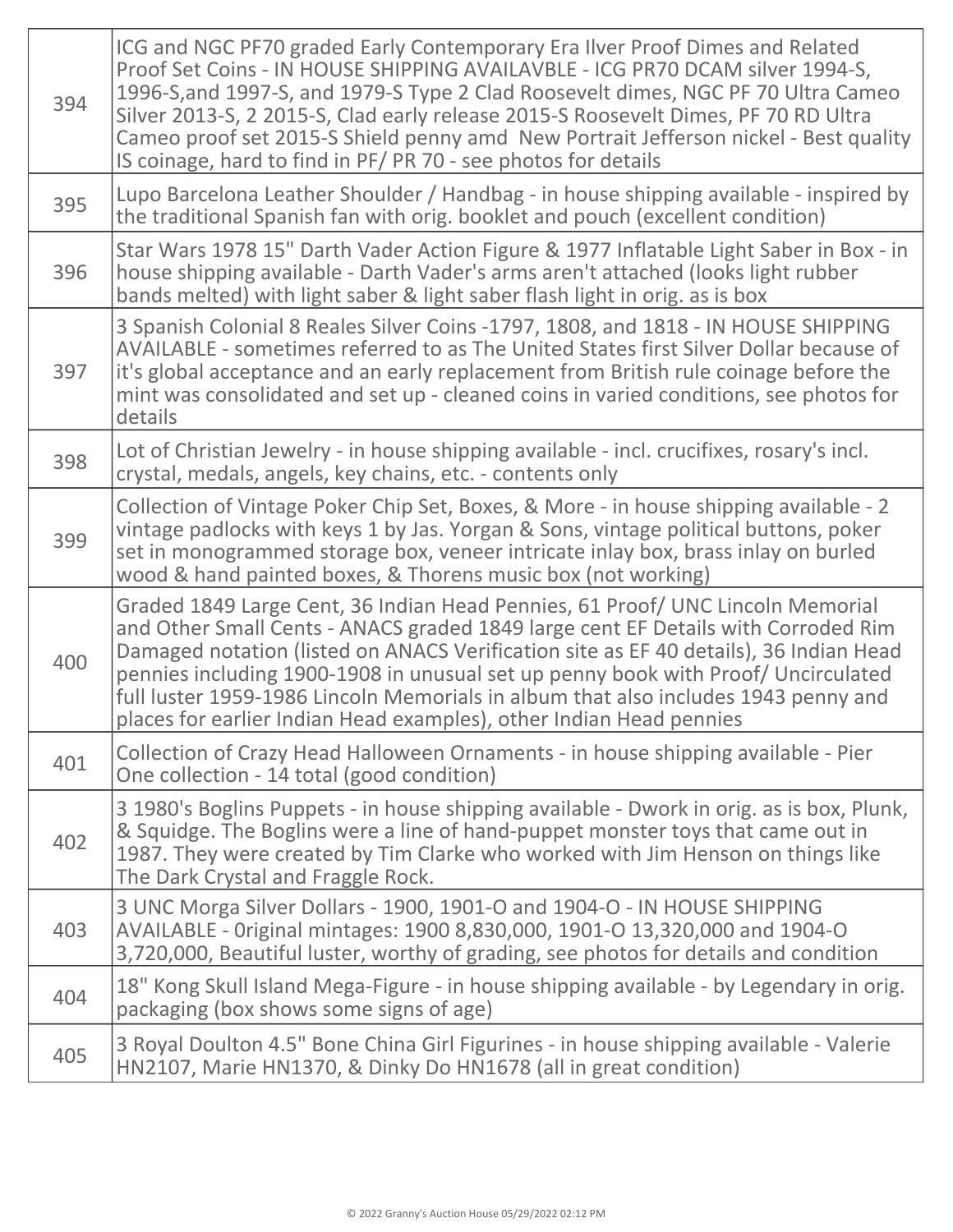| | |
|---|---|
| 394 | ICG and NGC PF70 graded Early Contemporary Era Ilver Proof Dimes and Related Proof Set Coins - IN HOUSE SHIPPING AVAILAVBLE - ICG PR70 DCAM silver 1994-S, 1996-S,and 1997-S, and 1979-S Type 2 Clad Roosevelt dimes, NGC PF 70 Ultra Cameo Silver 2013-S, 2 2015-S, Clad early release 2015-S Roosevelt Dimes, PF 70 RD Ultra Cameo proof set 2015-S Shield penny amd New Portrait Jefferson nickel - Best quality IS coinage, hard to find in PF/ PR 70 - see photos for details |
| 395 | Lupo Barcelona Leather Shoulder / Handbag - in house shipping available - inspired by the traditional Spanish fan with orig. booklet and pouch (excellent condition) |
| 396 | Star Wars 1978 15" Darth Vader Action Figure & 1977 Inflatable Light Saber in Box - in house shipping available - Darth Vader's arms aren't attached (looks light rubber bands melted) with light saber & light saber flash light in orig. as is box |
| 397 | 3 Spanish Colonial 8 Reales Silver Coins -1797, 1808, and 1818 - IN HOUSE SHIPPING AVAILABLE - sometimes referred to as The United States first Silver Dollar because of it's global acceptance and an early replacement from British rule coinage before the mint was consolidated and set up - cleaned coins in varied conditions, see photos for details |
| 398 | Lot of Christian Jewelry - in house shipping available - incl. crucifixes, rosary's incl. crystal, medals, angels, key chains, etc. - contents only |
| 399 | Collection of Vintage Poker Chip Set, Boxes, & More - in house shipping available - 2 vintage padlocks with keys 1 by Jas. Yorgan & Sons, vintage political buttons, poker set in monogrammed storage box, veneer intricate inlay box, brass inlay on burled wood & hand painted boxes, & Thorens music box (not working) |
| 400 | Graded 1849 Large Cent, 36 Indian Head Pennies, 61 Proof/ UNC Lincoln Memorial and Other Small Cents - ANACS graded 1849 large cent EF Details with Corroded Rim Damaged notation (listed on ANACS Verification site as EF 40 details), 36 Indian Head pennies including 1900-1908 in unusual set up penny book with Proof/ Uncirculated full luster 1959-1986 Lincoln Memorials in album that also includes 1943 penny and places for earlier Indian Head examples), other Indian Head pennies |
| 401 | Collection of Crazy Head Halloween Ornaments - in house shipping available - Pier One collection - 14 total (good condition) |
| 402 | 3 1980's Boglins Puppets - in house shipping available - Dwork in orig. as is box, Plunk, & Squidge. The Boglins were a line of hand-puppet monster toys that came out in 1987. They were created by Tim Clarke who worked with Jim Henson on things like The Dark Crystal and Fraggle Rock. |
| 403 | 3 UNC Morga Silver Dollars - 1900, 1901-O and 1904-O - IN HOUSE SHIPPING AVAILABLE - 0riginal mintages: 1900 8,830,000, 1901-O 13,320,000 and 1904-O 3,720,000, Beautiful luster, worthy of grading, see photos for details and condition |
| 404 | 18" Kong Skull Island Mega-Figure - in house shipping available - by Legendary in orig. packaging (box shows some signs of age) |
| 405 | 3 Royal Doulton 4.5" Bone China Girl Figurines - in house shipping available - Valerie HN2107, Marie HN1370, & Dinky Do HN1678 (all in great condition) |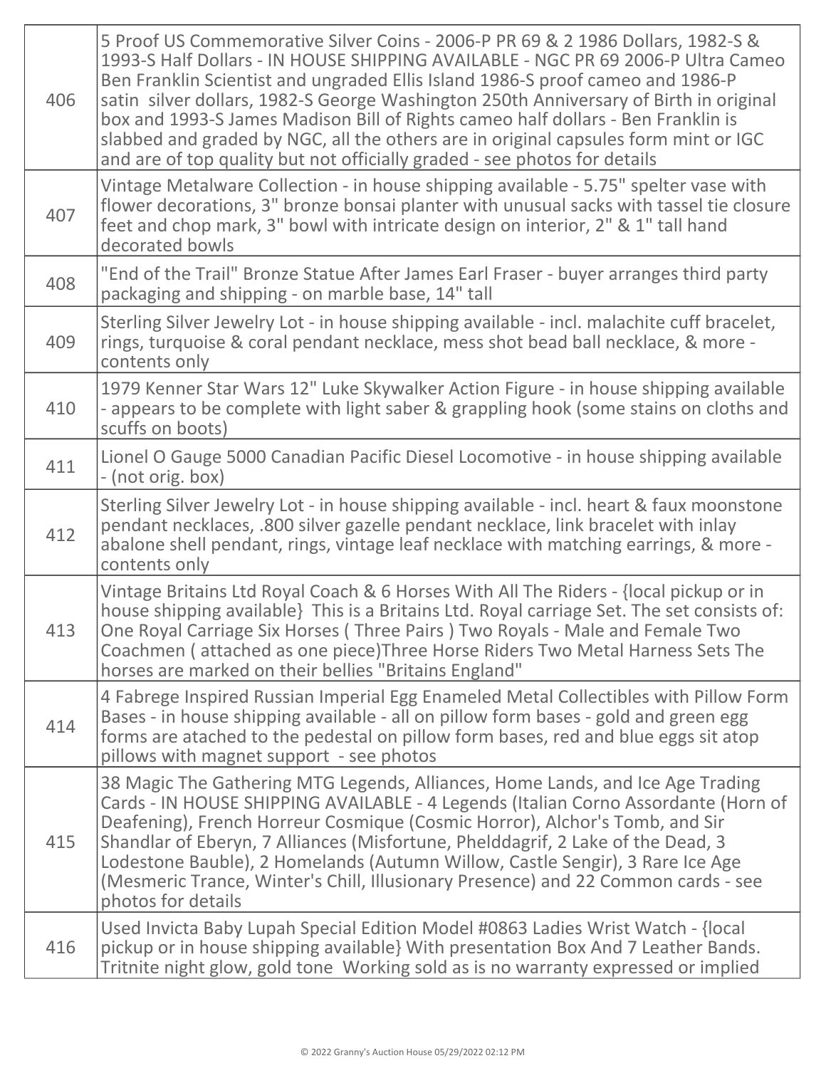| | |
|---|---|
| 406 | 5 Proof US Commemorative Silver Coins - 2006-P PR 69 & 2 1986 Dollars, 1982-S & 1993-S Half Dollars - IN HOUSE SHIPPING AVAILABLE - NGC PR 69 2006-P Ultra Cameo Ben Franklin Scientist and ungraded Ellis Island 1986-S proof cameo and 1986-P satin silver dollars, 1982-S George Washington 250th Anniversary of Birth in original box and 1993-S James Madison Bill of Rights cameo half dollars - Ben Franklin is slabbed and graded by NGC, all the others are in original capsules form mint or IGC and are of top quality but not officially graded - see photos for details |
| 407 | Vintage Metalware Collection - in house shipping available - 5.75" spelter vase with flower decorations, 3" bronze bonsai planter with unusual sacks with tassel tie closure feet and chop mark, 3" bowl with intricate design on interior, 2" & 1" tall hand decorated bowls |
| 408 | "End of the Trail" Bronze Statue After James Earl Fraser - buyer arranges third party packaging and shipping - on marble base, 14" tall |
| 409 | Sterling Silver Jewelry Lot - in house shipping available - incl. malachite cuff bracelet, rings, turquoise & coral pendant necklace, mess shot bead ball necklace, & more - contents only |
| 410 | 1979 Kenner Star Wars 12" Luke Skywalker Action Figure - in house shipping available - appears to be complete with light saber & grappling hook (some stains on cloths and scuffs on boots) |
| 411 | Lionel O Gauge 5000 Canadian Pacific Diesel Locomotive - in house shipping available - (not orig. box) |
| 412 | Sterling Silver Jewelry Lot - in house shipping available - incl. heart & faux moonstone pendant necklaces, .800 silver gazelle pendant necklace, link bracelet with inlay abalone shell pendant, rings, vintage leaf necklace with matching earrings, & more - contents only |
| 413 | Vintage Britains Ltd Royal Coach & 6 Horses With All The Riders - {local pickup or in house shipping available} This is a Britains Ltd. Royal carriage Set. The set consists of: One Royal Carriage Six Horses ( Three Pairs ) Two Royals - Male and Female Two Coachmen ( attached as one piece)Three Horse Riders Two Metal Harness Sets The horses are marked on their bellies "Britains England" |
| 414 | 4 Fabrege Inspired Russian Imperial Egg Enameled Metal Collectibles with Pillow Form Bases - in house shipping available - all on pillow form bases - gold and green egg forms are atached to the pedestal on pillow form bases, red and blue eggs sit atop pillows with magnet support - see photos |
| 415 | 38 Magic The Gathering MTG Legends, Alliances, Home Lands, and Ice Age Trading Cards - IN HOUSE SHIPPING AVAILABLE - 4 Legends (Italian Corno Assordante (Horn of Deafening), French Horreur Cosmique (Cosmic Horror), Alchor's Tomb, and Sir Shandlar of Eberyn, 7 Alliances (Misfortune, Phelddagrif, 2 Lake of the Dead, 3 Lodestone Bauble), 2 Homelands (Autumn Willow, Castle Sengir), 3 Rare Ice Age (Mesmeric Trance, Winter's Chill, Illusionary Presence) and 22 Common cards - see photos for details |
| 416 | Used Invicta Baby Lupah Special Edition Model #0863 Ladies Wrist Watch - {local pickup or in house shipping available} With presentation Box And 7 Leather Bands. Tritnite night glow, gold tone Working sold as is no warranty expressed or implied |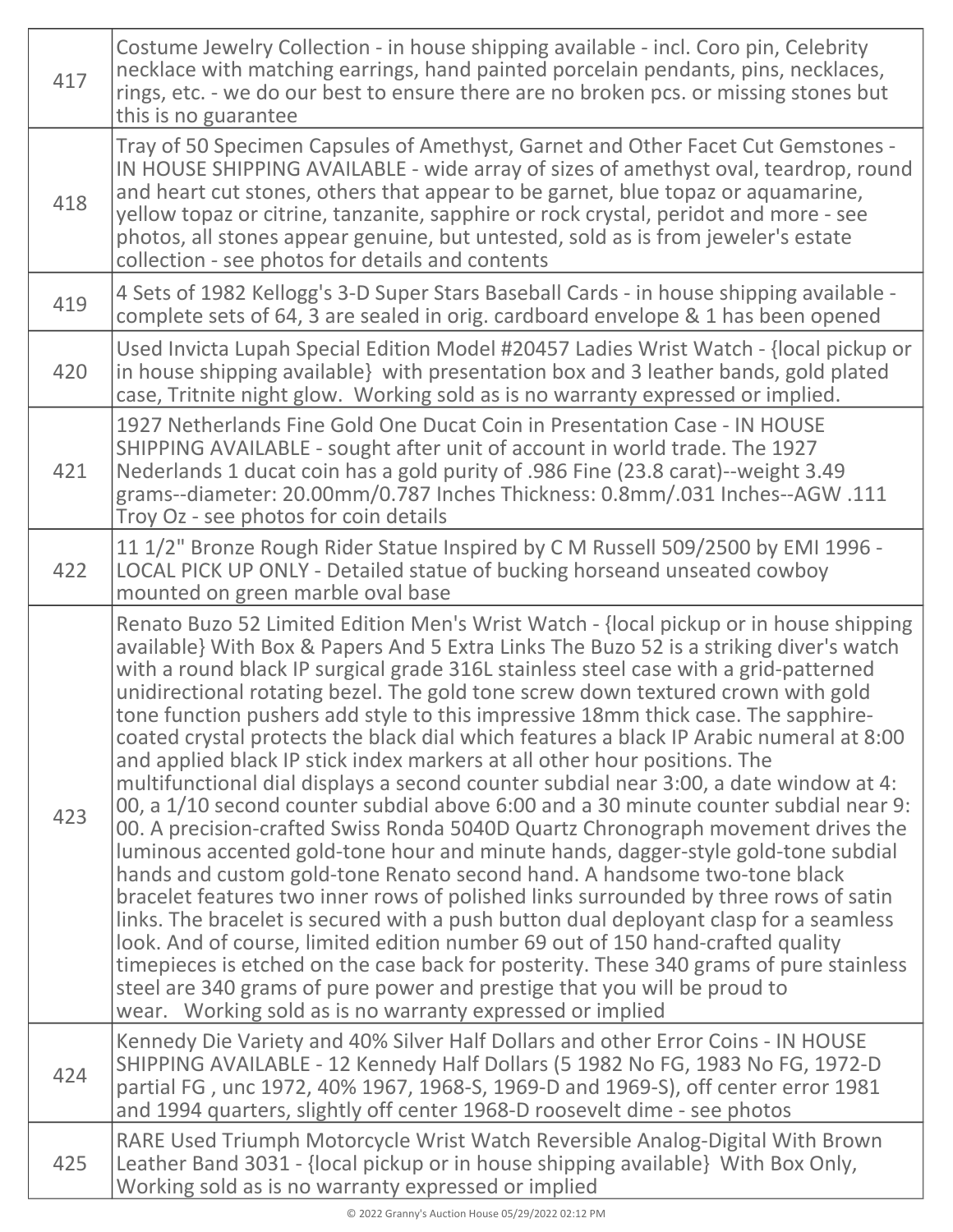| | |
|---|---|
| 417 | Costume Jewelry Collection - in house shipping available - incl. Coro pin, Celebrity necklace with matching earrings, hand painted porcelain pendants, pins, necklaces, rings, etc. - we do our best to ensure there are no broken pcs. or missing stones but this is no guarantee |
| 418 | Tray of 50 Specimen Capsules of Amethyst, Garnet and Other Facet Cut Gemstones - IN HOUSE SHIPPING AVAILABLE - wide array of sizes of amethyst oval, teardrop, round and heart cut stones, others that appear to be garnet, blue topaz or aquamarine, yellow topaz or citrine, tanzanite, sapphire or rock crystal, peridot and more - see photos, all stones appear genuine, but untested, sold as is from jeweler's estate collection - see photos for details and contents |
| 419 | 4 Sets of 1982 Kellogg's 3-D Super Stars Baseball Cards - in house shipping available - complete sets of 64, 3 are sealed in orig. cardboard envelope & 1 has been opened |
| 420 | Used Invicta Lupah Special Edition Model #20457 Ladies Wrist Watch - {local pickup or in house shipping available} with presentation box and 3 leather bands, gold plated case, Tritnite night glow. Working sold as is no warranty expressed or implied. |
| 421 | 1927 Netherlands Fine Gold One Ducat Coin in Presentation Case - IN HOUSE SHIPPING AVAILABLE - sought after unit of account in world trade. The 1927 Nederlands 1 ducat coin has a gold purity of .986 Fine (23.8 carat)--weight 3.49 grams--diameter: 20.00mm/0.787 Inches Thickness: 0.8mm/.031 Inches--AGW .111 Troy Oz - see photos for coin details |
| 422 | 11 1/2" Bronze Rough Rider Statue Inspired by C M Russell 509/2500 by EMI 1996 - LOCAL PICK UP ONLY - Detailed statue of bucking horseand unseated cowboy mounted on green marble oval base |
| 423 | Renato Buzo 52 Limited Edition Men's Wrist Watch - {local pickup or in house shipping available} With Box & Papers And 5 Extra Links The Buzo 52 is a striking diver's watch with a round black IP surgical grade 316L stainless steel case with a grid-patterned unidirectional rotating bezel. The gold tone screw down textured crown with gold tone function pushers add style to this impressive 18mm thick case. The sapphire-coated crystal protects the black dial which features a black IP Arabic numeral at 8:00 and applied black IP stick index markers at all other hour positions. The multifunctional dial displays a second counter subdial near 3:00, a date window at 4:00, a 1/10 second counter subdial above 6:00 and a 30 minute counter subdial near 9:00. A precision-crafted Swiss Ronda 5040D Quartz Chronograph movement drives the luminous accented gold-tone hour and minute hands, dagger-style gold-tone subdial hands and custom gold-tone Renato second hand. A handsome two-tone black bracelet features two inner rows of polished links surrounded by three rows of satin links. The bracelet is secured with a push button dual deployant clasp for a seamless look. And of course, limited edition number 69 out of 150 hand-crafted quality timepieces is etched on the case back for posterity. These 340 grams of pure stainless steel are 340 grams of pure power and prestige that you will be proud to wear. Working sold as is no warranty expressed or implied |
| 424 | Kennedy Die Variety and 40% Silver Half Dollars and other Error Coins - IN HOUSE SHIPPING AVAILABLE - 12 Kennedy Half Dollars (5 1982 No FG, 1983 No FG, 1972-D partial FG , unc 1972, 40% 1967, 1968-S, 1969-D and 1969-S), off center error 1981 and 1994 quarters, slightly off center 1968-D roosevelt dime - see photos |
| 425 | RARE Used Triumph Motorcycle Wrist Watch Reversible Analog-Digital With Brown Leather Band 3031 - {local pickup or in house shipping available} With Box Only, Working sold as is no warranty expressed or implied |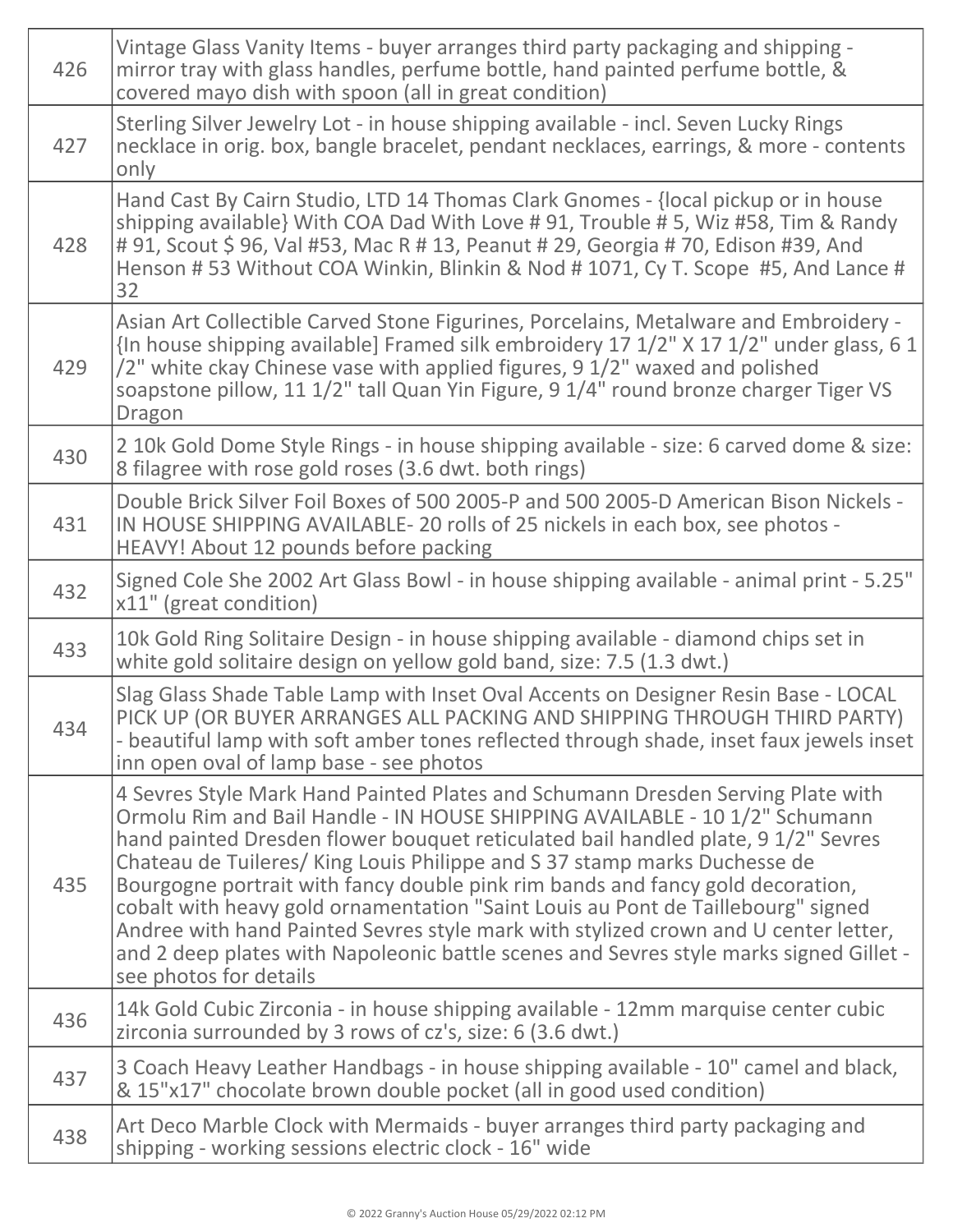| | |
|---|---|
| 426 | Vintage Glass Vanity Items - buyer arranges third party packaging and shipping - mirror tray with glass handles, perfume bottle, hand painted perfume bottle, & covered mayo dish with spoon (all in great condition) |
| 427 | Sterling Silver Jewelry Lot - in house shipping available - incl. Seven Lucky Rings necklace in orig. box, bangle bracelet, pendant necklaces, earrings, & more - contents only |
| 428 | Hand Cast By Cairn Studio, LTD 14 Thomas Clark Gnomes - {local pickup or in house shipping available} With COA Dad With Love # 91, Trouble # 5, Wiz #58, Tim & Randy # 91, Scout $ 96, Val #53, Mac R # 13, Peanut # 29, Georgia # 70, Edison #39, And Henson # 53 Without COA Winkin, Blinkin & Nod # 1071, Cy T. Scope #5, And Lance # 32 |
| 429 | Asian Art Collectible Carved Stone Figurines, Porcelains, Metalware and Embroidery - {In house shipping available] Framed silk embroidery 17 1/2" X 17 1/2" under glass, 6 1 /2" white ckay Chinese vase with applied figures, 9 1/2" waxed and polished soapstone pillow, 11 1/2" tall Quan Yin Figure, 9 1/4" round bronze charger Tiger VS Dragon |
| 430 | 2 10k Gold Dome Style Rings - in house shipping available - size: 6 carved dome & size: 8 filagree with rose gold roses (3.6 dwt. both rings) |
| 431 | Double Brick Silver Foil Boxes of 500 2005-P and 500 2005-D American Bison Nickels - IN HOUSE SHIPPING AVAILABLE- 20 rolls of 25 nickels in each box, see photos - HEAVY! About 12 pounds before packing |
| 432 | Signed Cole She 2002 Art Glass Bowl - in house shipping available - animal print - 5.25" x11" (great condition) |
| 433 | 10k Gold Ring Solitaire Design - in house shipping available - diamond chips set in white gold solitaire design on yellow gold band, size: 7.5 (1.3 dwt.) |
| 434 | Slag Glass Shade Table Lamp with Inset Oval Accents on Designer Resin Base - LOCAL PICK UP (OR BUYER ARRANGES ALL PACKING AND SHIPPING THROUGH THIRD PARTY) - beautiful lamp with soft amber tones reflected through shade, inset faux jewels inset inn open oval of lamp base - see photos |
| 435 | 4 Sevres Style Mark Hand Painted Plates and Schumann Dresden Serving Plate with Ormolu Rim and Bail Handle - IN HOUSE SHIPPING AVAILABLE - 10 1/2" Schumann hand painted Dresden flower bouquet reticulated bail handled plate, 9 1/2" Sevres Chateau de Tuileres/ King Louis Philippe and S 37 stamp marks Duchesse de Bourgogne portrait with fancy double pink rim bands and fancy gold decoration, cobalt with heavy gold ornamentation "Saint Louis au Pont de Taillebourg" signed Andree with hand Painted Sevres style mark with stylized crown and U center letter, and 2 deep plates with Napoleonic battle scenes and Sevres style marks signed Gillet - see photos for details |
| 436 | 14k Gold Cubic Zirconia - in house shipping available - 12mm marquise center cubic zirconia surrounded by 3 rows of cz's, size: 6 (3.6 dwt.) |
| 437 | 3 Coach Heavy Leather Handbags - in house shipping available - 10" camel and black, & 15"x17" chocolate brown double pocket (all in good used condition) |
| 438 | Art Deco Marble Clock with Mermaids - buyer arranges third party packaging and shipping - working sessions electric clock - 16" wide |

© 2022 Granny's Auction House 05/29/2022 02:12 PM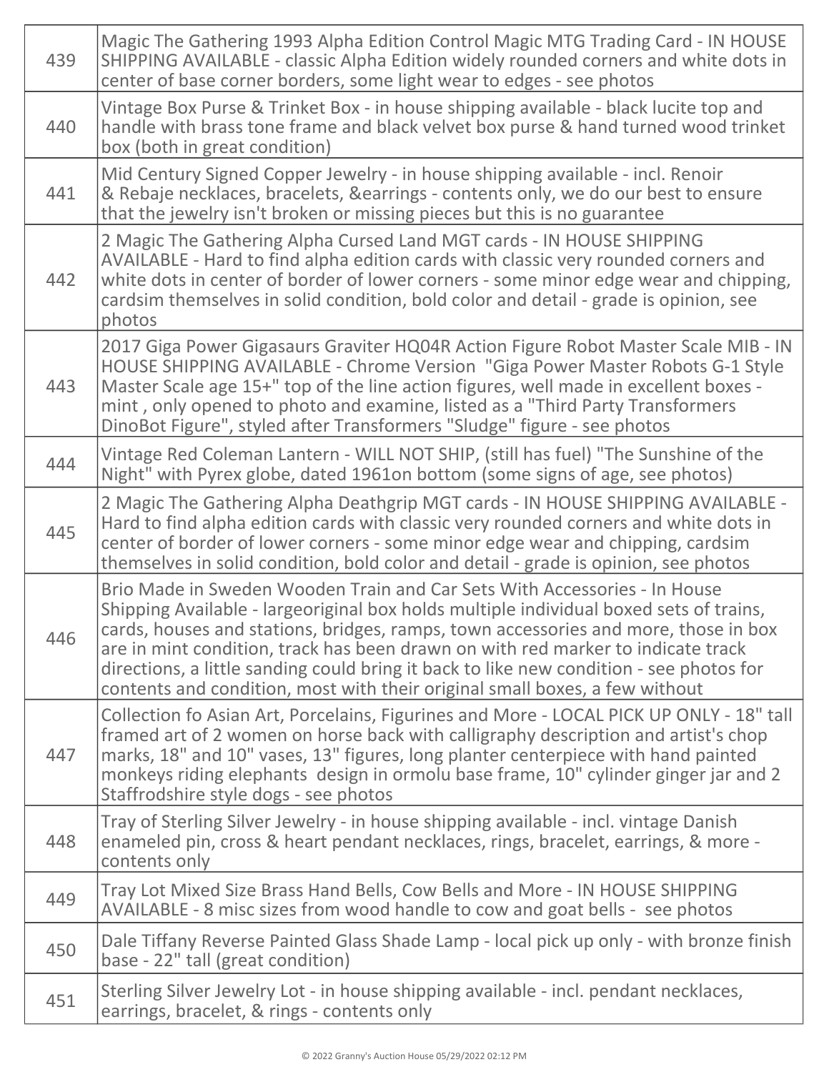| | |
|---|---|
| 439 | Magic The Gathering 1993 Alpha Edition Control Magic MTG Trading Card - IN HOUSE SHIPPING AVAILABLE - classic Alpha Edition widely rounded corners and white dots in center of base corner borders, some light wear to edges - see photos |
| 440 | Vintage Box Purse & Trinket Box - in house shipping available - black lucite top and handle with brass tone frame and black velvet box purse & hand turned wood trinket box (both in great condition) |
| 441 | Mid Century Signed Copper Jewelry - in house shipping available - incl. Renoir & Rebaje necklaces, bracelets, &earrings - contents only, we do our best to ensure that the jewelry isn't broken or missing pieces but this is no guarantee |
| 442 | 2 Magic The Gathering Alpha Cursed Land MGT cards - IN HOUSE SHIPPING AVAILABLE - Hard to find alpha edition cards with classic very rounded corners and white dots in center of border of lower corners - some minor edge wear and chipping, cardsim themselves in solid condition, bold color and detail - grade is opinion, see photos |
| 443 | 2017 Giga Power Gigasaurs Graviter HQ04R Action Figure Robot Master Scale MIB - IN HOUSE SHIPPING AVAILABLE - Chrome Version "Giga Power Master Robots G-1 Style Master Scale age 15+" top of the line action figures, well made in excellent boxes - mint , only opened to photo and examine, listed as a "Third Party Transformers DinoBot Figure", styled after Transformers "Sludge" figure - see photos |
| 444 | Vintage Red Coleman Lantern - WILL NOT SHIP, (still has fuel) "The Sunshine of the Night" with Pyrex globe, dated 1961on bottom (some signs of age, see photos) |
| 445 | 2 Magic The Gathering Alpha Deathgrip MGT cards - IN HOUSE SHIPPING AVAILABLE - Hard to find alpha edition cards with classic very rounded corners and white dots in center of border of lower corners - some minor edge wear and chipping, cardsim themselves in solid condition, bold color and detail - grade is opinion, see photos |
| 446 | Brio Made in Sweden Wooden Train and Car Sets With Accessories - In House Shipping Available - largeoriginal box holds multiple individual boxed sets of trains, cards, houses and stations, bridges, ramps, town accessories and more, those in box are in mint condition, track has been drawn on with red marker to indicate track directions, a little sanding could bring it back to like new condition - see photos for contents and condition, most with their original small boxes, a few without |
| 447 | Collection fo Asian Art, Porcelains, Figurines and More - LOCAL PICK UP ONLY - 18" tall framed art of 2 women on horse back with calligraphy description and artist's chop marks, 18" and 10" vases, 13" figures, long planter centerpiece with hand painted monkeys riding elephants design in ormolu base frame, 10" cylinder ginger jar and 2 Staffrodshire style dogs - see photos |
| 448 | Tray of Sterling Silver Jewelry - in house shipping available - incl. vintage Danish enameled pin, cross & heart pendant necklaces, rings, bracelet, earrings, & more - contents only |
| 449 | Tray Lot Mixed Size Brass Hand Bells, Cow Bells and More - IN HOUSE SHIPPING AVAILABLE - 8 misc sizes from wood handle to cow and goat bells - see photos |
| 450 | Dale Tiffany Reverse Painted Glass Shade Lamp - local pick up only - with bronze finish base - 22" tall (great condition) |
| 451 | Sterling Silver Jewelry Lot - in house shipping available - incl. pendant necklaces, earrings, bracelet, & rings - contents only |

© 2022 Granny's Auction House 05/29/2022 02:12 PM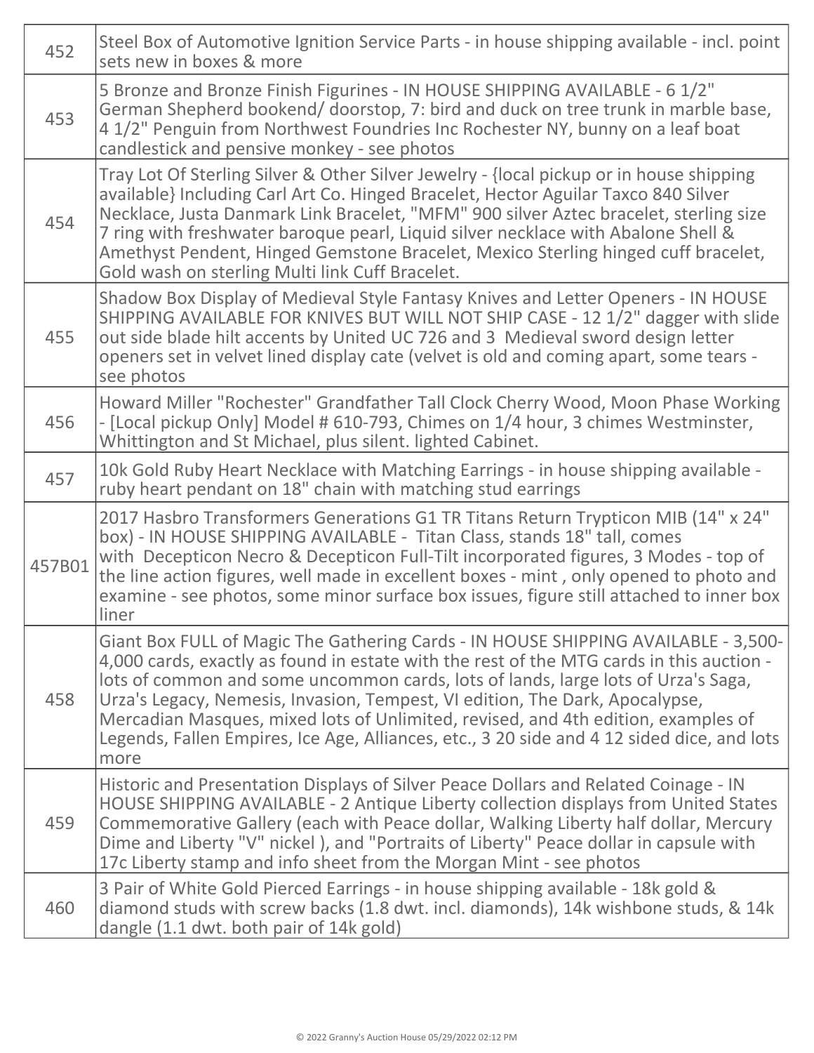| | |
|---|---|
| 452 | Steel Box of Automotive Ignition Service Parts - in house shipping available - incl. point sets new in boxes & more |
| 453 | 5 Bronze and Bronze Finish Figurines - IN HOUSE SHIPPING AVAILABLE - 6 1/2" German Shepherd bookend/ doorstop, 7: bird and duck on tree trunk in marble base, 4 1/2" Penguin from Northwest Foundries Inc Rochester NY, bunny on a leaf boat candlestick and pensive monkey - see photos |
| 454 | Tray Lot Of Sterling Silver & Other Silver Jewelry - {local pickup or in house shipping available} Including Carl Art Co. Hinged Bracelet, Hector Aguilar Taxco 840 Silver Necklace, Justa Danmark Link Bracelet, "MFM" 900 silver Aztec bracelet, sterling size 7 ring with freshwater baroque pearl, Liquid silver necklace with Abalone Shell & Amethyst Pendent, Hinged Gemstone Bracelet, Mexico Sterling hinged cuff bracelet, Gold wash on sterling Multi link Cuff Bracelet. |
| 455 | Shadow Box Display of Medieval Style Fantasy Knives and Letter Openers - IN HOUSE SHIPPING AVAILABLE FOR KNIVES BUT WILL NOT SHIP CASE - 12 1/2" dagger with slide out side blade hilt accents by United UC 726 and 3 Medieval sword design letter openers set in velvet lined display cate (velvet is old and coming apart, some tears - see photos |
| 456 | Howard Miller "Rochester" Grandfather Tall Clock Cherry Wood, Moon Phase Working - [Local pickup Only] Model # 610-793, Chimes on 1/4 hour, 3 chimes Westminster, Whittington and St Michael, plus silent. lighted Cabinet. |
| 457 | 10k Gold Ruby Heart Necklace with Matching Earrings - in house shipping available - ruby heart pendant on 18" chain with matching stud earrings |
| 457B01 | 2017 Hasbro Transformers Generations G1 TR Titans Return Trypticon MIB (14" x 24" box) - IN HOUSE SHIPPING AVAILABLE - Titan Class, stands 18" tall, comes with Decepticon Necro & Decepticon Full-Tilt incorporated figures, 3 Modes - top of the line action figures, well made in excellent boxes - mint , only opened to photo and examine - see photos, some minor surface box issues, figure still attached to inner box liner |
| 458 | Giant Box FULL of Magic The Gathering Cards - IN HOUSE SHIPPING AVAILABLE - 3,500-4,000 cards, exactly as found in estate with the rest of the MTG cards in this auction - lots of common and some uncommon cards, lots of lands, large lots of Urza's Saga, Urza's Legacy, Nemesis, Invasion, Tempest, VI edition, The Dark, Apocalypse, Mercadian Masques, mixed lots of Unlimited, revised, and 4th edition, examples of Legends, Fallen Empires, Ice Age, Alliances, etc., 3 20 side and 4 12 sided dice, and lots more |
| 459 | Historic and Presentation Displays of Silver Peace Dollars and Related Coinage - IN HOUSE SHIPPING AVAILABLE - 2 Antique Liberty collection displays from United States Commemorative Gallery (each with Peace dollar, Walking Liberty half dollar, Mercury Dime and Liberty "V" nickel ), and "Portraits of Liberty" Peace dollar in capsule with 17c Liberty stamp and info sheet from the Morgan Mint - see photos |
| 460 | 3 Pair of White Gold Pierced Earrings - in house shipping available - 18k gold & diamond studs with screw backs (1.8 dwt. incl. diamonds), 14k wishbone studs, & 14k dangle (1.1 dwt. both pair of 14k gold) |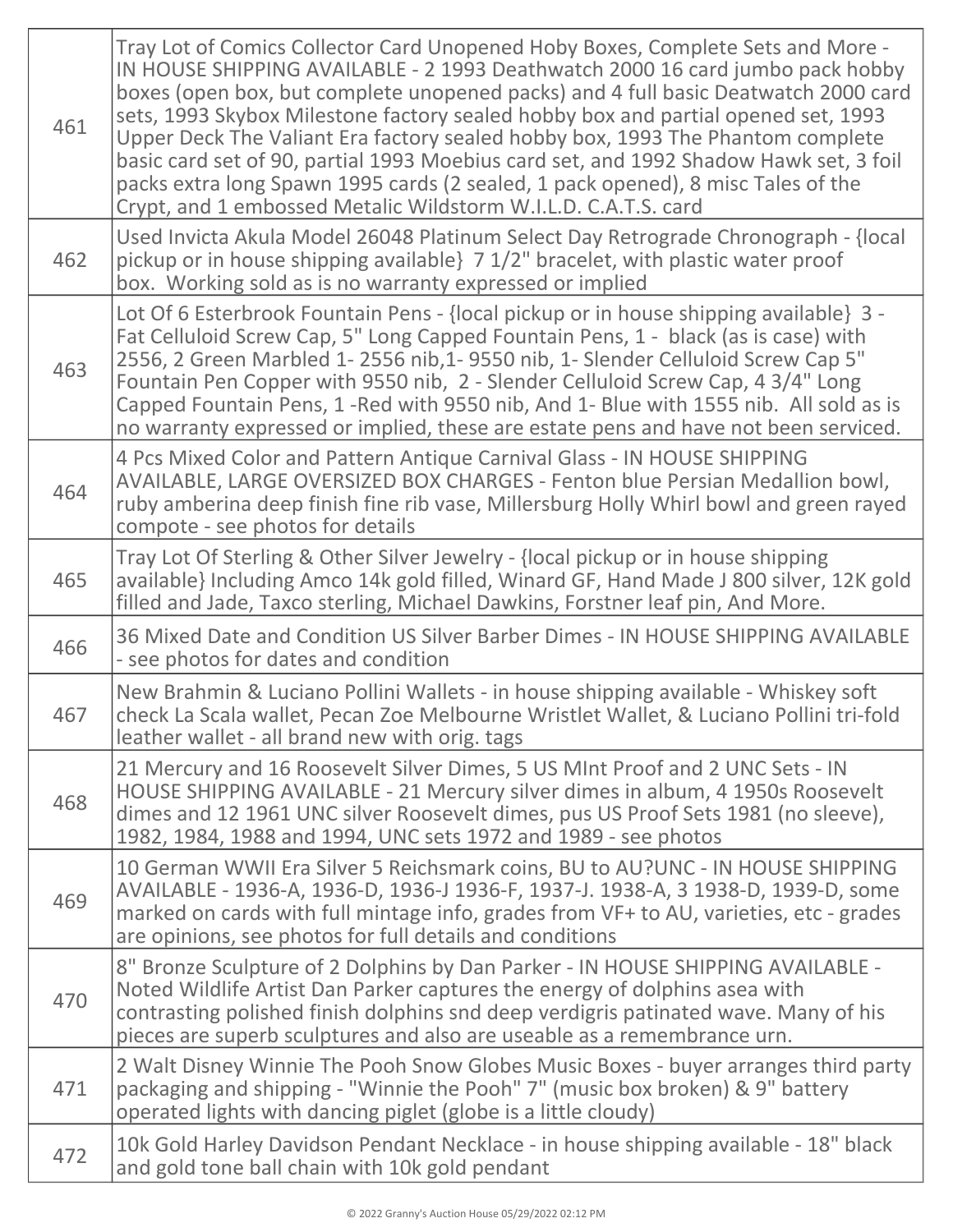| | |
|---|---|
| 461 | Tray Lot of Comics Collector Card Unopened Hoby Boxes, Complete Sets and More - IN HOUSE SHIPPING AVAILABLE - 2 1993 Deathwatch 2000 16 card jumbo pack hobby boxes (open box, but complete unopened packs) and 4 full basic Deatwatch 2000 card sets, 1993 Skybox Milestone factory sealed hobby box and partial opened set, 1993 Upper Deck The Valiant Era factory sealed hobby box, 1993 The Phantom complete basic card set of 90, partial 1993 Moebius card set, and 1992 Shadow Hawk set, 3 foil packs extra long Spawn 1995 cards (2 sealed, 1 pack opened), 8 misc Tales of the Crypt, and 1 embossed Metalic Wildstorm W.I.L.D. C.A.T.S. card |
| 462 | Used Invicta Akula Model 26048 Platinum Select Day Retrograde Chronograph - {local pickup or in house shipping available} 7 1/2" bracelet, with plastic water proof box. Working sold as is no warranty expressed or implied |
| 463 | Lot Of 6 Esterbrook Fountain Pens - {local pickup or in house shipping available} 3 - Fat Celluloid Screw Cap, 5" Long Capped Fountain Pens, 1 - black (as is case) with 2556, 2 Green Marbled 1- 2556 nib,1- 9550 nib, 1- Slender Celluloid Screw Cap 5" Fountain Pen Copper with 9550 nib, 2 - Slender Celluloid Screw Cap, 4 3/4" Long Capped Fountain Pens, 1 -Red with 9550 nib, And 1- Blue with 1555 nib. All sold as is no warranty expressed or implied, these are estate pens and have not been serviced. |
| 464 | 4 Pcs Mixed Color and Pattern Antique Carnival Glass - IN HOUSE SHIPPING AVAILABLE, LARGE OVERSIZED BOX CHARGES - Fenton blue Persian Medallion bowl, ruby amberina deep finish fine rib vase, Millersburg Holly Whirl bowl and green rayed compote - see photos for details |
| 465 | Tray Lot Of Sterling & Other Silver Jewelry - {local pickup or in house shipping available} Including Amco 14k gold filled, Winard GF, Hand Made J 800 silver, 12K gold filled and Jade, Taxco sterling, Michael Dawkins, Forstner leaf pin, And More. |
| 466 | 36 Mixed Date and Condition US Silver Barber Dimes - IN HOUSE SHIPPING AVAILABLE - see photos for dates and condition |
| 467 | New Brahmin & Luciano Pollini Wallets - in house shipping available - Whiskey soft check La Scala wallet, Pecan Zoe Melbourne Wristlet Wallet, & Luciano Pollini tri-fold leather wallet - all brand new with orig. tags |
| 468 | 21 Mercury and 16 Roosevelt Silver Dimes, 5 US MInt Proof and 2 UNC Sets - IN HOUSE SHIPPING AVAILABLE - 21 Mercury silver dimes in album, 4 1950s Roosevelt dimes and 12 1961 UNC silver Roosevelt dimes, pus US Proof Sets 1981 (no sleeve), 1982, 1984, 1988 and 1994, UNC sets 1972 and 1989 - see photos |
| 469 | 10 German WWII Era Silver 5 Reichsmark coins, BU to AU?UNC - IN HOUSE SHIPPING AVAILABLE - 1936-A, 1936-D, 1936-J 1936-F, 1937-J. 1938-A, 3 1938-D, 1939-D, some marked on cards with full mintage info, grades from VF+ to AU, varieties, etc - grades are opinions, see photos for full details and conditions |
| 470 | 8" Bronze Sculpture of 2 Dolphins by Dan Parker - IN HOUSE SHIPPING AVAILABLE - Noted Wildlife Artist Dan Parker captures the energy of dolphins asea with contrasting polished finish dolphins snd deep verdigris patinated wave. Many of his pieces are superb sculptures and also are useable as a remembrance urn. |
| 471 | 2 Walt Disney Winnie The Pooh Snow Globes Music Boxes - buyer arranges third party packaging and shipping - "Winnie the Pooh" 7" (music box broken) & 9" battery operated lights with dancing piglet (globe is a little cloudy) |
| 472 | 10k Gold Harley Davidson Pendant Necklace - in house shipping available - 18" black and gold tone ball chain with 10k gold pendant |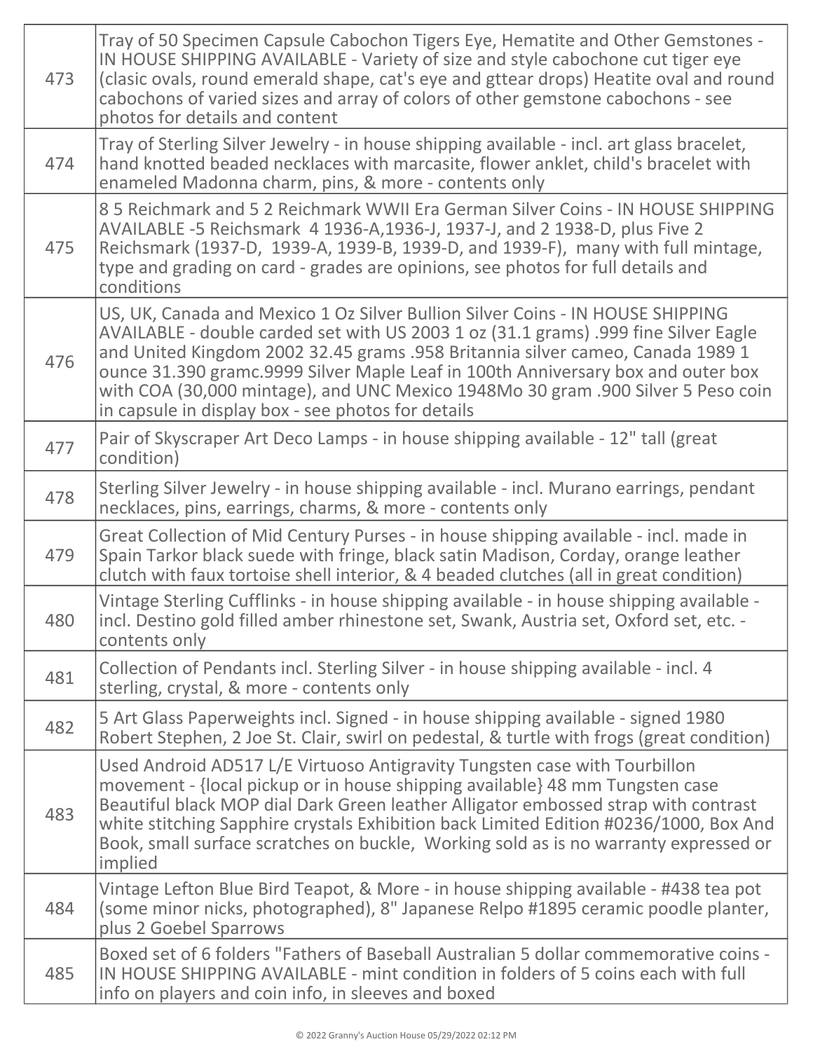| | |
|---|---|
| 473 | Tray of 50 Specimen Capsule Cabochon Tigers Eye, Hematite and Other Gemstones - IN HOUSE SHIPPING AVAILABLE - Variety of size and style cabochone cut tiger eye (clasic ovals, round emerald shape, cat's eye and gttear drops) Heatite oval and round cabochons of varied sizes and array of colors of other gemstone cabochons - see photos for details and content |
| 474 | Tray of Sterling Silver Jewelry - in house shipping available - incl. art glass bracelet, hand knotted beaded necklaces with marcasite, flower anklet, child's bracelet with enameled Madonna charm, pins, & more - contents only |
| 475 | 8 5 Reichmark and 5 2 Reichmark WWII Era German Silver Coins - IN HOUSE SHIPPING AVAILABLE -5 Reichsmark 4 1936-A,1936-J, 1937-J, and 2 1938-D, plus Five 2 Reichsmark (1937-D, 1939-A, 1939-B, 1939-D, and 1939-F), many with full mintage, type and grading on card - grades are opinions, see photos for full details and conditions |
| 476 | US, UK, Canada and Mexico 1 Oz Silver Bullion Silver Coins - IN HOUSE SHIPPING AVAILABLE - double carded set with US 2003 1 oz (31.1 grams) .999 fine Silver Eagle and United Kingdom 2002 32.45 grams .958 Britannia silver cameo, Canada 1989 1 ounce 31.390 gramc.9999 Silver Maple Leaf in 100th Anniversary box and outer box with COA (30,000 mintage), and UNC Mexico 1948Mo 30 gram .900 Silver 5 Peso coin in capsule in display box - see photos for details |
| 477 | Pair of Skyscraper Art Deco Lamps - in house shipping available - 12" tall (great condition) |
| 478 | Sterling Silver Jewelry - in house shipping available - incl. Murano earrings, pendant necklaces, pins, earrings, charms, & more - contents only |
| 479 | Great Collection of Mid Century Purses - in house shipping available - incl. made in Spain Tarkor black suede with fringe, black satin Madison, Corday, orange leather clutch with faux tortoise shell interior, & 4 beaded clutches (all in great condition) |
| 480 | Vintage Sterling Cufflinks - in house shipping available - in house shipping available - incl. Destino gold filled amber rhinestone set, Swank, Austria set, Oxford set, etc. - contents only |
| 481 | Collection of Pendants incl. Sterling Silver - in house shipping available - incl. 4 sterling, crystal, & more - contents only |
| 482 | 5 Art Glass Paperweights incl. Signed - in house shipping available - signed 1980 Robert Stephen, 2 Joe St. Clair, swirl on pedestal, & turtle with frogs (great condition) |
| 483 | Used Android AD517 L/E Virtuoso Antigravity Tungsten case with Tourbillon movement - {local pickup or in house shipping available} 48 mm Tungsten case Beautiful black MOP dial Dark Green leather Alligator embossed strap with contrast white stitching Sapphire crystals Exhibition back Limited Edition #0236/1000, Box And Book, small surface scratches on buckle, Working sold as is no warranty expressed or implied |
| 484 | Vintage Lefton Blue Bird Teapot, & More - in house shipping available - #438 tea pot (some minor nicks, photographed), 8" Japanese Relpo #1895 ceramic poodle planter, plus 2 Goebel Sparrows |
| 485 | Boxed set of 6 folders "Fathers of Baseball Australian 5 dollar commemorative coins - IN HOUSE SHIPPING AVAILABLE - mint condition in folders of 5 coins each with full info on players and coin info, in sleeves and boxed |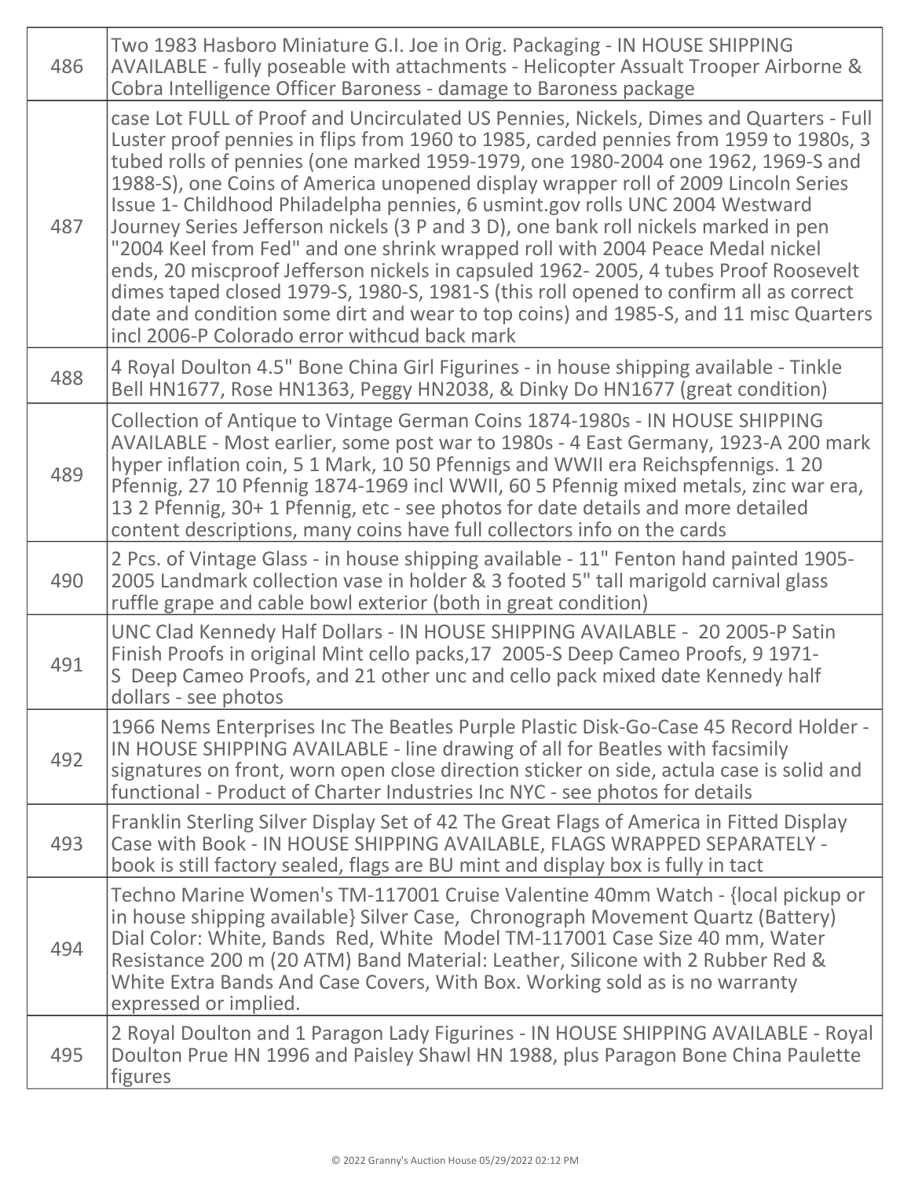| | |
|---|---|
| 486 | Two 1983 Hasboro Miniature G.I. Joe in Orig. Packaging - IN HOUSE SHIPPING AVAILABLE - fully poseable with attachments - Helicopter Assualt Trooper Airborne & Cobra Intelligence Officer Baroness - damage to Baroness package |
| 487 | case Lot FULL of Proof and Uncirculated US Pennies, Nickels, Dimes and Quarters - Full Luster proof pennies in flips from 1960 to 1985, carded pennies from 1959 to 1980s, 3 tubed rolls of pennies (one marked 1959-1979, one 1980-2004 one 1962, 1969-S and 1988-S), one Coins of America unopened display wrapper roll of 2009 Lincoln Series Issue 1- Childhood Philadelpha pennies, 6 usmint.gov rolls UNC 2004 Westward Journey Series Jefferson nickels (3 P and 3 D), one bank roll nickels marked in pen "2004 Keel from Fed" and one shrink wrapped roll with 2004 Peace Medal nickel ends, 20 miscproof Jefferson nickels in capsuled 1962- 2005, 4 tubes Proof Roosevelt dimes taped closed 1979-S, 1980-S, 1981-S (this roll opened to confirm all as correct date and condition some dirt and wear to top coins) and 1985-S, and 11 misc Quarters incl 2006-P Colorado error withcud back mark |
| 488 | 4 Royal Doulton 4.5" Bone China Girl Figurines - in house shipping available - Tinkle Bell HN1677, Rose HN1363, Peggy HN2038, & Dinky Do HN1677 (great condition) |
| 489 | Collection of Antique to Vintage German Coins 1874-1980s - IN HOUSE SHIPPING AVAILABLE - Most earlier, some post war to 1980s - 4 East Germany, 1923-A 200 mark hyper inflation coin, 5 1 Mark, 10 50 Pfennigs and WWII era Reichspfennigs. 1 20 Pfennig, 27 10 Pfennig 1874-1969 incl WWII, 60 5 Pfennig mixed metals, zinc war era, 13 2 Pfennig, 30+ 1 Pfennig, etc - see photos for date details and more detailed content descriptions, many coins have full collectors info on the cards |
| 490 | 2 Pcs. of Vintage Glass - in house shipping available - 11" Fenton hand painted 1905-2005 Landmark collection vase in holder & 3 footed 5" tall marigold carnival glass ruffle grape and cable bowl exterior (both in great condition) |
| 491 | UNC Clad Kennedy Half Dollars - IN HOUSE SHIPPING AVAILABLE - 20 2005-P Satin Finish Proofs in original Mint cello packs,17 2005-S Deep Cameo Proofs, 9 1971-S Deep Cameo Proofs, and 21 other unc and cello pack mixed date Kennedy half dollars - see photos |
| 492 | 1966 Nems Enterprises Inc The Beatles Purple Plastic Disk-Go-Case 45 Record Holder - IN HOUSE SHIPPING AVAILABLE - line drawing of all for Beatles with facsimily signatures on front, worn open close direction sticker on side, actula case is solid and functional - Product of Charter Industries Inc NYC - see photos for details |
| 493 | Franklin Sterling Silver Display Set of 42 The Great Flags of America in Fitted Display Case with Book - IN HOUSE SHIPPING AVAILABLE, FLAGS WRAPPED SEPARATELY - book is still factory sealed, flags are BU mint and display box is fully in tact |
| 494 | Techno Marine Women's TM-117001 Cruise Valentine 40mm Watch - {local pickup or in house shipping available} Silver Case, Chronograph Movement Quartz (Battery) Dial Color: White, Bands Red, White Model TM-117001 Case Size 40 mm, Water Resistance 200 m (20 ATM) Band Material: Leather, Silicone with 2 Rubber Red & White Extra Bands And Case Covers, With Box. Working sold as is no warranty expressed or implied. |
| 495 | 2 Royal Doulton and 1 Paragon Lady Figurines - IN HOUSE SHIPPING AVAILABLE - Royal Doulton Prue HN 1996 and Paisley Shawl HN 1988, plus Paragon Bone China Paulette figures |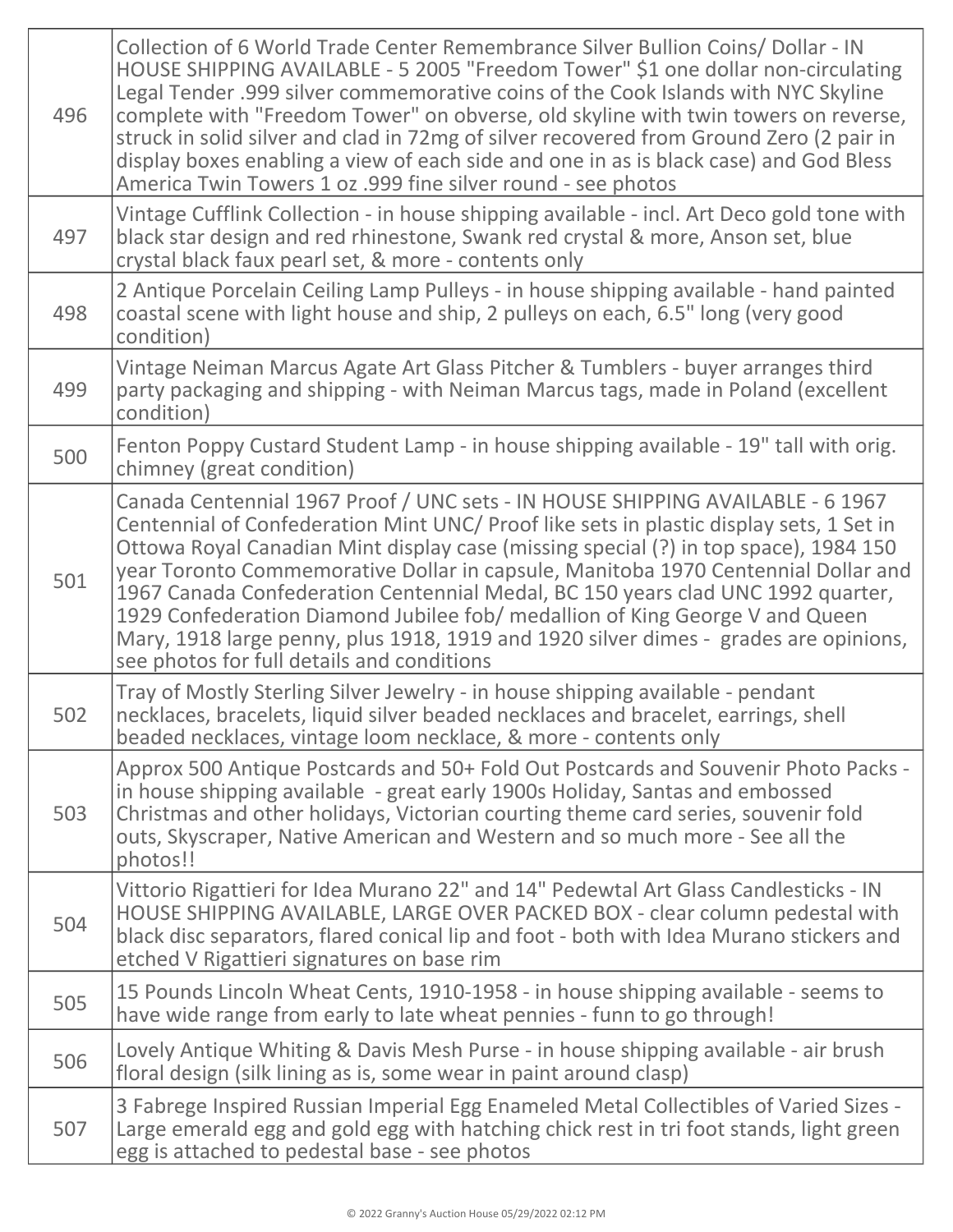| | |
|---|---|
| 496 | Collection of 6 World Trade Center Remembrance Silver Bullion Coins/ Dollar - IN HOUSE SHIPPING AVAILABLE - 5 2005 "Freedom Tower" $1 one dollar non-circulating Legal Tender .999 silver commemorative coins of the Cook Islands with NYC Skyline complete with "Freedom Tower" on obverse, old skyline with twin towers on reverse, struck in solid silver and clad in 72mg of silver recovered from Ground Zero (2 pair in display boxes enabling a view of each side and one in as is black case) and God Bless America Twin Towers 1 oz .999 fine silver round - see photos |
| 497 | Vintage Cufflink Collection - in house shipping available - incl. Art Deco gold tone with black star design and red rhinestone, Swank red crystal & more, Anson set, blue crystal black faux pearl set, & more - contents only |
| 498 | 2 Antique Porcelain Ceiling Lamp Pulleys - in house shipping available - hand painted coastal scene with light house and ship, 2 pulleys on each, 6.5" long (very good condition) |
| 499 | Vintage Neiman Marcus Agate Art Glass Pitcher & Tumblers - buyer arranges third party packaging and shipping - with Neiman Marcus tags, made in Poland (excellent condition) |
| 500 | Fenton Poppy Custard Student Lamp - in house shipping available - 19" tall with orig. chimney (great condition) |
| 501 | Canada Centennial 1967 Proof / UNC sets - IN HOUSE SHIPPING AVAILABLE - 6 1967 Centennial of Confederation Mint UNC/ Proof like sets in plastic display sets, 1 Set in Ottowa Royal Canadian Mint display case (missing special (?) in top space), 1984 150 year Toronto Commemorative Dollar in capsule, Manitoba 1970 Centennial Dollar and 1967 Canada Confederation Centennial Medal, BC 150 years clad UNC 1992 quarter, 1929 Confederation Diamond Jubilee fob/ medallion of King George V and Queen Mary, 1918 large penny, plus 1918, 1919 and 1920 silver dimes - grades are opinions, see photos for full details and conditions |
| 502 | Tray of Mostly Sterling Silver Jewelry - in house shipping available - pendant necklaces, bracelets, liquid silver beaded necklaces and bracelet, earrings, shell beaded necklaces, vintage loom necklace, & more - contents only |
| 503 | Approx 500 Antique Postcards and 50+ Fold Out Postcards and Souvenir Photo Packs - in house shipping available - great early 1900s Holiday, Santas and embossed Christmas and other holidays, Victorian courting theme card series, souvenir fold outs, Skyscraper, Native American and Western and so much more - See all the photos!! |
| 504 | Vittorio Rigattieri for Idea Murano 22" and 14" Pedewtal Art Glass Candlesticks - IN HOUSE SHIPPING AVAILABLE, LARGE OVER PACKED BOX - clear column pedestal with black disc separators, flared conical lip and foot - both with Idea Murano stickers and etched V Rigattieri signatures on base rim |
| 505 | 15 Pounds Lincoln Wheat Cents, 1910-1958 - in house shipping available - seems to have wide range from early to late wheat pennies - funn to go through! |
| 506 | Lovely Antique Whiting & Davis Mesh Purse - in house shipping available - air brush floral design (silk lining as is, some wear in paint around clasp) |
| 507 | 3 Fabrege Inspired Russian Imperial Egg Enameled Metal Collectibles of Varied Sizes - Large emerald egg and gold egg with hatching chick rest in tri foot stands, light green egg is attached to pedestal base - see photos |

© 2022 Granny's Auction House 05/29/2022 02:12 PM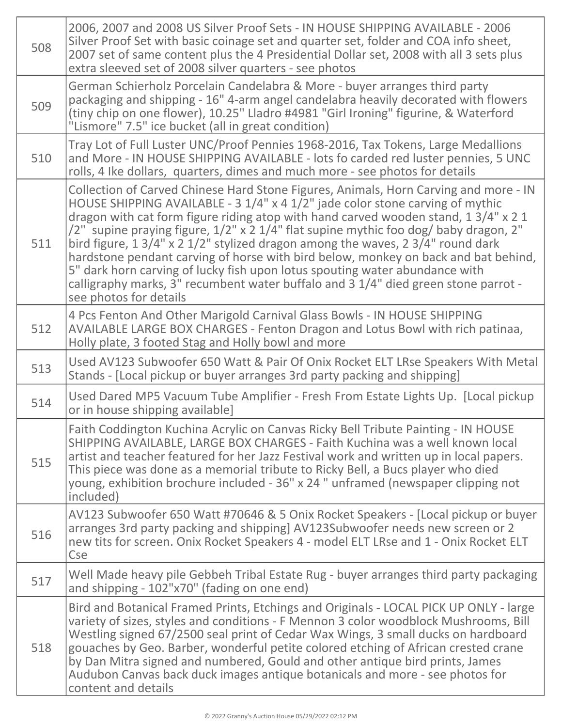| | |
|---|---|
| 508 | 2006, 2007 and 2008 US Silver Proof Sets - IN HOUSE SHIPPING AVAILABLE - 2006 Silver Proof Set with basic coinage set and quarter set, folder and COA info sheet, 2007 set of same content plus the 4 Presidential Dollar set, 2008 with all 3 sets plus extra sleeved set of 2008 silver quarters - see photos |
| 509 | German Schierholz Porcelain Candelabra & More - buyer arranges third party packaging and shipping - 16" 4-arm angel candelabra heavily decorated with flowers (tiny chip on one flower), 10.25" Lladro #4981 "Girl Ironing" figurine, & Waterford "Lismore" 7.5" ice bucket (all in great condition) |
| 510 | Tray Lot of Full Luster UNC/Proof Pennies 1968-2016, Tax Tokens, Large Medallions and More - IN HOUSE SHIPPING AVAILABLE - lots fo carded red luster pennies, 5 UNC rolls, 4 Ike dollars, quarters, dimes and much more - see photos for details |
| 511 | Collection of Carved Chinese Hard Stone Figures, Animals, Horn Carving and more - IN HOUSE SHIPPING AVAILABLE - 3 1/4" x 4 1/2" jade color stone carving of mythic dragon with cat form figure riding atop with hand carved wooden stand, 1 3/4" x 2 1/2" supine praying figure, 1/2" x 2 1/4" flat supine mythic foo dog/ baby dragon, 2" bird figure, 1 3/4" x 2 1/2" stylized dragon among the waves, 2 3/4" round dark hardstone pendant carving of horse with bird below, monkey on back and bat behind, 5" dark horn carving of lucky fish upon lotus spouting water abundance with calligraphy marks, 3" recumbent water buffalo and 3 1/4" died green stone parrot - see photos for details |
| 512 | 4 Pcs Fenton And Other Marigold Carnival Glass Bowls - IN HOUSE SHIPPING AVAILABLE LARGE BOX CHARGES - Fenton Dragon and Lotus Bowl with rich patinaa, Holly plate, 3 footed Stag and Holly bowl and more |
| 513 | Used AV123 Subwoofer 650 Watt & Pair Of Onix Rocket ELT LRse Speakers With Metal Stands - [Local pickup or buyer arranges 3rd party packing and shipping] |
| 514 | Used Dared MP5 Vacuum Tube Amplifier - Fresh From Estate Lights Up. [Local pickup or in house shipping available] |
| 515 | Faith Coddington Kuchina Acrylic on Canvas Ricky Bell Tribute Painting - IN HOUSE SHIPPING AVAILABLE, LARGE BOX CHARGES - Faith Kuchina was a well known local artist and teacher featured for her Jazz Festival work and written up in local papers. This piece was done as a memorial tribute to Ricky Bell, a Bucs player who died young, exhibition brochure included - 36" x 24 " unframed (newspaper clipping not included) |
| 516 | AV123 Subwoofer 650 Watt #70646 & 5 Onix Rocket Speakers - [Local pickup or buyer arranges 3rd party packing and shipping] AV123Subwoofer needs new screen or 2 new tits for screen. Onix Rocket Speakers 4 - model ELT LRse and 1 - Onix Rocket ELT Cse |
| 517 | Well Made heavy pile Gebbeh Tribal Estate Rug - buyer arranges third party packaging and shipping - 102"x70" (fading on one end) |
| 518 | Bird and Botanical Framed Prints, Etchings and Originals - LOCAL PICK UP ONLY - large variety of sizes, styles and conditions - F Mennon 3 color woodblock Mushrooms, Bill Westling signed 67/2500 seal print of Cedar Wax Wings, 3 small ducks on hardboard gouaches by Geo. Barber, wonderful petite colored etching of African crested crane by Dan Mitra signed and numbered, Gould and other antique bird prints, James Audubon Canvas back duck images antique botanicals and more - see photos for content and details |

© 2022 Granny's Auction House 05/29/2022 02:12 PM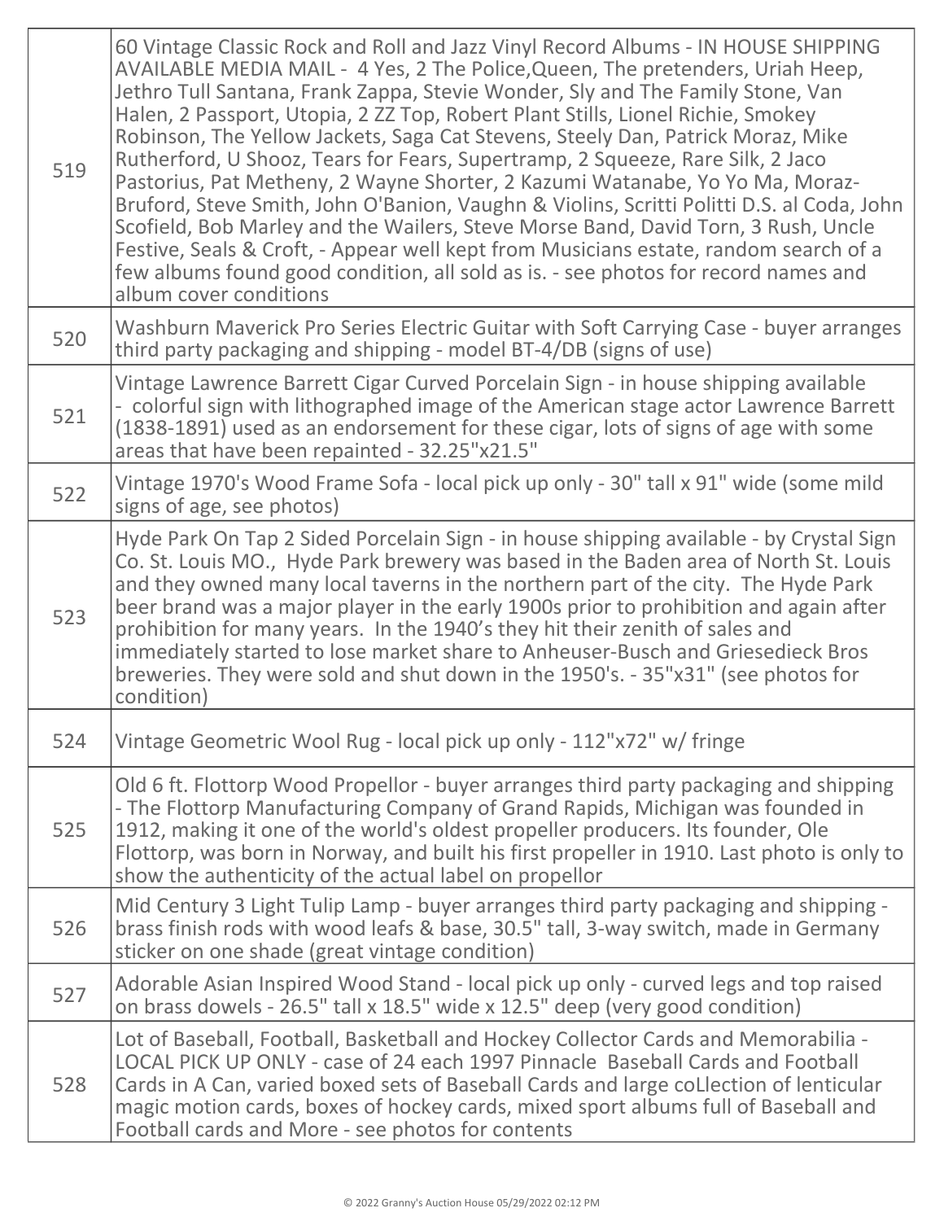| | |
|---|---|
| 519 | 60 Vintage Classic Rock and Roll and Jazz Vinyl Record Albums - IN HOUSE SHIPPING AVAILABLE MEDIA MAIL - 4 Yes, 2 The Police,Queen, The pretenders, Uriah Heep, Jethro Tull Santana, Frank Zappa, Stevie Wonder, Sly and The Family Stone, Van Halen, 2 Passport, Utopia, 2 ZZ Top, Robert Plant Stills, Lionel Richie, Smokey Robinson, The Yellow Jackets, Saga Cat Stevens, Steely Dan, Patrick Moraz, Mike Rutherford, U Shooz, Tears for Fears, Supertramp, 2 Squeeze, Rare Silk, 2 Jaco Pastorius, Pat Metheny, 2 Wayne Shorter, 2 Kazumi Watanabe, Yo Yo Ma, Moraz-Bruford, Steve Smith, John O'Banion, Vaughn & Violins, Scritti Politti D.S. al Coda, John Scofield, Bob Marley and the Wailers, Steve Morse Band, David Torn, 3 Rush, Uncle Festive, Seals & Croft, - Appear well kept from Musicians estate, random search of a few albums found good condition, all sold as is. - see photos for record names and album cover conditions |
| 520 | Washburn Maverick Pro Series Electric Guitar with Soft Carrying Case - buyer arranges third party packaging and shipping - model BT-4/DB (signs of use) |
| 521 | Vintage Lawrence Barrett Cigar Curved Porcelain Sign - in house shipping available - colorful sign with lithographed image of the American stage actor Lawrence Barrett (1838-1891) used as an endorsement for these cigar, lots of signs of age with some areas that have been repainted - 32.25"x21.5" |
| 522 | Vintage 1970's Wood Frame Sofa - local pick up only - 30" tall x 91" wide (some mild signs of age, see photos) |
| 523 | Hyde Park On Tap 2 Sided Porcelain Sign - in house shipping available - by Crystal Sign Co. St. Louis MO., Hyde Park brewery was based in the Baden area of North St. Louis and they owned many local taverns in the northern part of the city. The Hyde Park beer brand was a major player in the early 1900s prior to prohibition and again after prohibition for many years. In the 1940's they hit their zenith of sales and immediately started to lose market share to Anheuser-Busch and Griesedieck Bros breweries. They were sold and shut down in the 1950's. - 35"x31" (see photos for condition) |
| 524 | Vintage Geometric Wool Rug - local pick up only - 112"x72" w/ fringe |
| 525 | Old 6 ft. Flottorp Wood Propellor - buyer arranges third party packaging and shipping - The Flottorp Manufacturing Company of Grand Rapids, Michigan was founded in 1912, making it one of the world's oldest propeller producers. Its founder, Ole Flottorp, was born in Norway, and built his first propeller in 1910. Last photo is only to show the authenticity of the actual label on propellor |
| 526 | Mid Century 3 Light Tulip Lamp - buyer arranges third party packaging and shipping - brass finish rods with wood leafs & base, 30.5" tall, 3-way switch, made in Germany sticker on one shade (great vintage condition) |
| 527 | Adorable Asian Inspired Wood Stand - local pick up only - curved legs and top raised on brass dowels - 26.5" tall x 18.5" wide x 12.5" deep (very good condition) |
| 528 | Lot of Baseball, Football, Basketball and Hockey Collector Cards and Memorabilia - LOCAL PICK UP ONLY - case of 24 each 1997 Pinnacle Baseball Cards and Football Cards in A Can, varied boxed sets of Baseball Cards and large coLlection of lenticular magic motion cards, boxes of hockey cards, mixed sport albums full of Baseball and Football cards and More - see photos for contents |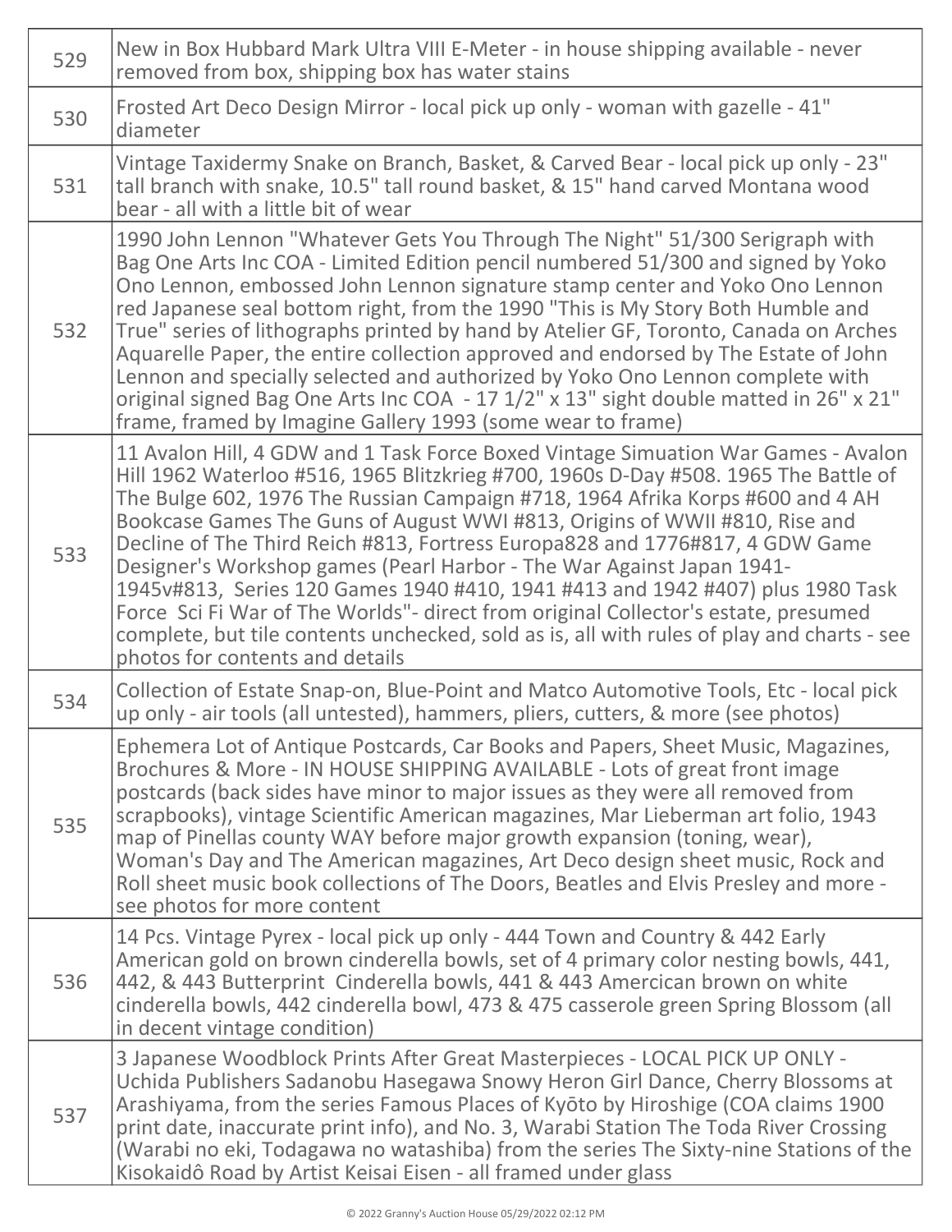| | |
|---|---|
| 529 | New in Box Hubbard Mark Ultra VIII E-Meter - in house shipping available - never removed from box, shipping box has water stains |
| 530 | Frosted Art Deco Design Mirror - local pick up only - woman with gazelle - 41" diameter |
| 531 | Vintage Taxidermy Snake on Branch, Basket, & Carved Bear - local pick up only - 23" tall branch with snake, 10.5" tall round basket, & 15" hand carved Montana wood bear - all with a little bit of wear |
| 532 | 1990 John Lennon "Whatever Gets You Through The Night" 51/300 Serigraph with Bag One Arts Inc COA - Limited Edition pencil numbered 51/300 and signed by Yoko Ono Lennon, embossed John Lennon signature stamp center and Yoko Ono Lennon red Japanese seal bottom right, from the 1990 "This is My Story Both Humble and True" series of lithographs printed by hand by Atelier GF, Toronto, Canada on Arches Aquarelle Paper, the entire collection approved and endorsed by The Estate of John Lennon and specially selected and authorized by Yoko Ono Lennon complete with original signed Bag One Arts Inc COA - 17 1/2" x 13" sight double matted in 26" x 21" frame, framed by Imagine Gallery 1993 (some wear to frame) |
| 533 | 11 Avalon Hill, 4 GDW and 1 Task Force Boxed Vintage Simuation War Games - Avalon Hill 1962 Waterloo #516, 1965 Blitzkrieg #700, 1960s D-Day #508. 1965 The Battle of The Bulge 602, 1976 The Russian Campaign #718, 1964 Afrika Korps #600 and 4 AH Bookcase Games The Guns of August WWI #813, Origins of WWII #810, Rise and Decline of The Third Reich #813, Fortress Europa828 and 1776#817, 4 GDW Game Designer's Workshop games (Pearl Harbor - The War Against Japan 1941-1945v#813, Series 120 Games 1940 #410, 1941 #413 and 1942 #407) plus 1980 Task Force Sci Fi War of The Worlds"- direct from original Collector's estate, presumed complete, but tile contents unchecked, sold as is, all with rules of play and charts - see photos for contents and details |
| 534 | Collection of Estate Snap-on, Blue-Point and Matco Automotive Tools, Etc - local pick up only - air tools (all untested), hammers, pliers, cutters, & more (see photos) |
| 535 | Ephemera Lot of Antique Postcards, Car Books and Papers, Sheet Music, Magazines, Brochures & More - IN HOUSE SHIPPING AVAILABLE - Lots of great front image postcards (back sides have minor to major issues as they were all removed from scrapbooks), vintage Scientific American magazines, Mar Lieberman art folio, 1943 map of Pinellas county WAY before major growth expansion (toning, wear), Woman's Day and The American magazines, Art Deco design sheet music, Rock and Roll sheet music book collections of The Doors, Beatles and Elvis Presley and more - see photos for more content |
| 536 | 14 Pcs. Vintage Pyrex - local pick up only - 444 Town and Country & 442 Early American gold on brown cinderella bowls, set of 4 primary color nesting bowls, 441, 442, & 443 Butterprint Cinderella bowls, 441 & 443 Amercican brown on white cinderella bowls, 442 cinderella bowl, 473 & 475 casserole green Spring Blossom (all in decent vintage condition) |
| 537 | 3 Japanese Woodblock Prints After Great Masterpieces - LOCAL PICK UP ONLY - Uchida Publishers Sadanobu Hasegawa Snowy Heron Girl Dance, Cherry Blossoms at Arashiyama, from the series Famous Places of Kyōto by Hiroshige (COA claims 1900 print date, inaccurate print info), and No. 3, Warabi Station The Toda River Crossing (Warabi no eki, Todagawa no watashiba) from the series The Sixty-nine Stations of the Kisokaidô Road by Artist Keisai Eisen - all framed under glass |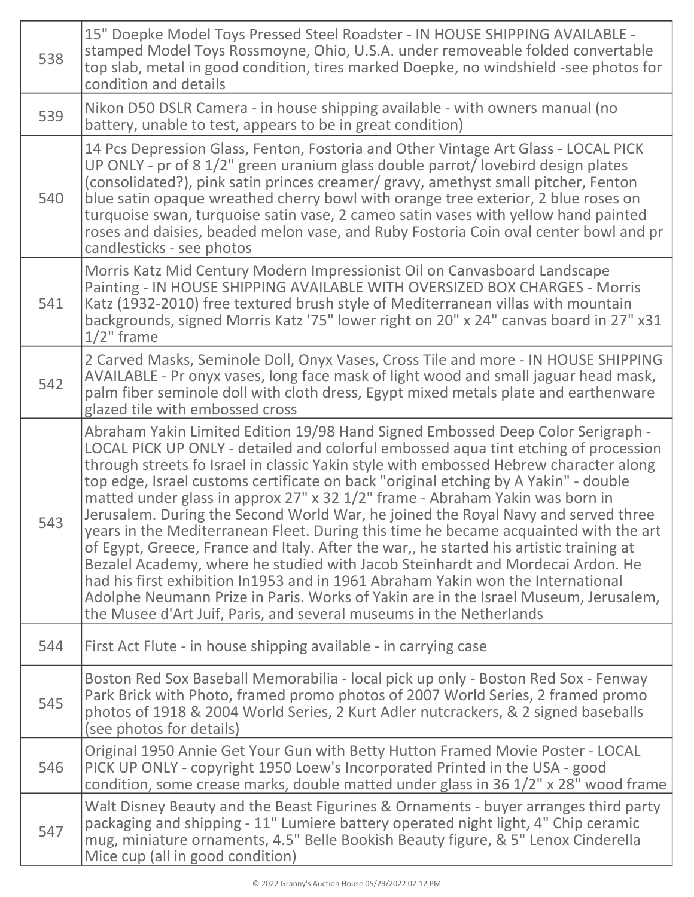| | |
|---|---|
| 538 | 15" Doepke Model Toys Pressed Steel Roadster - IN HOUSE SHIPPING AVAILABLE - stamped Model Toys Rossmoyne, Ohio, U.S.A. under removeable folded convertable top slab, metal in good condition, tires marked Doepke, no windshield -see photos for condition and details |
| 539 | Nikon D50 DSLR Camera - in house shipping available - with owners manual (no battery, unable to test, appears to be in great condition) |
| 540 | 14 Pcs Depression Glass, Fenton, Fostoria and Other Vintage Art Glass - LOCAL PICK UP ONLY - pr of 8 1/2" green uranium glass double parrot/ lovebird design plates (consolidated?), pink satin princes creamer/ gravy, amethyst small pitcher, Fenton blue satin opaque wreathed cherry bowl with orange tree exterior, 2 blue roses on turquoise swan, turquoise satin vase, 2 cameo satin vases with yellow hand painted roses and daisies, beaded melon vase, and Ruby Fostoria Coin oval center bowl and pr candlesticks - see photos |
| 541 | Morris Katz Mid Century Modern Impressionist Oil on Canvasboard Landscape Painting - IN HOUSE SHIPPING AVAILABLE WITH OVERSIZED BOX CHARGES - Morris Katz (1932-2010) free textured brush style of Mediterranean villas with mountain backgrounds, signed Morris Katz '75" lower right on 20" x 24" canvas board in 27" x31 1/2" frame |
| 542 | 2 Carved Masks, Seminole Doll, Onyx Vases, Cross Tile and more - IN HOUSE SHIPPING AVAILABLE - Pr onyx vases, long face mask of light wood and small jaguar head mask, palm fiber seminole doll with cloth dress, Egypt mixed metals plate and earthenware glazed tile with embossed cross |
| 543 | Abraham Yakin Limited Edition 19/98 Hand Signed Embossed Deep Color Serigraph - LOCAL PICK UP ONLY - detailed and colorful embossed aqua tint etching of procession through streets fo Israel in classic Yakin style with embossed Hebrew character along top edge, Israel customs certificate on back "original etching by A Yakin" - double matted under glass in approx 27" x 32 1/2" frame - Abraham Yakin was born in Jerusalem. During the Second World War, he joined the Royal Navy and served three years in the Mediterranean Fleet. During this time he became acquainted with the art of Egypt, Greece, France and Italy. After the war,, he started his artistic training at Bezalel Academy, where he studied with Jacob Steinhardt and Mordecai Ardon. He had his first exhibition In1953 and in 1961 Abraham Yakin won the International Adolphe Neumann Prize in Paris. Works of Yakin are in the Israel Museum, Jerusalem, the Musee d'Art Juif, Paris, and several museums in the Netherlands |
| 544 | First Act Flute - in house shipping available - in carrying case |
| 545 | Boston Red Sox Baseball Memorabilia - local pick up only - Boston Red Sox - Fenway Park Brick with Photo, framed promo photos of 2007 World Series, 2 framed promo photos of 1918 & 2004 World Series, 2 Kurt Adler nutcrackers, & 2 signed baseballs (see photos for details) |
| 546 | Original 1950 Annie Get Your Gun with Betty Hutton Framed Movie Poster - LOCAL PICK UP ONLY - copyright 1950 Loew's Incorporated Printed in the USA - good condition, some crease marks, double matted under glass in 36 1/2" x 28" wood frame |
| 547 | Walt Disney Beauty and the Beast Figurines & Ornaments - buyer arranges third party packaging and shipping - 11" Lumiere battery operated night light, 4" Chip ceramic mug, miniature ornaments, 4.5" Belle Bookish Beauty figure, & 5" Lenox Cinderella Mice cup (all in good condition) |

© 2022 Granny's Auction House 05/29/2022 02:12 PM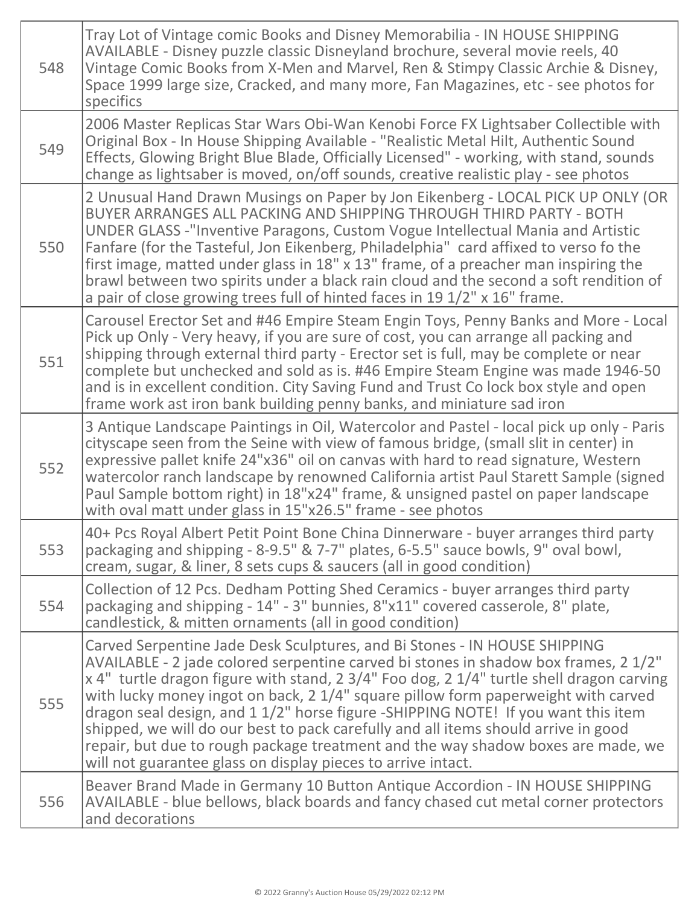| | |
|---|---|
| 548 | Tray Lot of Vintage comic Books and Disney Memorabilia - IN HOUSE SHIPPING AVAILABLE - Disney puzzle classic Disneyland brochure, several movie reels, 40 Vintage Comic Books from X-Men and Marvel, Ren & Stimpy Classic Archie & Disney, Space 1999 large size, Cracked, and many more, Fan Magazines, etc - see photos for specifics |
| 549 | 2006 Master Replicas Star Wars Obi-Wan Kenobi Force FX Lightsaber Collectible with Original Box - In House Shipping Available - "Realistic Metal Hilt, Authentic Sound Effects, Glowing Bright Blue Blade, Officially Licensed" - working, with stand, sounds change as lightsaber is moved, on/off sounds, creative realistic play - see photos |
| 550 | 2 Unusual Hand Drawn Musings on Paper by Jon Eikenberg - LOCAL PICK UP ONLY (OR BUYER ARRANGES ALL PACKING AND SHIPPING THROUGH THIRD PARTY - BOTH UNDER GLASS -"Inventive Paragons, Custom Vogue Intellectual Mania and Artistic Fanfare (for the Tasteful, Jon Eikenberg, Philadelphia" card affixed to verso fo the first image, matted under glass in 18" x 13" frame, of a preacher man inspiring the brawl between two spirits under a black rain cloud and the second a soft rendition of a pair of close growing trees full of hinted faces in 19 1/2" x 16" frame. |
| 551 | Carousel Erector Set and #46 Empire Steam Engin Toys, Penny Banks and More - Local Pick up Only - Very heavy, if you are sure of cost, you can arrange all packing and shipping through external third party - Erector set is full, may be complete or near complete but unchecked and sold as is. #46 Empire Steam Engine was made 1946-50 and is in excellent condition. City Saving Fund and Trust Co lock box style and open frame work ast iron bank building penny banks, and miniature sad iron |
| 552 | 3 Antique Landscape Paintings in Oil, Watercolor and Pastel - local pick up only - Paris cityscape seen from the Seine with view of famous bridge, (small slit in center) in expressive pallet knife 24"x36" oil on canvas with hard to read signature, Western watercolor ranch landscape by renowned California artist Paul Starett Sample (signed Paul Sample bottom right) in 18"x24" frame, & unsigned pastel on paper landscape with oval matt under glass in 15"x26.5" frame - see photos |
| 553 | 40+ Pcs Royal Albert Petit Point Bone China Dinnerware - buyer arranges third party packaging and shipping - 8-9.5" & 7-7" plates, 6-5.5" sauce bowls, 9" oval bowl, cream, sugar, & liner, 8 sets cups & saucers (all in good condition) |
| 554 | Collection of 12 Pcs. Dedham Potting Shed Ceramics - buyer arranges third party packaging and shipping - 14" - 3" bunnies, 8"x11" covered casserole, 8" plate, candlestick, & mitten ornaments (all in good condition) |
| 555 | Carved Serpentine Jade Desk Sculptures, and Bi Stones - IN HOUSE SHIPPING AVAILABLE - 2 jade colored serpentine carved bi stones in shadow box frames, 2 1/2" x 4" turtle dragon figure with stand, 2 3/4" Foo dog, 2 1/4" turtle shell dragon carving with lucky money ingot on back, 2 1/4" square pillow form paperweight with carved dragon seal design, and 1 1/2" horse figure -SHIPPING NOTE! If you want this item shipped, we will do our best to pack carefully and all items should arrive in good repair, but due to rough package treatment and the way shadow boxes are made, we will not guarantee glass on display pieces to arrive intact. |
| 556 | Beaver Brand Made in Germany 10 Button Antique Accordion - IN HOUSE SHIPPING AVAILABLE - blue bellows, black boards and fancy chased cut metal corner protectors and decorations |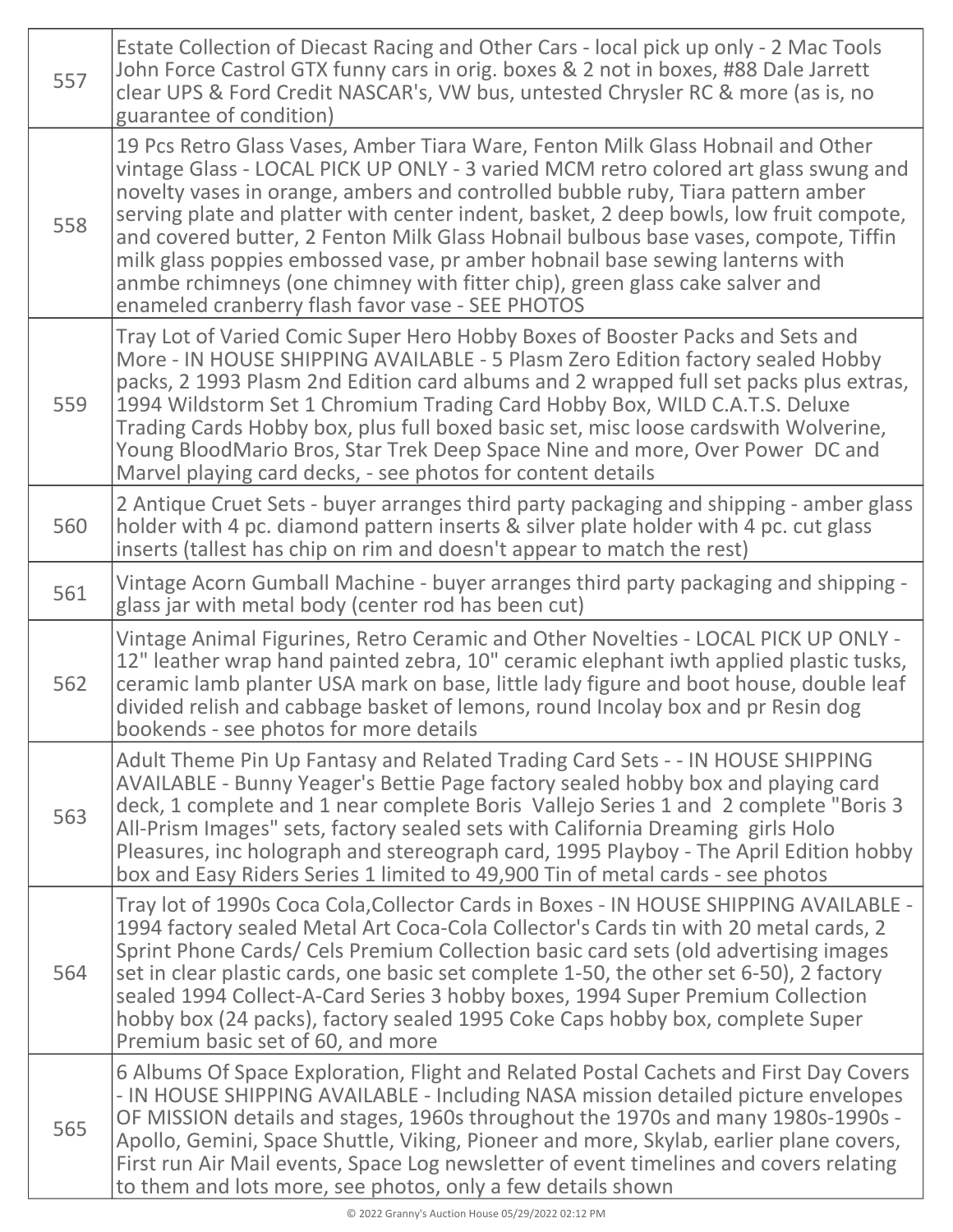| | |
|---|---|
| 557 | Estate Collection of Diecast Racing and Other Cars - local pick up only - 2 Mac Tools John Force Castrol GTX funny cars in orig. boxes & 2 not in boxes, #88 Dale Jarrett clear UPS & Ford Credit NASCAR's, VW bus, untested Chrysler RC & more (as is, no guarantee of condition) |
| 558 | 19 Pcs Retro Glass Vases, Amber Tiara Ware, Fenton Milk Glass Hobnail and Other vintage Glass - LOCAL PICK UP ONLY - 3 varied MCM retro colored art glass swung and novelty vases in orange, ambers and controlled bubble ruby, Tiara pattern amber serving plate and platter with center indent, basket, 2 deep bowls, low fruit compote, and covered butter, 2 Fenton Milk Glass Hobnail bulbous base vases, compote, Tiffin milk glass poppies embossed vase, pr amber hobnail base sewing lanterns with anmbe rchimneys (one chimney with fitter chip), green glass cake salver and enameled cranberry flash favor vase - SEE PHOTOS |
| 559 | Tray Lot of Varied Comic Super Hero Hobby Boxes of Booster Packs and Sets and More - IN HOUSE SHIPPING AVAILABLE - 5 Plasm Zero Edition factory sealed Hobby packs, 2 1993 Plasm 2nd Edition card albums and 2 wrapped full set packs plus extras, 1994 Wildstorm Set 1 Chromium Trading Card Hobby Box, WILD C.A.T.S. Deluxe Trading Cards Hobby box, plus full boxed basic set, misc loose cardswith Wolverine, Young BloodMario Bros, Star Trek Deep Space Nine and more, Over Power DC and Marvel playing card decks, - see photos for content details |
| 560 | 2 Antique Cruet Sets - buyer arranges third party packaging and shipping - amber glass holder with 4 pc. diamond pattern inserts & silver plate holder with 4 pc. cut glass inserts (tallest has chip on rim and doesn't appear to match the rest) |
| 561 | Vintage Acorn Gumball Machine - buyer arranges third party packaging and shipping - glass jar with metal body (center rod has been cut) |
| 562 | Vintage Animal Figurines, Retro Ceramic and Other Novelties - LOCAL PICK UP ONLY - 12" leather wrap hand painted zebra, 10" ceramic elephant iwth applied plastic tusks, ceramic lamb planter USA mark on base, little lady figure and boot house, double leaf divided relish and cabbage basket of lemons, round Incolay box and pr Resin dog bookends - see photos for more details |
| 563 | Adult Theme Pin Up Fantasy and Related Trading Card Sets - - IN HOUSE SHIPPING AVAILABLE - Bunny Yeager's Bettie Page factory sealed hobby box and playing card deck, 1 complete and 1 near complete Boris Vallejo Series 1 and 2 complete "Boris 3 All-Prism Images" sets, factory sealed sets with California Dreaming girls Holo Pleasures, inc holograph and stereograph card, 1995 Playboy - The April Edition hobby box and Easy Riders Series 1 limited to 49,900 Tin of metal cards - see photos |
| 564 | Tray lot of 1990s Coca Cola,Collector Cards in Boxes - IN HOUSE SHIPPING AVAILABLE - 1994 factory sealed Metal Art Coca-Cola Collector's Cards tin with 20 metal cards, 2 Sprint Phone Cards/ Cels Premium Collection basic card sets (old advertising images set in clear plastic cards, one basic set complete 1-50, the other set 6-50), 2 factory sealed 1994 Collect-A-Card Series 3 hobby boxes, 1994 Super Premium Collection hobby box (24 packs), factory sealed 1995 Coke Caps hobby box, complete Super Premium basic set of 60, and more |
| 565 | 6 Albums Of Space Exploration, Flight and Related Postal Cachets and First Day Covers - IN HOUSE SHIPPING AVAILABLE - Including NASA mission detailed picture envelopes OF MISSION details and stages, 1960s throughout the 1970s and many 1980s-1990s - Apollo, Gemini, Space Shuttle, Viking, Pioneer and more, Skylab, earlier plane covers, First run Air Mail events, Space Log newsletter of event timelines and covers relating to them and lots more, see photos, only a few details shown |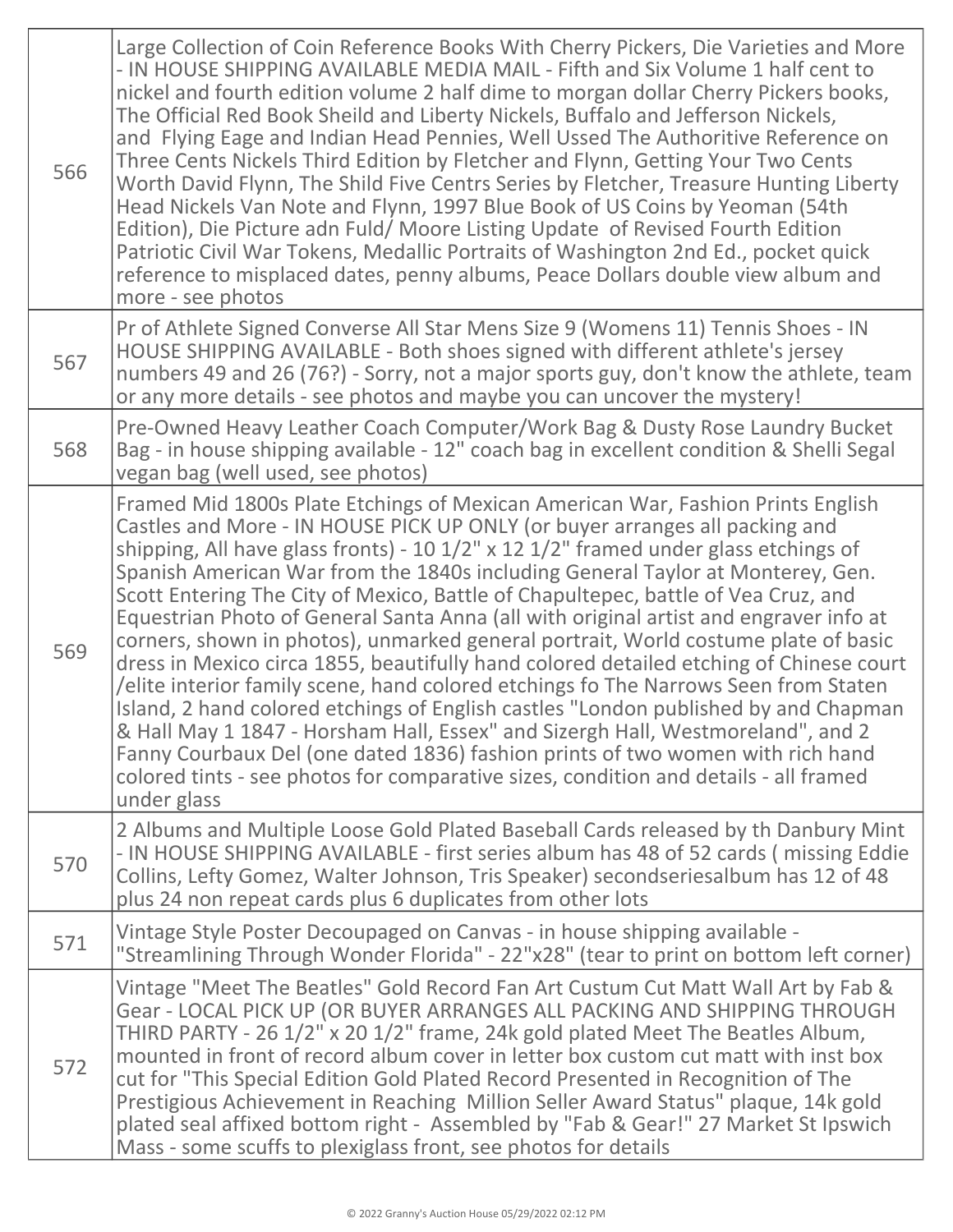| | |
|---|---|
| 566 | Large Collection of Coin Reference Books With Cherry Pickers, Die Varieties and More - IN HOUSE SHIPPING AVAILABLE MEDIA MAIL - Fifth and Six Volume 1 half cent to nickel and fourth edition volume 2 half dime to morgan dollar Cherry Pickers books, The Official Red Book Sheild and Liberty Nickels, Buffalo and Jefferson Nickels, and Flying Eage and Indian Head Pennies, Well Ussed The Authoritive Reference on Three Cents Nickels Third Edition by Fletcher and Flynn, Getting Your Two Cents Worth David Flynn, The Shild Five Centrs Series by Fletcher, Treasure Hunting Liberty Head Nickels Van Note and Flynn, 1997 Blue Book of US Coins by Yeoman (54th Edition), Die Picture adn Fuld/ Moore Listing Update of Revised Fourth Edition Patriotic Civil War Tokens, Medallic Portraits of Washington 2nd Ed., pocket quick reference to misplaced dates, penny albums, Peace Dollars double view album and more - see photos |
| 567 | Pr of Athlete Signed Converse All Star Mens Size 9 (Womens 11) Tennis Shoes - IN HOUSE SHIPPING AVAILABLE - Both shoes signed with different athlete's jersey numbers 49 and 26 (76?) - Sorry, not a major sports guy, don't know the athlete, team or any more details - see photos and maybe you can uncover the mystery! |
| 568 | Pre-Owned Heavy Leather Coach Computer/Work Bag & Dusty Rose Laundry Bucket Bag - in house shipping available - 12" coach bag in excellent condition & Shelli Segal vegan bag (well used, see photos) |
| 569 | Framed Mid 1800s Plate Etchings of Mexican American War, Fashion Prints English Castles and More - IN HOUSE PICK UP ONLY (or buyer arranges all packing and shipping, All have glass fronts) - 10 1/2" x 12 1/2" framed under glass etchings of Spanish American War from the 1840s including General Taylor at Monterey, Gen. Scott Entering The City of Mexico, Battle of Chapultepec, battle of Vea Cruz, and Equestrian Photo of General Santa Anna (all with original artist and engraver info at corners, shown in photos), unmarked general portrait, World costume plate of basic dress in Mexico circa 1855, beautifully hand colored detailed etching of Chinese court /elite interior family scene, hand colored etchings fo The Narrows Seen from Staten Island, 2 hand colored etchings of English castles "London published by and Chapman & Hall May 1 1847 - Horsham Hall, Essex" and Sizergh Hall, Westmoreland", and 2 Fanny Courbaux Del (one dated 1836) fashion prints of two women with rich hand colored tints - see photos for comparative sizes, condition and details - all framed under glass |
| 570 | 2 Albums and Multiple Loose Gold Plated Baseball Cards released by th Danbury Mint - IN HOUSE SHIPPING AVAILABLE - first series album has 48 of 52 cards ( missing Eddie Collins, Lefty Gomez, Walter Johnson, Tris Speaker) secondseriesalbum has 12 of 48 plus 24 non repeat cards plus 6 duplicates from other lots |
| 571 | Vintage Style Poster Decoupaged on Canvas - in house shipping available - "Streamlining Through Wonder Florida" - 22"x28" (tear to print on bottom left corner) |
| 572 | Vintage "Meet The Beatles" Gold Record Fan Art Custum Cut Matt Wall Art by Fab & Gear - LOCAL PICK UP (OR BUYER ARRANGES ALL PACKING AND SHIPPING THROUGH THIRD PARTY - 26 1/2" x 20 1/2" frame, 24k gold plated Meet The Beatles Album, mounted in front of record album cover in letter box custom cut matt with inst box cut for "This Special Edition Gold Plated Record Presented in Recognition of The Prestigious Achievement in Reaching Million Seller Award Status" plaque, 14k gold plated seal affixed bottom right - Assembled by "Fab & Gear!" 27 Market St Ipswich Mass - some scuffs to plexiglass front, see photos for details |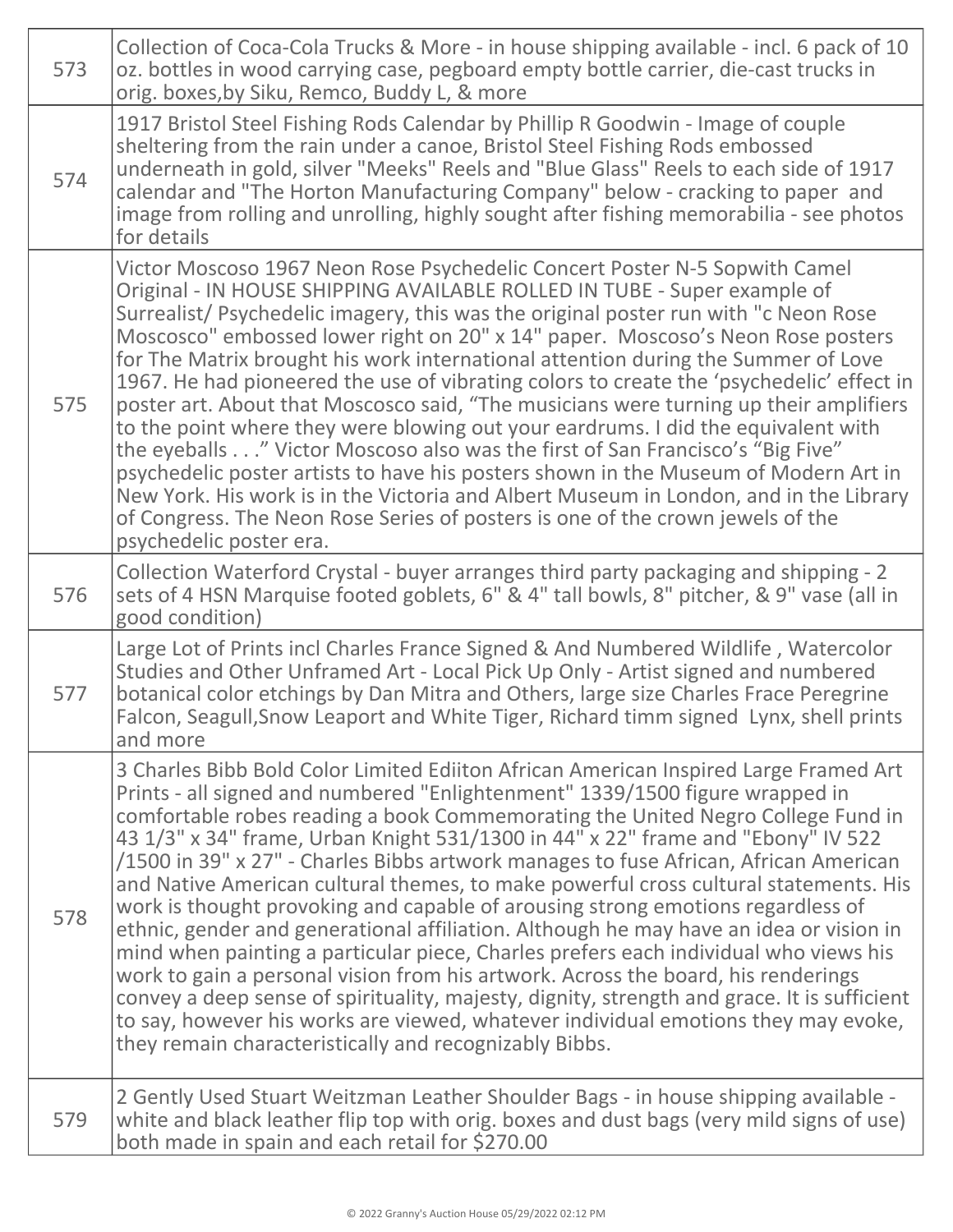| | |
|---|---|
| 573 | Collection of Coca-Cola Trucks & More - in house shipping available - incl. 6 pack of 10 oz. bottles in wood carrying case, pegboard empty bottle carrier, die-cast trucks in orig. boxes,by Siku, Remco, Buddy L, & more |
| 574 | 1917 Bristol Steel Fishing Rods Calendar by Phillip R Goodwin - Image of couple sheltering from the rain under a canoe, Bristol Steel Fishing Rods embossed underneath in gold, silver "Meeks" Reels and "Blue Glass" Reels to each side of 1917 calendar and "The Horton Manufacturing Company" below - cracking to paper and image from rolling and unrolling, highly sought after fishing memorabilia - see photos for details |
| 575 | Victor Moscoso 1967 Neon Rose Psychedelic Concert Poster N-5 Sopwith Camel Original - IN HOUSE SHIPPING AVAILABLE ROLLED IN TUBE - Super example of Surrealist/ Psychedelic imagery, this was the original poster run with "c Neon Rose Moscosco" embossed lower right on 20" x 14" paper. Moscoso's Neon Rose posters for The Matrix brought his work international attention during the Summer of Love 1967. He had pioneered the use of vibrating colors to create the 'psychedelic' effect in poster art. About that Moscosco said, "The musicians were turning up their amplifiers to the point where they were blowing out your eardrums. I did the equivalent with the eyeballs . . ." Victor Moscoso also was the first of San Francisco's "Big Five" psychedelic poster artists to have his posters shown in the Museum of Modern Art in New York. His work is in the Victoria and Albert Museum in London, and in the Library of Congress. The Neon Rose Series of posters is one of the crown jewels of the psychedelic poster era. |
| 576 | Collection Waterford Crystal - buyer arranges third party packaging and shipping - 2 sets of 4 HSN Marquise footed goblets, 6" & 4" tall bowls, 8" pitcher, & 9" vase (all in good condition) |
| 577 | Large Lot of Prints incl Charles France Signed & And Numbered Wildlife , Watercolor Studies and Other Unframed Art - Local Pick Up Only - Artist signed and numbered botanical color etchings by Dan Mitra and Others, large size Charles Frace Peregrine Falcon, Seagull,Snow Leaport and White Tiger, Richard timm signed Lynx, shell prints and more |
| 578 | 3 Charles Bibb Bold Color Limited Ediiton African American Inspired Large Framed Art Prints - all signed and numbered "Enlightenment" 1339/1500 figure wrapped in comfortable robes reading a book Commemorating the United Negro College Fund in 43 1/3" x 34" frame, Urban Knight 531/1300 in 44" x 22" frame and "Ebony" IV 522 /1500 in 39" x 27" - Charles Bibbs artwork manages to fuse African, African American and Native American cultural themes, to make powerful cross cultural statements. His work is thought provoking and capable of arousing strong emotions regardless of ethnic, gender and generational affiliation. Although he may have an idea or vision in mind when painting a particular piece, Charles prefers each individual who views his work to gain a personal vision from his artwork. Across the board, his renderings convey a deep sense of spirituality, majesty, dignity, strength and grace. It is sufficient to say, however his works are viewed, whatever individual emotions they may evoke, they remain characteristically and recognizably Bibbs. |
| 579 | 2 Gently Used Stuart Weitzman Leather Shoulder Bags - in house shipping available - white and black leather flip top with orig. boxes and dust bags (very mild signs of use) both made in spain and each retail for $270.00 |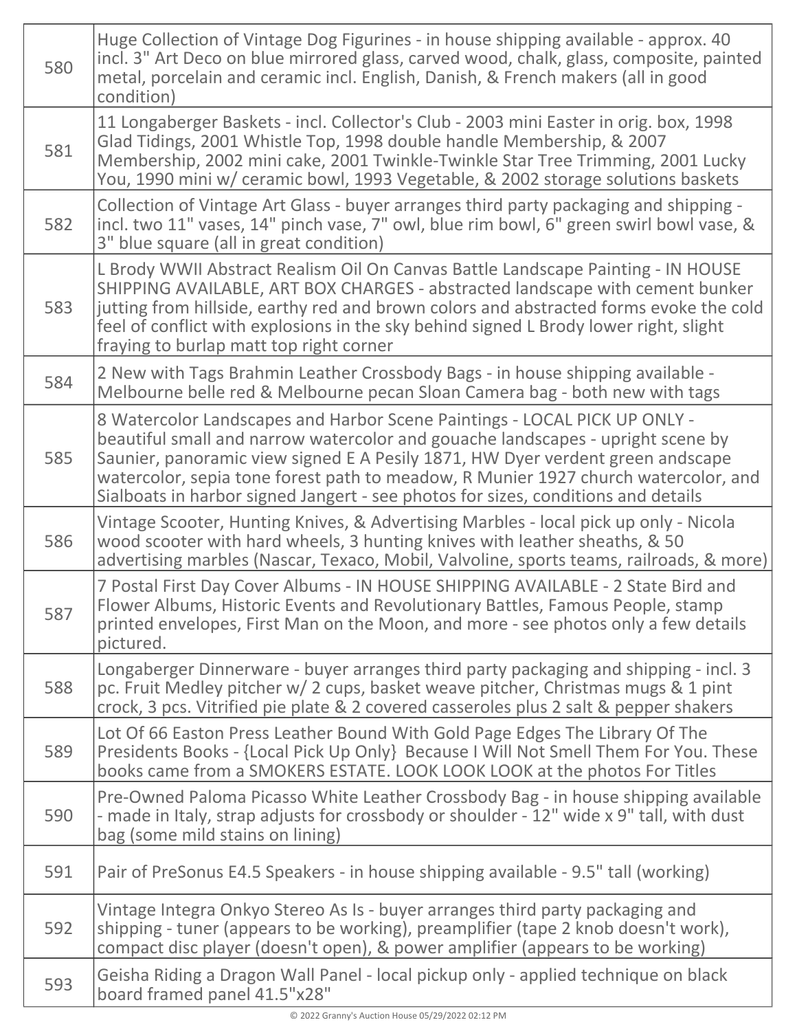| | |
|---|---|
| 580 | Huge Collection of Vintage Dog Figurines - in house shipping available - approx. 40 incl. 3" Art Deco on blue mirrored glass, carved wood, chalk, glass, composite, painted metal, porcelain and ceramic incl. English, Danish, & French makers (all in good condition) |
| 581 | 11 Longaberger Baskets - incl. Collector's Club - 2003 mini Easter in orig. box, 1998 Glad Tidings, 2001 Whistle Top, 1998 double handle Membership, & 2007 Membership, 2002 mini cake, 2001 Twinkle-Twinkle Star Tree Trimming, 2001 Lucky You, 1990 mini w/ ceramic bowl, 1993 Vegetable, & 2002 storage solutions baskets |
| 582 | Collection of Vintage Art Glass - buyer arranges third party packaging and shipping - incl. two 11" vases, 14" pinch vase, 7" owl, blue rim bowl, 6" green swirl bowl vase, & 3" blue square (all in great condition) |
| 583 | L Brody WWII Abstract Realism Oil On Canvas Battle Landscape Painting - IN HOUSE SHIPPING AVAILABLE, ART BOX CHARGES - abstracted landscape with cement bunker jutting from hillside, earthy red and brown colors and abstracted forms evoke the cold feel of conflict with explosions in the sky behind signed L Brody lower right, slight fraying to burlap matt top right corner |
| 584 | 2 New with Tags Brahmin Leather Crossbody Bags - in house shipping available - Melbourne belle red & Melbourne pecan Sloan Camera bag - both new with tags |
| 585 | 8 Watercolor Landscapes and Harbor Scene Paintings - LOCAL PICK UP ONLY - beautiful small and narrow watercolor and gouache landscapes - upright scene by Saunier, panoramic view signed E A Pesily 1871, HW Dyer verdent green andscape watercolor, sepia tone forest path to meadow, R Munier 1927 church watercolor, and Sialboats in harbor signed Jangert - see photos for sizes, conditions and details |
| 586 | Vintage Scooter, Hunting Knives, & Advertising Marbles - local pick up only - Nicola wood scooter with hard wheels, 3 hunting knives with leather sheaths, & 50 advertising marbles (Nascar, Texaco, Mobil, Valvoline, sports teams, railroads, & more) |
| 587 | 7 Postal First Day Cover Albums - IN HOUSE SHIPPING AVAILABLE - 2 State Bird and Flower Albums, Historic Events and Revolutionary Battles, Famous People, stamp printed envelopes, First Man on the Moon, and more - see photos only a few details pictured. |
| 588 | Longaberger Dinnerware - buyer arranges third party packaging and shipping - incl. 3 pc. Fruit Medley pitcher w/ 2 cups, basket weave pitcher, Christmas mugs & 1 pint crock, 3 pcs. Vitrified pie plate & 2 covered casseroles plus 2 salt & pepper shakers |
| 589 | Lot Of 66 Easton Press Leather Bound With Gold Page Edges The Library Of The Presidents Books - {Local Pick Up Only} Because I Will Not Smell Them For You. These books came from a SMOKERS ESTATE. LOOK LOOK LOOK at the photos For Titles |
| 590 | Pre-Owned Paloma Picasso White Leather Crossbody Bag - in house shipping available - made in Italy, strap adjusts for crossbody or shoulder - 12" wide x 9" tall, with dust bag (some mild stains on lining) |
| 591 | Pair of PreSonus E4.5 Speakers - in house shipping available - 9.5" tall (working) |
| 592 | Vintage Integra Onkyo Stereo As Is - buyer arranges third party packaging and shipping - tuner (appears to be working), preamplifier (tape 2 knob doesn't work), compact disc player (doesn't open), & power amplifier (appears to be working) |
| 593 | Geisha Riding a Dragon Wall Panel - local pickup only - applied technique on black board framed panel 41.5"x28" |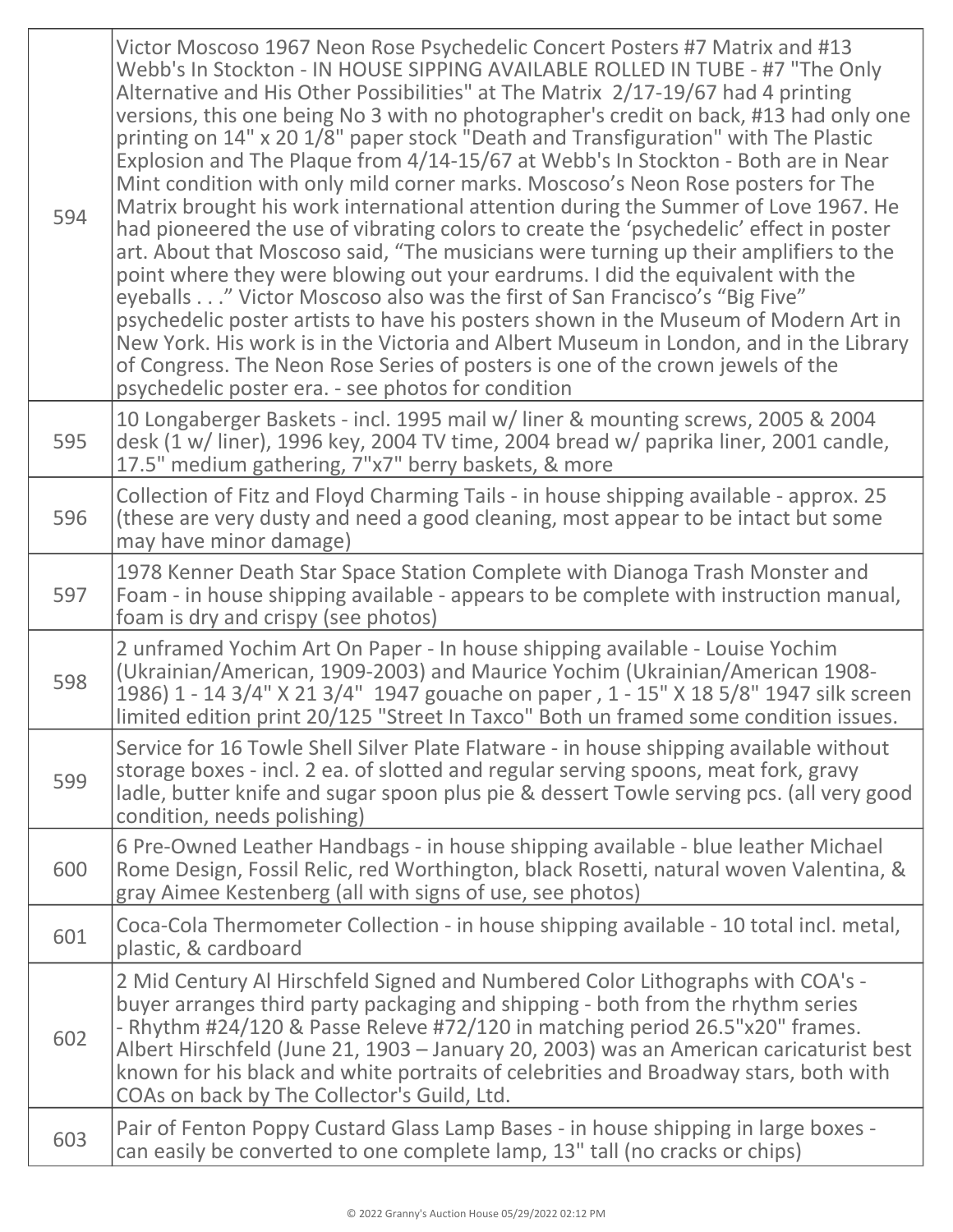| | |
|---|---|
| 594 | Victor Moscoso 1967 Neon Rose Psychedelic Concert Posters #7 Matrix and #13 Webb's In Stockton - IN HOUSE SIPPING AVAILABLE ROLLED IN TUBE - #7 "The Only Alternative and His Other Possibilities" at The Matrix 2/17-19/67 had 4 printing versions, this one being No 3 with no photographer's credit on back, #13 had only one printing on 14" x 20 1/8" paper stock "Death and Transfiguration" with The Plastic Explosion and The Plaque from 4/14-15/67 at Webb's In Stockton - Both are in Near Mint condition with only mild corner marks. Moscoso's Neon Rose posters for The Matrix brought his work international attention during the Summer of Love 1967. He had pioneered the use of vibrating colors to create the 'psychedelic' effect in poster art. About that Moscoso said, "The musicians were turning up their amplifiers to the point where they were blowing out your eardrums. I did the equivalent with the eyeballs . . ." Victor Moscoso also was the first of San Francisco's "Big Five" psychedelic poster artists to have his posters shown in the Museum of Modern Art in New York. His work is in the Victoria and Albert Museum in London, and in the Library of Congress. The Neon Rose Series of posters is one of the crown jewels of the psychedelic poster era. - see photos for condition |
| 595 | 10 Longaberger Baskets - incl. 1995 mail w/ liner & mounting screws, 2005 & 2004 desk (1 w/ liner), 1996 key, 2004 TV time, 2004 bread w/ paprika liner, 2001 candle, 17.5" medium gathering, 7"x7" berry baskets, & more |
| 596 | Collection of Fitz and Floyd Charming Tails - in house shipping available - approx. 25 (these are very dusty and need a good cleaning, most appear to be intact but some may have minor damage) |
| 597 | 1978 Kenner Death Star Space Station Complete with Dianoga Trash Monster and Foam - in house shipping available - appears to be complete with instruction manual, foam is dry and crispy (see photos) |
| 598 | 2 unframed Yochim Art On Paper - In house shipping available - Louise Yochim (Ukrainian/American, 1909-2003) and Maurice Yochim (Ukrainian/American 1908-1986) 1 - 14 3/4" X 21 3/4" 1947 gouache on paper , 1 - 15" X 18 5/8" 1947 silk screen limited edition print 20/125 "Street In Taxco" Both un framed some condition issues. |
| 599 | Service for 16 Towle Shell Silver Plate Flatware - in house shipping available without storage boxes - incl. 2 ea. of slotted and regular serving spoons, meat fork, gravy ladle, butter knife and sugar spoon plus pie & dessert Towle serving pcs. (all very good condition, needs polishing) |
| 600 | 6 Pre-Owned Leather Handbags - in house shipping available - blue leather Michael Rome Design, Fossil Relic, red Worthington, black Rosetti, natural woven Valentina, & gray Aimee Kestenberg (all with signs of use, see photos) |
| 601 | Coca-Cola Thermometer Collection - in house shipping available - 10 total incl. metal, plastic, & cardboard |
| 602 | 2 Mid Century Al Hirschfeld Signed and Numbered Color Lithographs with COA's - buyer arranges third party packaging and shipping - both from the rhythm series - Rhythm #24/120 & Passe Releve #72/120 in matching period 26.5"x20" frames. Albert Hirschfeld (June 21, 1903 – January 20, 2003) was an American caricaturist best known for his black and white portraits of celebrities and Broadway stars, both with COAs on back by The Collector's Guild, Ltd. |
| 603 | Pair of Fenton Poppy Custard Glass Lamp Bases - in house shipping in large boxes - can easily be converted to one complete lamp, 13" tall (no cracks or chips) |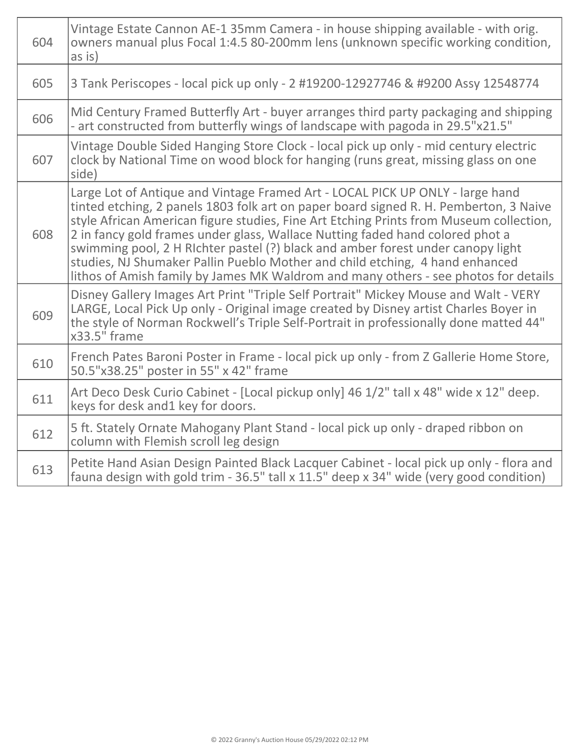| | |
|---|---|
| 604 | Vintage Estate Cannon AE-1 35mm Camera - in house shipping available - with orig. owners manual plus Focal 1:4.5 80-200mm lens (unknown specific working condition, as is) |
| 605 | 3 Tank Periscopes - local pick up only - 2 #19200-12927746 & #9200 Assy 12548774 |
| 606 | Mid Century Framed Butterfly Art - buyer arranges third party packaging and shipping - art constructed from butterfly wings of landscape with pagoda in 29.5"x21.5" |
| 607 | Vintage Double Sided Hanging Store Clock - local pick up only - mid century electric clock by National Time on wood block for hanging (runs great, missing glass on one side) |
| 608 | Large Lot of Antique and Vintage Framed Art - LOCAL PICK UP ONLY - large hand tinted etching, 2 panels 1803 folk art on paper board signed R. H. Pemberton, 3 Naive style African American figure studies, Fine Art Etching Prints from Museum collection, 2 in fancy gold frames under glass, Wallace Nutting faded hand colored phot a swimming pool, 2 H RIchter pastel (?) black and amber forest under canopy light studies, NJ Shumaker Pallin Pueblo Mother and child etching, 4 hand enhanced lithos of Amish family by James MK Waldrom and many others - see photos for details |
| 609 | Disney Gallery Images Art Print "Triple Self Portrait" Mickey Mouse and Walt - VERY LARGE, Local Pick Up only - Original image created by Disney artist Charles Boyer in the style of Norman Rockwell's Triple Self-Portrait in professionally done matted 44" x33.5" frame |
| 610 | French Pates Baroni Poster in Frame - local pick up only - from Z Gallerie Home Store, 50.5"x38.25" poster in 55" x 42" frame |
| 611 | Art Deco Desk Curio Cabinet - [Local pickup only] 46 1/2" tall x 48" wide x 12" deep. keys for desk and1 key for doors. |
| 612 | 5 ft. Stately Ornate Mahogany Plant Stand - local pick up only - draped ribbon on column with Flemish scroll leg design |
| 613 | Petite Hand Asian Design Painted Black Lacquer Cabinet - local pick up only - flora and fauna design with gold trim - 36.5" tall x 11.5" deep x 34" wide (very good condition) |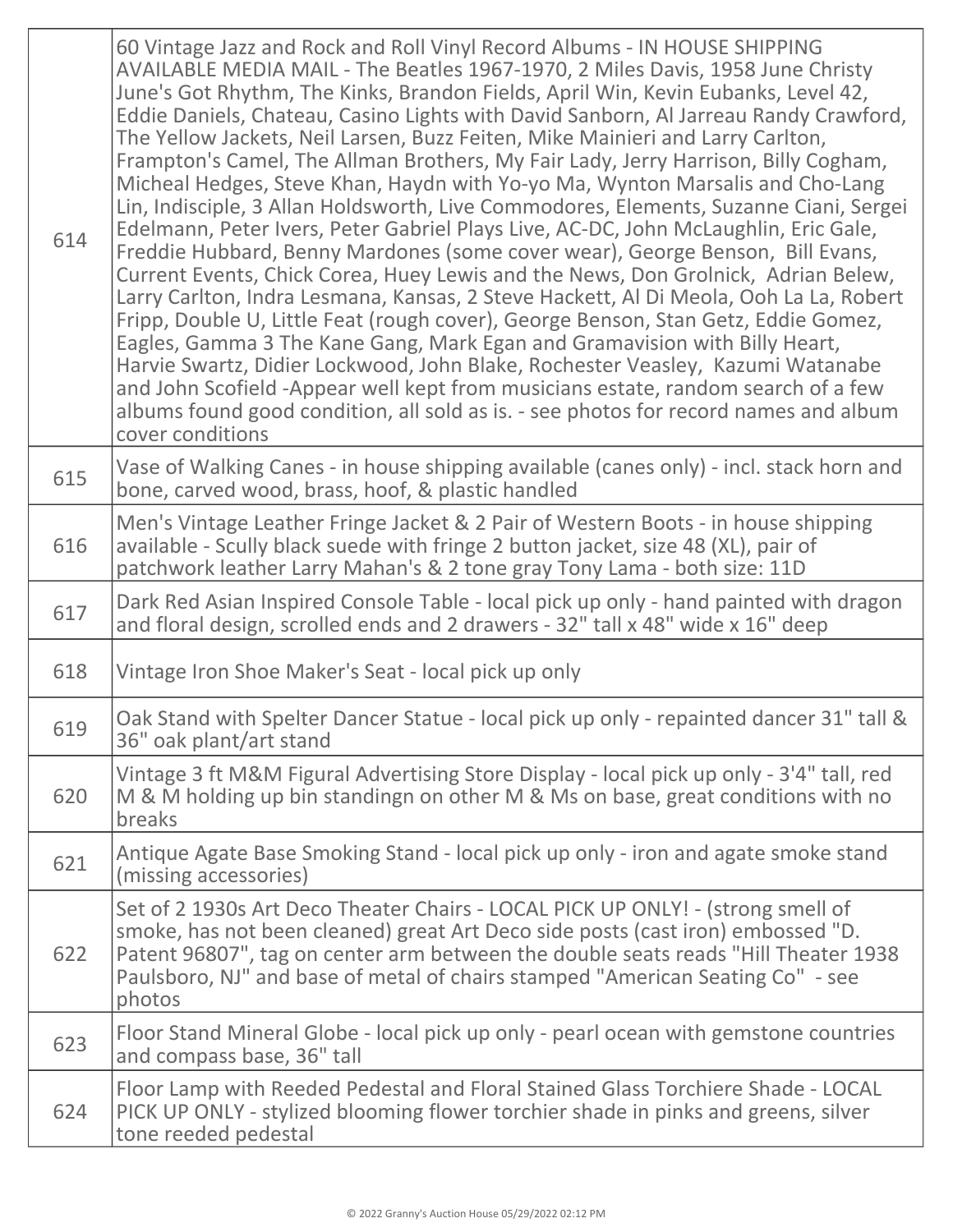| | |
|---|---|
| 614 | 60 Vintage Jazz and Rock and Roll Vinyl Record Albums - IN HOUSE SHIPPING AVAILABLE MEDIA MAIL - The Beatles 1967-1970, 2 Miles Davis, 1958 June Christy June's Got Rhythm, The Kinks, Brandon Fields, April Win, Kevin Eubanks, Level 42, Eddie Daniels, Chateau, Casino Lights with David Sanborn, Al Jarreau Randy Crawford, The Yellow Jackets, Neil Larsen, Buzz Feiten, Mike Mainieri and Larry Carlton, Frampton's Camel, The Allman Brothers, My Fair Lady, Jerry Harrison, Billy Cogham, Micheal Hedges, Steve Khan, Haydn with Yo-yo Ma, Wynton Marsalis and Cho-Lang Lin, Indisciple, 3 Allan Holdsworth, Live Commodores, Elements, Suzanne Ciani, Sergei Edelmann, Peter Ivers, Peter Gabriel Plays Live, AC-DC, John McLaughlin, Eric Gale, Freddie Hubbard, Benny Mardones (some cover wear), George Benson, Bill Evans, Current Events, Chick Corea, Huey Lewis and the News, Don Grolnick, Adrian Belew, Larry Carlton, Indra Lesmana, Kansas, 2 Steve Hackett, Al Di Meola, Ooh La La, Robert Fripp, Double U, Little Feat (rough cover), George Benson, Stan Getz, Eddie Gomez, Eagles, Gamma 3 The Kane Gang, Mark Egan and Gramavision with Billy Heart, Harvie Swartz, Didier Lockwood, John Blake, Rochester Veasley, Kazumi Watanabe and John Scofield -Appear well kept from musicians estate, random search of a few albums found good condition, all sold as is. - see photos for record names and album cover conditions |
| 615 | Vase of Walking Canes - in house shipping available (canes only) - incl. stack horn and bone, carved wood, brass, hoof, & plastic handled |
| 616 | Men's Vintage Leather Fringe Jacket & 2 Pair of Western Boots - in house shipping available - Scully black suede with fringe 2 button jacket, size 48 (XL), pair of patchwork leather Larry Mahan's & 2 tone gray Tony Lama - both size: 11D |
| 617 | Dark Red Asian Inspired Console Table - local pick up only - hand painted with dragon and floral design, scrolled ends and 2 drawers - 32" tall x 48" wide x 16" deep |
| 618 | Vintage Iron Shoe Maker's Seat - local pick up only |
| 619 | Oak Stand with Spelter Dancer Statue - local pick up only - repainted dancer 31" tall & 36" oak plant/art stand |
| 620 | Vintage 3 ft M&M Figural Advertising Store Display - local pick up only - 3'4" tall, red M & M holding up bin standingn on other M & Ms on base, great conditions with no breaks |
| 621 | Antique Agate Base Smoking Stand - local pick up only - iron and agate smoke stand (missing accessories) |
| 622 | Set of 2 1930s Art Deco Theater Chairs - LOCAL PICK UP ONLY! - (strong smell of smoke, has not been cleaned) great Art Deco side posts (cast iron) embossed "D. Patent 96807", tag on center arm between the double seats reads "Hill Theater 1938 Paulsboro, NJ" and base of metal of chairs stamped "American Seating Co" - see photos |
| 623 | Floor Stand Mineral Globe - local pick up only - pearl ocean with gemstone countries and compass base, 36" tall |
| 624 | Floor Lamp with Reeded Pedestal and Floral Stained Glass Torchiere Shade - LOCAL PICK UP ONLY - stylized blooming flower torchier shade in pinks and greens, silver tone reeded pedestal |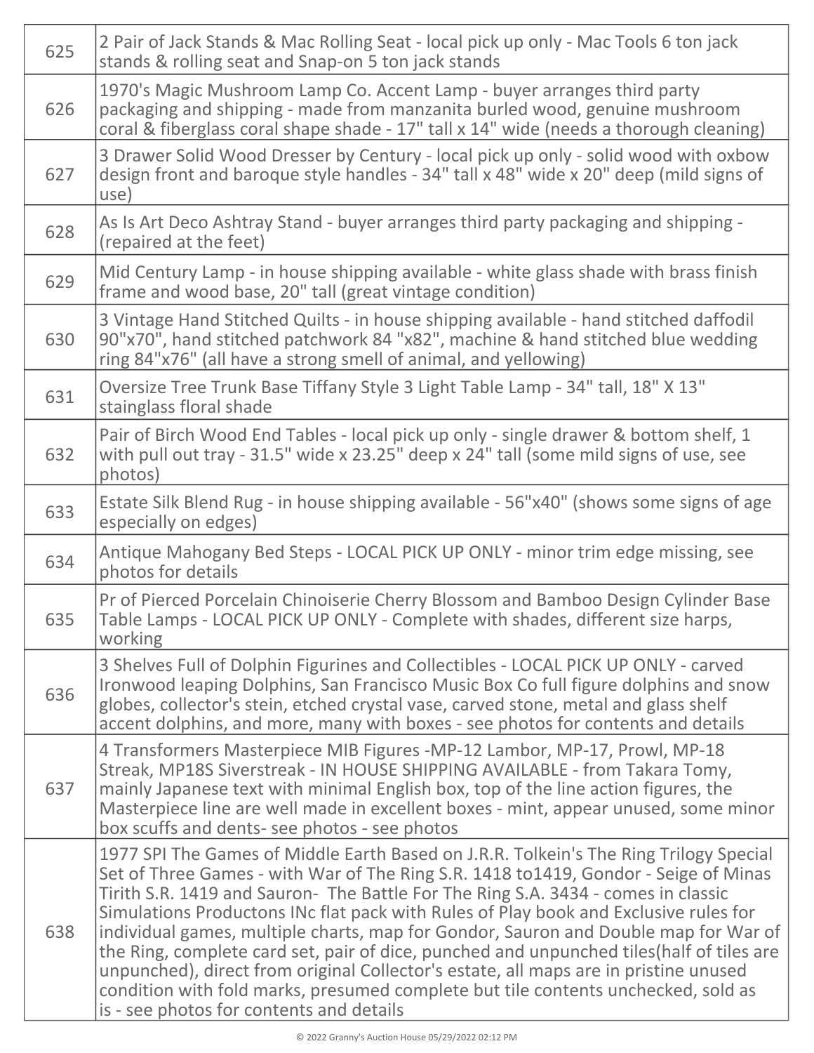| | |
|---|---|
| 625 | 2 Pair of Jack Stands & Mac Rolling Seat - local pick up only - Mac Tools 6 ton jack stands & rolling seat and Snap-on 5 ton jack stands |
| 626 | 1970's Magic Mushroom Lamp Co. Accent Lamp - buyer arranges third party packaging and shipping - made from manzanita burled wood, genuine mushroom coral & fiberglass coral shape shade - 17" tall x 14" wide (needs a thorough cleaning) |
| 627 | 3 Drawer Solid Wood Dresser by Century - local pick up only - solid wood with oxbow design front and baroque style handles - 34" tall x 48" wide x 20" deep (mild signs of use) |
| 628 | As Is Art Deco Ashtray Stand - buyer arranges third party packaging and shipping - (repaired at the feet) |
| 629 | Mid Century Lamp - in house shipping available - white glass shade with brass finish frame and wood base, 20" tall (great vintage condition) |
| 630 | 3 Vintage Hand Stitched Quilts - in house shipping available - hand stitched daffodil 90"x70", hand stitched patchwork 84 "x82", machine & hand stitched blue wedding ring 84"x76" (all have a strong smell of animal, and yellowing) |
| 631 | Oversize Tree Trunk Base Tiffany Style 3 Light Table Lamp - 34" tall, 18" X 13" stainglass floral shade |
| 632 | Pair of Birch Wood End Tables - local pick up only - single drawer & bottom shelf, 1 with pull out tray - 31.5" wide x 23.25" deep x 24" tall (some mild signs of use, see photos) |
| 633 | Estate Silk Blend Rug - in house shipping available - 56"x40" (shows some signs of age especially on edges) |
| 634 | Antique Mahogany Bed Steps - LOCAL PICK UP ONLY - minor trim edge missing, see photos for details |
| 635 | Pr of Pierced Porcelain Chinoiserie Cherry Blossom and Bamboo Design Cylinder Base Table Lamps - LOCAL PICK UP ONLY - Complete with shades, different size harps, working |
| 636 | 3 Shelves Full of Dolphin Figurines and Collectibles - LOCAL PICK UP ONLY - carved Ironwood leaping Dolphins, San Francisco Music Box Co full figure dolphins and snow globes, collector's stein, etched crystal vase, carved stone, metal and glass shelf accent dolphins, and more, many with boxes - see photos for contents and details |
| 637 | 4 Transformers Masterpiece MIB Figures -MP-12 Lambor, MP-17, Prowl, MP-18 Streak, MP18S Siverstreak - IN HOUSE SHIPPING AVAILABLE - from Takara Tomy, mainly Japanese text with minimal English box, top of the line action figures, the Masterpiece line are well made in excellent boxes - mint, appear unused, some minor box scuffs and dents- see photos - see photos |
| 638 | 1977 SPI The Games of Middle Earth Based on J.R.R. Tolkein's The Ring Trilogy Special Set of Three Games - with War of The Ring S.R. 1418 to1419, Gondor - Seige of Minas Tirith S.R. 1419 and Sauron- The Battle For The Ring S.A. 3434 - comes in classic Simulations Productons INc flat pack with Rules of Play book and Exclusive rules for individual games, multiple charts, map for Gondor, Sauron and Double map for War of the Ring, complete card set, pair of dice, punched and unpunched tiles(half of tiles are unpunched), direct from original Collector's estate, all maps are in pristine unused condition with fold marks, presumed complete but tile contents unchecked, sold as is - see photos for contents and details |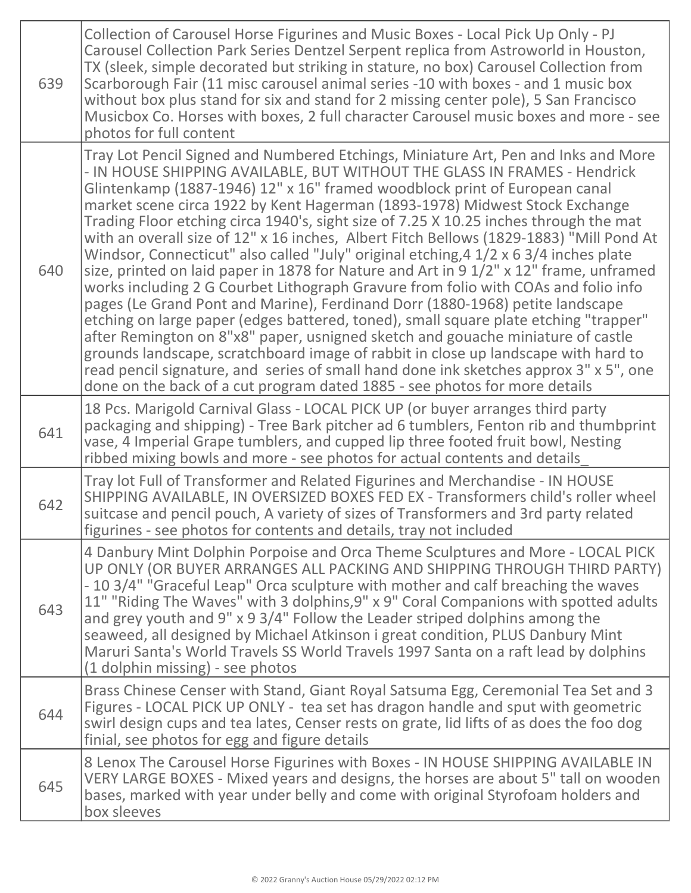| | |
|---|---|
| 639 | Collection of Carousel Horse Figurines and Music Boxes - Local Pick Up Only - PJ Carousel Collection Park Series Dentzel Serpent replica from Astroworld in Houston, TX (sleek, simple decorated but striking in stature, no box) Carousel Collection from Scarborough Fair (11 misc carousel animal series -10 with boxes - and 1 music box without box plus stand for six and stand for 2 missing center pole), 5 San Francisco Musicbox Co. Horses with boxes, 2 full character Carousel music boxes and more - see photos for full content |
| 640 | Tray Lot Pencil Signed and Numbered Etchings, Miniature Art, Pen and Inks and More - IN HOUSE SHIPPING AVAILABLE, BUT WITHOUT THE GLASS IN FRAMES - Hendrick Glintenkamp (1887-1946) 12" x 16" framed woodblock print of European canal market scene circa 1922 by Kent Hagerman (1893-1978) Midwest Stock Exchange Trading Floor etching circa 1940's, sight size of 7.25 X 10.25 inches through the mat with an overall size of 12" x 16 inches, Albert Fitch Bellows (1829-1883) "Mill Pond At Windsor, Connecticut" also called "July" original etching,4 1/2 x 6 3/4 inches plate size, printed on laid paper in 1878 for Nature and Art in 9 1/2" x 12" frame, unframed works including 2 G Courbet Lithograph Gravure from folio with COAs and folio info pages (Le Grand Pont and Marine), Ferdinand Dorr (1880-1968) petite landscape etching on large paper (edges battered, toned), small square plate etching "trapper" after Remington on 8"x8" paper, usnigned sketch and gouache miniature of castle grounds landscape, scratchboard image of rabbit in close up landscape with hard to read pencil signature, and series of small hand done ink sketches approx 3" x 5", one done on the back of a cut program dated 1885 - see photos for more details |
| 641 | 18 Pcs. Marigold Carnival Glass - LOCAL PICK UP (or buyer arranges third party packaging and shipping) - Tree Bark pitcher ad 6 tumblers, Fenton rib and thumbprint vase, 4 Imperial Grape tumblers, and cupped lip three footed fruit bowl, Nesting ribbed mixing bowls and more - see photos for actual contents and details_ |
| 642 | Tray lot Full of Transformer and Related Figurines and Merchandise - IN HOUSE SHIPPING AVAILABLE, IN OVERSIZED BOXES FED EX - Transformers child's roller wheel suitcase and pencil pouch, A variety of sizes of Transformers and 3rd party related figurines - see photos for contents and details, tray not included |
| 643 | 4 Danbury Mint Dolphin Porpoise and Orca Theme Sculptures and More - LOCAL PICK UP ONLY (OR BUYER ARRANGES ALL PACKING AND SHIPPING THROUGH THIRD PARTY) - 10 3/4" "Graceful Leap" Orca sculpture with mother and calf breaching the waves 11" "Riding The Waves" with 3 dolphins,9" x 9" Coral Companions with spotted adults and grey youth and 9" x 9 3/4" Follow the Leader striped dolphins among the seaweed, all designed by Michael Atkinson i great condition, PLUS Danbury Mint Maruri Santa's World Travels SS World Travels 1997 Santa on a raft lead by dolphins (1 dolphin missing) - see photos |
| 644 | Brass Chinese Censer with Stand, Giant Royal Satsuma Egg, Ceremonial Tea Set and 3 Figures - LOCAL PICK UP ONLY - tea set has dragon handle and sput with geometric swirl design cups and tea lates, Censer rests on grate, lid lifts of as does the foo dog finial, see photos for egg and figure details |
| 645 | 8 Lenox The Carousel Horse Figurines with Boxes - IN HOUSE SHIPPING AVAILABLE IN VERY LARGE BOXES - Mixed years and designs, the horses are about 5" tall on wooden bases, marked with year under belly and come with original Styrofoam holders and box sleeves |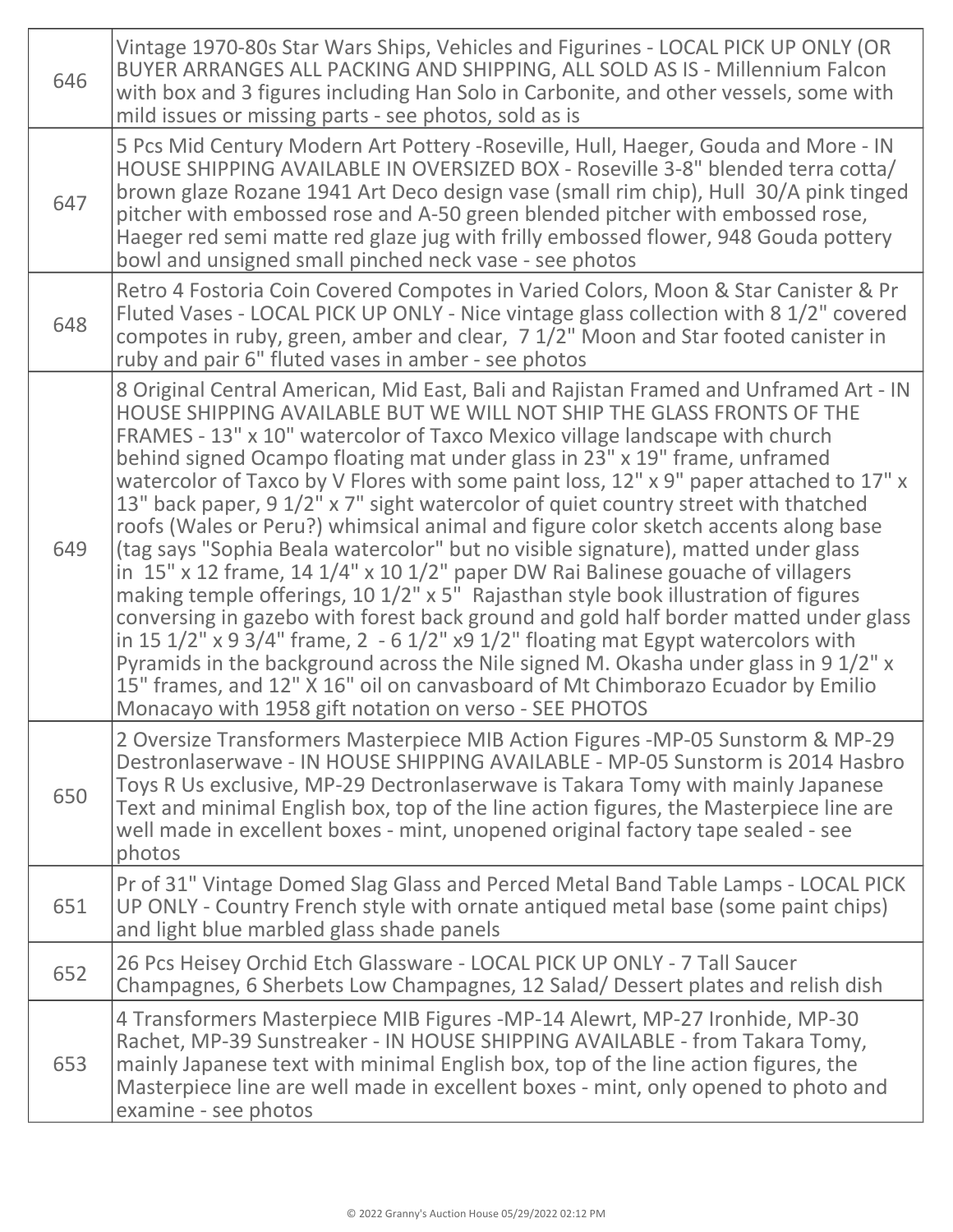| | |
|---|---|
| 646 | Vintage 1970-80s Star Wars Ships, Vehicles and Figurines - LOCAL PICK UP ONLY (OR BUYER ARRANGES ALL PACKING AND SHIPPING, ALL SOLD AS IS - Millennium Falcon with box and 3 figures including Han Solo in Carbonite, and other vessels, some with mild issues or missing parts - see photos, sold as is |
| 647 | 5 Pcs Mid Century Modern Art Pottery -Roseville, Hull, Haeger, Gouda and More - IN HOUSE SHIPPING AVAILABLE IN OVERSIZED BOX - Roseville 3-8" blended terra cotta/ brown glaze Rozane 1941 Art Deco design vase (small rim chip), Hull 30/A pink tinged pitcher with embossed rose and A-50 green blended pitcher with embossed rose, Haeger red semi matte red glaze jug with frilly embossed flower, 948 Gouda pottery bowl and unsigned small pinched neck vase - see photos |
| 648 | Retro 4 Fostoria Coin Covered Compotes in Varied Colors, Moon & Star Canister & Pr Fluted Vases - LOCAL PICK UP ONLY - Nice vintage glass collection with 8 1/2" covered compotes in ruby, green, amber and clear, 7 1/2" Moon and Star footed canister in ruby and pair 6" fluted vases in amber - see photos |
| 649 | 8 Original Central American, Mid East, Bali and Rajistan Framed and Unframed Art - IN HOUSE SHIPPING AVAILABLE BUT WE WILL NOT SHIP THE GLASS FRONTS OF THE FRAMES - 13" x 10" watercolor of Taxco Mexico village landscape with church behind signed Ocampo floating mat under glass in 23" x 19" frame, unframed watercolor of Taxco by V Flores with some paint loss, 12" x 9" paper attached to 17" x 13" back paper, 9 1/2" x 7" sight watercolor of quiet country street with thatched roofs (Wales or Peru?) whimsical animal and figure color sketch accents along base (tag says "Sophia Beala watercolor" but no visible signature), matted under glass in 15" x 12 frame, 14 1/4" x 10 1/2" paper DW Rai Balinese gouache of villagers making temple offerings, 10 1/2" x 5" Rajasthan style book illustration of figures conversing in gazebo with forest back ground and gold half border matted under glass in 15 1/2" x 9 3/4" frame, 2 - 6 1/2" x9 1/2" floating mat Egypt watercolors with Pyramids in the background across the Nile signed M. Okasha under glass in 9 1/2" x 15" frames, and 12" X 16" oil on canvasboard of Mt Chimborazo Ecuador by Emilio Monacayo with 1958 gift notation on verso - SEE PHOTOS |
| 650 | 2 Oversize Transformers Masterpiece MIB Action Figures -MP-05 Sunstorm & MP-29 Destronlaserwave - IN HOUSE SHIPPING AVAILABLE - MP-05 Sunstorm is 2014 Hasbro Toys R Us exclusive, MP-29 Dectronlaserwave is Takara Tomy with mainly Japanese Text and minimal English box, top of the line action figures, the Masterpiece line are well made in excellent boxes - mint, unopened original factory tape sealed - see photos |
| 651 | Pr of 31" Vintage Domed Slag Glass and Perced Metal Band Table Lamps - LOCAL PICK UP ONLY - Country French style with ornate antiqued metal base (some paint chips) and light blue marbled glass shade panels |
| 652 | 26 Pcs Heisey Orchid Etch Glassware - LOCAL PICK UP ONLY - 7 Tall Saucer Champagnes, 6 Sherbets Low Champagnes, 12 Salad/ Dessert plates and relish dish |
| 653 | 4 Transformers Masterpiece MIB Figures -MP-14 Alewrt, MP-27 Ironhide, MP-30 Rachet, MP-39 Sunstreaker - IN HOUSE SHIPPING AVAILABLE - from Takara Tomy, mainly Japanese text with minimal English box, top of the line action figures, the Masterpiece line are well made in excellent boxes - mint, only opened to photo and examine - see photos |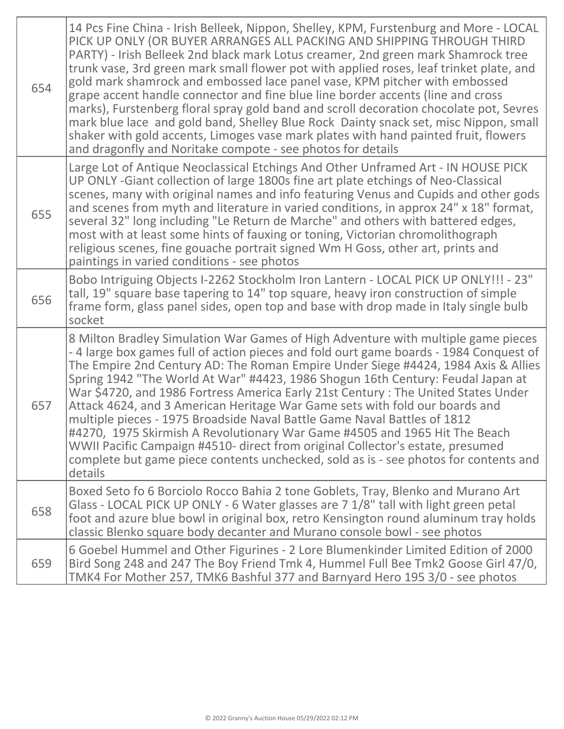| | |
|---|---|
| 654 | 14 Pcs Fine China - Irish Belleek, Nippon, Shelley, KPM, Furstenburg and More - LOCAL PICK UP ONLY (OR BUYER ARRANGES ALL PACKING AND SHIPPING THROUGH THIRD PARTY) - Irish Belleek 2nd black mark Lotus creamer, 2nd green mark Shamrock tree trunk vase, 3rd green mark small flower pot with applied roses, leaf trinket plate, and gold mark shamrock and embossed lace panel vase, KPM pitcher with embossed grape accent handle connector and fine blue line border accents (line and cross marks), Furstenberg floral spray gold band and scroll decoration chocolate pot, Sevres mark blue lace and gold band, Shelley Blue Rock Dainty snack set, misc Nippon, small shaker with gold accents, Limoges vase mark plates with hand painted fruit, flowers and dragonfly and Noritake compote - see photos for details |
| 655 | Large Lot of Antique Neoclassical Etchings And Other Unframed Art - IN HOUSE PICK UP ONLY -Giant collection of large 1800s fine art plate etchings of Neo-Classical scenes, many with original names and info featuring Venus and Cupids and other gods and scenes from myth and literature in varied conditions, in approx 24" x 18" format, several 32" long including "Le Return de Marche" and others with battered edges, most with at least some hints of fauxing or toning, Victorian chromolithograph religious scenes, fine gouache portrait signed Wm H Goss, other art, prints and paintings in varied conditions - see photos |
| 656 | Bobo Intriguing Objects I-2262 Stockholm Iron Lantern - LOCAL PICK UP ONLY!!! - 23" tall, 19" square base tapering to 14" top square, heavy iron construction of simple frame form, glass panel sides, open top and base with drop made in Italy single bulb socket |
| 657 | 8 Milton Bradley Simulation War Games of High Adventure with multiple game pieces - 4 large box games full of action pieces and fold ourt game boards - 1984 Conquest of The Empire 2nd Century AD: The Roman Empire Under Siege #4424, 1984 Axis & Allies Spring 1942 "The World At War" #4423, 1986 Shogun 16th Century: Feudal Japan at War $4720, and 1986 Fortress America Early 21st Century : The United States Under Attack 4624, and 3 American Heritage War Game sets with fold our boards and multiple pieces - 1975 Broadside Naval Battle Game Naval Battles of 1812 #4270, 1975 Skirmish A Revolutionary War Game #4505 and 1965 Hit The Beach WWII Pacific Campaign #4510- direct from original Collector's estate, presumed complete but game piece contents unchecked, sold as is - see photos for contents and details |
| 658 | Boxed Seto fo 6 Borciolo Rocco Bahia 2 tone Goblets, Tray, Blenko and Murano Art Glass - LOCAL PICK UP ONLY - 6 Water glasses are 7 1/8" tall with light green petal foot and azure blue bowl in original box, retro Kensington round aluminum tray holds classic Blenko square body decanter and Murano console bowl - see photos |
| 659 | 6 Goebel Hummel and Other Figurines - 2 Lore Blumenkinder Limited Edition of 2000 Bird Song 248 and 247 The Boy Friend Tmk 4, Hummel Full Bee Tmk2 Goose Girl 47/0, TMK4 For Mother 257, TMK6 Bashful 377 and Barnyard Hero 195 3/0 - see photos |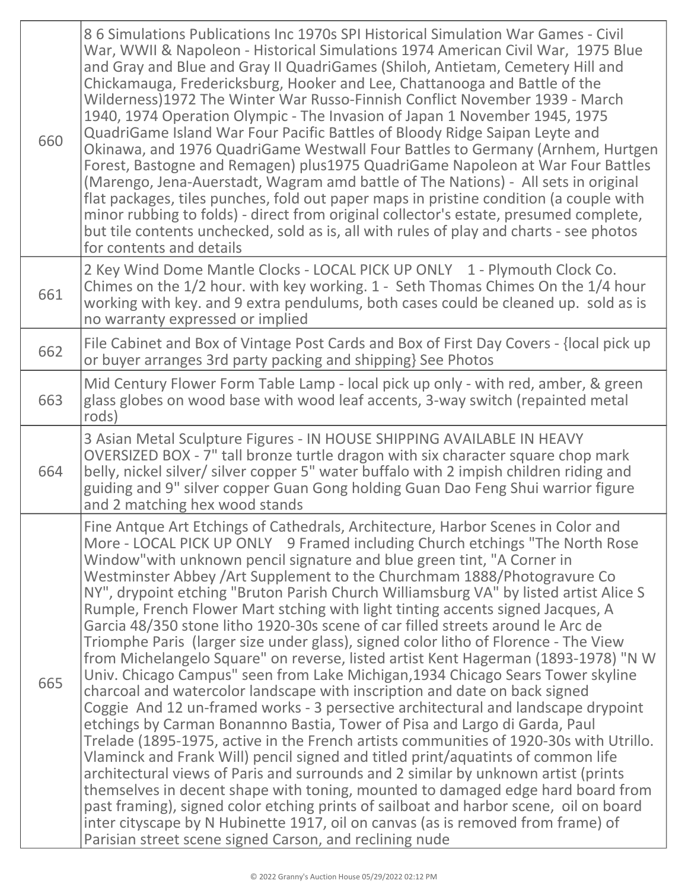| | |
|---|---|
| 660 | 8 6 Simulations Publications Inc 1970s SPI Historical Simulation War Games - Civil War, WWII & Napoleon - Historical Simulations 1974 American Civil War, 1975 Blue and Gray and Blue and Gray II QuadriGames (Shiloh, Antietam, Cemetery Hill and Chickamauga, Fredericksburg, Hooker and Lee, Chattanooga and Battle of the Wilderness)1972 The Winter War Russo-Finnish Conflict November 1939 - March 1940, 1974 Operation Olympic - The Invasion of Japan 1 November 1945, 1975 QuadriGame Island War Four Pacific Battles of Bloody Ridge Saipan Leyte and Okinawa, and 1976 QuadriGame Westwall Four Battles to Germany (Arnhem, Hurtgen Forest, Bastogne and Remagen) plus1975 QuadriGame Napoleon at War Four Battles (Marengo, Jena-Auerstadt, Wagram amd battle of The Nations) - All sets in original flat packages, tiles punches, fold out paper maps in pristine condition (a couple with minor rubbing to folds) - direct from original collector's estate, presumed complete, but tile contents unchecked, sold as is, all with rules of play and charts - see photos for contents and details |
| 661 | 2 Key Wind Dome Mantle Clocks - LOCAL PICK UP ONLY 1 - Plymouth Clock Co. Chimes on the 1/2 hour. with key working. 1 - Seth Thomas Chimes On the 1/4 hour working with key. and 9 extra pendulums, both cases could be cleaned up. sold as is no warranty expressed or implied |
| 662 | File Cabinet and Box of Vintage Post Cards and Box of First Day Covers - {local pick up or buyer arranges 3rd party packing and shipping} See Photos |
| 663 | Mid Century Flower Form Table Lamp - local pick up only - with red, amber, & green glass globes on wood base with wood leaf accents, 3-way switch (repainted metal rods) |
| 664 | 3 Asian Metal Sculpture Figures - IN HOUSE SHIPPING AVAILABLE IN HEAVY OVERSIZED BOX - 7" tall bronze turtle dragon with six character square chop mark belly, nickel silver/ silver copper 5" water buffalo with 2 impish children riding and guiding and 9" silver copper Guan Gong holding Guan Dao Feng Shui warrior figure and 2 matching hex wood stands |
| 665 | Fine Antque Art Etchings of Cathedrals, Architecture, Harbor Scenes in Color and More - LOCAL PICK UP ONLY 9 Framed including Church etchings "The North Rose Window"with unknown pencil signature and blue green tint, "A Corner in Westminster Abbey /Art Supplement to the Churchmam 1888/Photogravure Co NY", drypoint etching "Bruton Parish Church Williamsburg VA" by listed artist Alice S Rumple, French Flower Mart stching with light tinting accents signed Jacques, A Garcia 48/350 stone litho 1920-30s scene of car filled streets around le Arc de Triomphe Paris (larger size under glass), signed color litho of Florence - The View from Michelangelo Square" on reverse, listed artist Kent Hagerman (1893-1978) "N W Univ. Chicago Campus" seen from Lake Michigan,1934 Chicago Sears Tower skyline charcoal and watercolor landscape with inscription and date on back signed Coggie And 12 un-framed works - 3 persective architectural and landscape drypoint etchings by Carman Bonannno Bastia, Tower of Pisa and Largo di Garda, Paul Trelade (1895-1975, active in the French artists communities of 1920-30s with Utrillo. Vlaminck and Frank Will) pencil signed and titled print/aquatints of common life architectural views of Paris and surrounds and 2 similar by unknown artist (prints themselves in decent shape with toning, mounted to damaged edge hard board from past framing), signed color etching prints of sailboat and harbor scene, oil on board inter cityscape by N Hubinette 1917, oil on canvas (as is removed from frame) of Parisian street scene signed Carson, and reclining nude |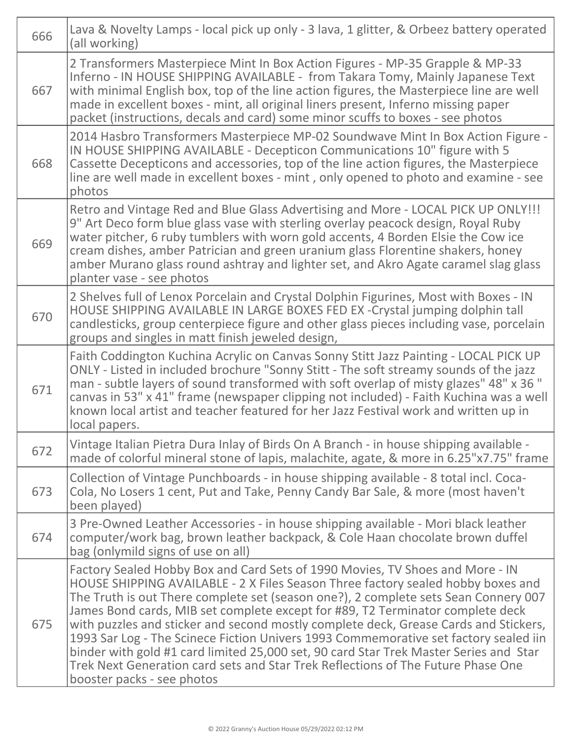| | |
|---|---|
| 666 | Lava & Novelty Lamps - local pick up only - 3 lava, 1 glitter, & Orbeez battery operated (all working) |
| 667 | 2 Transformers Masterpiece Mint In Box Action Figures - MP-35 Grapple & MP-33 Inferno - IN HOUSE SHIPPING AVAILABLE - from Takara Tomy, Mainly Japanese Text with minimal English box, top of the line action figures, the Masterpiece line are well made in excellent boxes - mint, all original liners present, Inferno missing paper packet (instructions, decals and card) some minor scuffs to boxes - see photos |
| 668 | 2014 Hasbro Transformers Masterpiece MP-02 Soundwave Mint In Box Action Figure - IN HOUSE SHIPPING AVAILABLE - Decepticon Communications 10" figure with 5 Cassette Decepticons and accessories, top of the line action figures, the Masterpiece line are well made in excellent boxes - mint , only opened to photo and examine - see photos |
| 669 | Retro and Vintage Red and Blue Glass Advertising and More - LOCAL PICK UP ONLY!!! 9" Art Deco form blue glass vase with sterling overlay peacock design, Royal Ruby water pitcher, 6 ruby tumblers with worn gold accents, 4 Borden Elsie the Cow ice cream dishes, amber Patrician and green uranium glass Florentine shakers, honey amber Murano glass round ashtray and lighter set, and Akro Agate caramel slag glass planter vase - see photos |
| 670 | 2 Shelves full of Lenox Porcelain and Crystal Dolphin Figurines, Most with Boxes - IN HOUSE SHIPPING AVAILABLE IN LARGE BOXES FED EX -Crystal jumping dolphin tall candlesticks, group centerpiece figure and other glass pieces including vase, porcelain groups and singles in matt finish jeweled design, |
| 671 | Faith Coddington Kuchina Acrylic on Canvas Sonny Stitt Jazz Painting - LOCAL PICK UP ONLY - Listed in included brochure "Sonny Stitt - The soft streamy sounds of the jazz man - subtle layers of sound transformed with soft overlap of misty glazes" 48" x 36 " canvas in 53" x 41" frame (newspaper clipping not included) - Faith Kuchina was a well known local artist and teacher featured for her Jazz Festival work and written up in local papers. |
| 672 | Vintage Italian Pietra Dura Inlay of Birds On A Branch - in house shipping available - made of colorful mineral stone of lapis, malachite, agate, & more in 6.25"x7.75" frame |
| 673 | Collection of Vintage Punchboards - in house shipping available - 8 total incl. Coca-Cola, No Losers 1 cent, Put and Take, Penny Candy Bar Sale, & more (most haven't been played) |
| 674 | 3 Pre-Owned Leather Accessories - in house shipping available - Mori black leather computer/work bag, brown leather backpack, & Cole Haan chocolate brown duffel bag (onlymild signs of use on all) |
| 675 | Factory Sealed Hobby Box and Card Sets of 1990 Movies, TV Shoes and More - IN HOUSE SHIPPING AVAILABLE - 2 X Files Season Three factory sealed hobby boxes and The Truth is out There complete set (season one?), 2 complete sets Sean Connery 007 James Bond cards, MIB set complete except for #89, T2 Terminator complete deck with puzzles and sticker and second mostly complete deck, Grease Cards and Stickers, 1993 Sar Log - The Scinece Fiction Univers 1993 Commemorative set factory sealed iin binder with gold #1 card limited 25,000 set, 90 card Star Trek Master Series and Star Trek Next Generation card sets and Star Trek Reflections of The Future Phase One booster packs - see photos |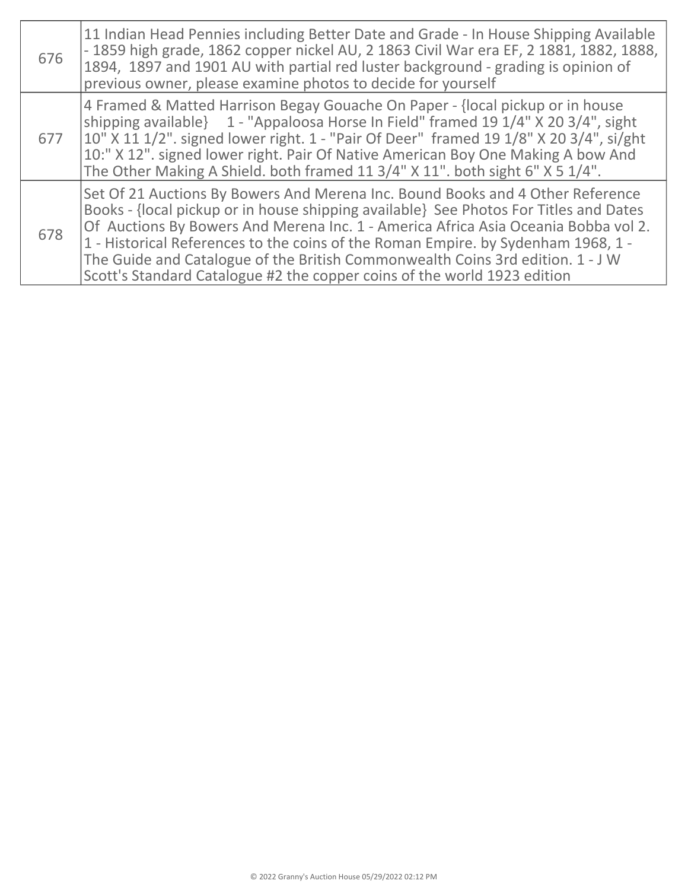| | |
|---|---|
| 676 | 11 Indian Head Pennies including Better Date and Grade - In House Shipping Available - 1859 high grade, 1862 copper nickel AU, 2 1863 Civil War era EF, 2 1881, 1882, 1888, 1894, 1897 and 1901 AU with partial red luster background - grading is opinion of previous owner, please examine photos to decide for yourself |
| 677 | 4 Framed & Matted Harrison Begay Gouache On Paper - {local pickup or in house shipping available} 1 - "Appaloosa Horse In Field" framed 19 1/4" X 20 3/4", sight 10" X 11 1/2". signed lower right. 1 - "Pair Of Deer" framed 19 1/8" X 20 3/4", si/ght 10:" X 12". signed lower right. Pair Of Native American Boy One Making A bow And The Other Making A Shield. both framed 11 3/4" X 11". both sight 6" X 5 1/4". |
| 678 | Set Of 21 Auctions By Bowers And Merena Inc. Bound Books and 4 Other Reference Books - {local pickup or in house shipping available} See Photos For Titles and Dates Of Auctions By Bowers And Merena Inc. 1 - America Africa Asia Oceania Bobba vol 2. 1 - Historical References to the coins of the Roman Empire. by Sydenham 1968, 1 - The Guide and Catalogue of the British Commonwealth Coins 3rd edition. 1 - J W Scott's Standard Catalogue #2 the copper coins of the world 1923 edition |